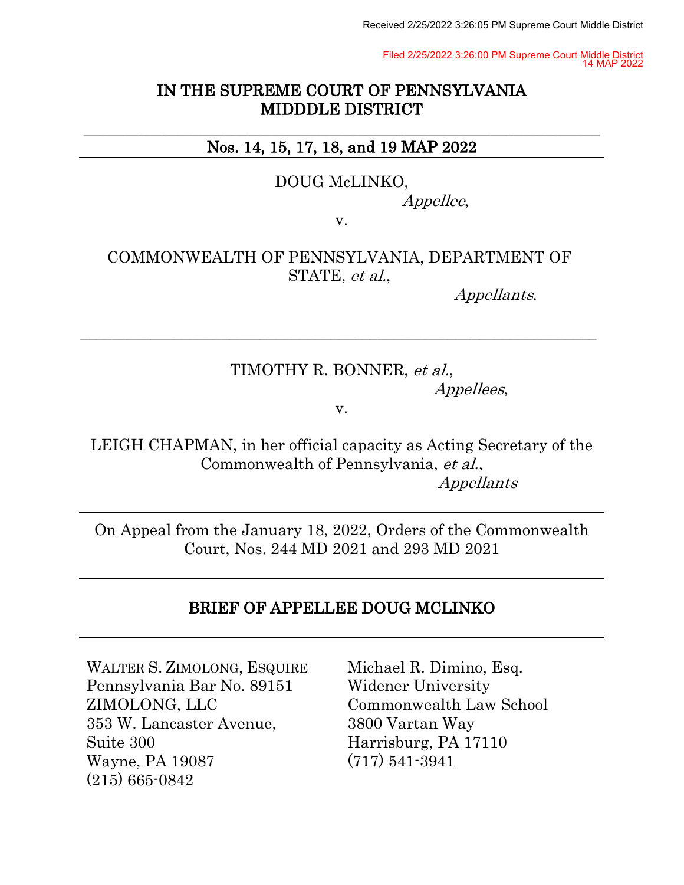Received 2/25/2022 3:26:05 PM Supreme Court Middle District

Filed 2/25/2022 3:26:00 PM Supreme Court Middle District
14 MAP 2022

# IN THE SUPREME COURT OF PENNSYLVANIA MIDDDLE DISTRICT

## Nos. 14, 15, 17, 18, and 19 MAP 2022

DOUG McLINKO,
*Appellee*,

v.

COMMONWEALTH OF PENNSYLVANIA, DEPARTMENT OF STATE, *et al.*,
*Appellants*.

---

TIMOTHY R. BONNER, *et al.*,
*Appellees*,

v.

LEIGH CHAPMAN, in her official capacity as Acting Secretary of the Commonwealth of Pennsylvania, *et al.*,
*Appellants*

---

On Appeal from the January 18, 2022, Orders of the Commonwealth Court, Nos. 244 MD 2021 and 293 MD 2021

---

## BRIEF OF APPELLEE DOUG MCLINKO

---

WALTER S. ZIMOLONG, ESQUIRE
Pennsylvania Bar No. 89151
ZIMOLONG, LLC
353 W. Lancaster Avenue,
Suite 300
Wayne, PA 19087
(215) 665-0842

Michael R. Dimino, Esq.
Widener University
Commonwealth Law School
3800 Vartan Way
Harrisburg, PA 17110
(717) 541-3941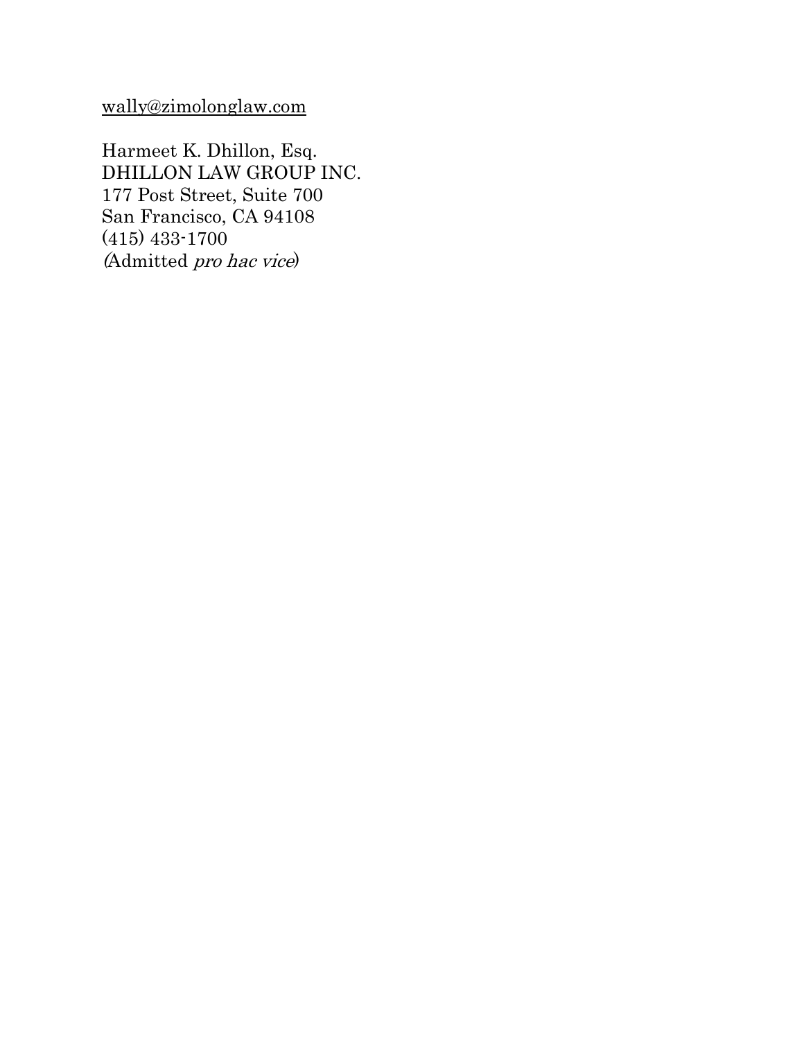wally@zimolonglaw.com

Harmeet K. Dhillon, Esq.
DHILLON LAW GROUP INC.
177 Post Street, Suite 700
San Francisco, CA 94108
(415) 433-1700
(Admitted *pro hac vice*)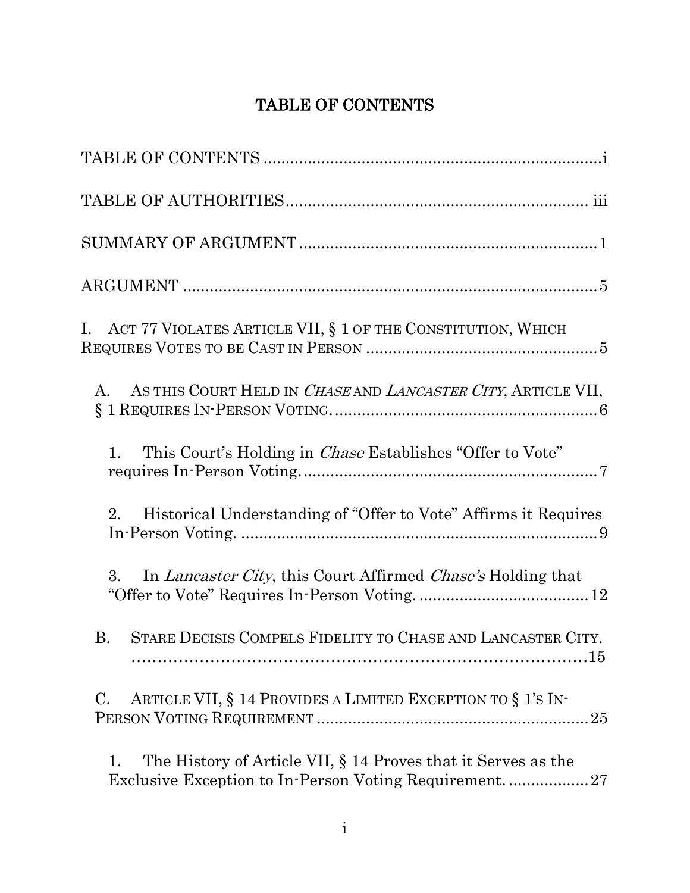# TABLE OF CONTENTS

TABLE OF CONTENTS ........................................................................i

TABLE OF AUTHORITIES.................................................................. iii

SUMMARY OF ARGUMENT .................................................................1

ARGUMENT ..........................................................................................5

I. ACT 77 VIOLATES ARTICLE VII, § 1 OF THE CONSTITUTION, WHICH REQUIRES VOTES TO BE CAST IN PERSON .................................................5

A. AS THIS COURT HELD IN *CHASE* AND *LANCASTER CITY*, ARTICLE VII, § 1 REQUIRES IN-PERSON VOTING. ..........................................................6

1. This Court's Holding in *Chase* Establishes "Offer to Vote" requires In-Person Voting. ..................................................................7

2. Historical Understanding of "Offer to Vote" Affirms it Requires In-Person Voting. ................................................................................9

3. In *Lancaster City*, this Court Affirmed *Chase's* Holding that "Offer to Vote" Requires In-Person Voting. .......................................12

B. STARE DECISIS COMPELS FIDELITY TO CHASE AND LANCASTER CITY. ..........................................................................................15

C. ARTICLE VII, § 14 PROVIDES A LIMITED EXCEPTION TO § 1'S IN-PERSON VOTING REQUIREMENT ...........................................................25

1. The History of Article VII, § 14 Proves that it Serves as the Exclusive Exception to In-Person Voting Requirement. ..................27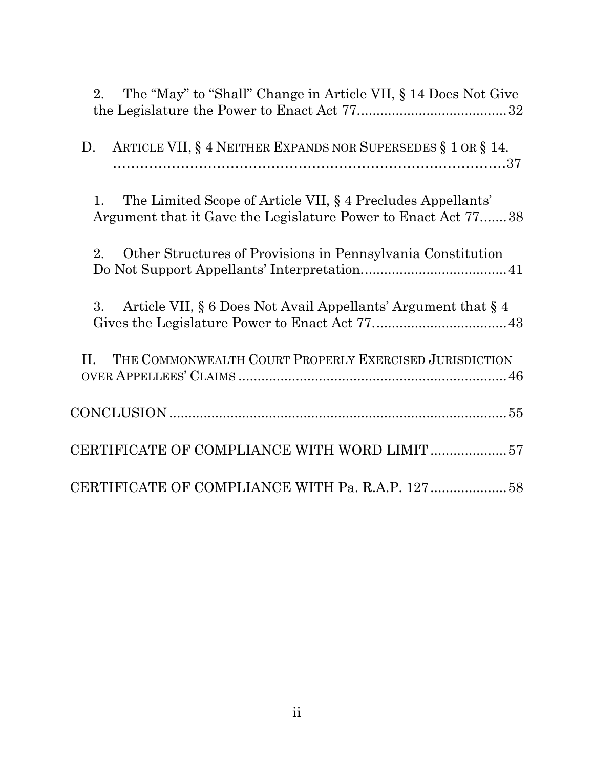2. The "May" to "Shall" Change in Article VII, § 14 Does Not Give the Legislature the Power to Enact Act 77........................................32

D. ARTICLE VII, § 4 NEITHER EXPANDS NOR SUPERSEDES § 1 OR § 14. ..............................................................................................37

1. The Limited Scope of Article VII, § 4 Precludes Appellants' Argument that it Gave the Legislature Power to Enact Act 77.......38

2. Other Structures of Provisions in Pennsylvania Constitution Do Not Support Appellants' Interpretation.....................................41

3. Article VII, § 6 Does Not Avail Appellants' Argument that § 4 Gives the Legislature Power to Enact Act 77..................................43

II. THE COMMONWEALTH COURT PROPERLY EXERCISED JURISDICTION OVER APPELLEES' CLAIMS ......................................................................46

CONCLUSION ........................................................................................55

CERTIFICATE OF COMPLIANCE WITH WORD LIMIT ....................57

CERTIFICATE OF COMPLIANCE WITH Pa. R.A.P. 127 ...................58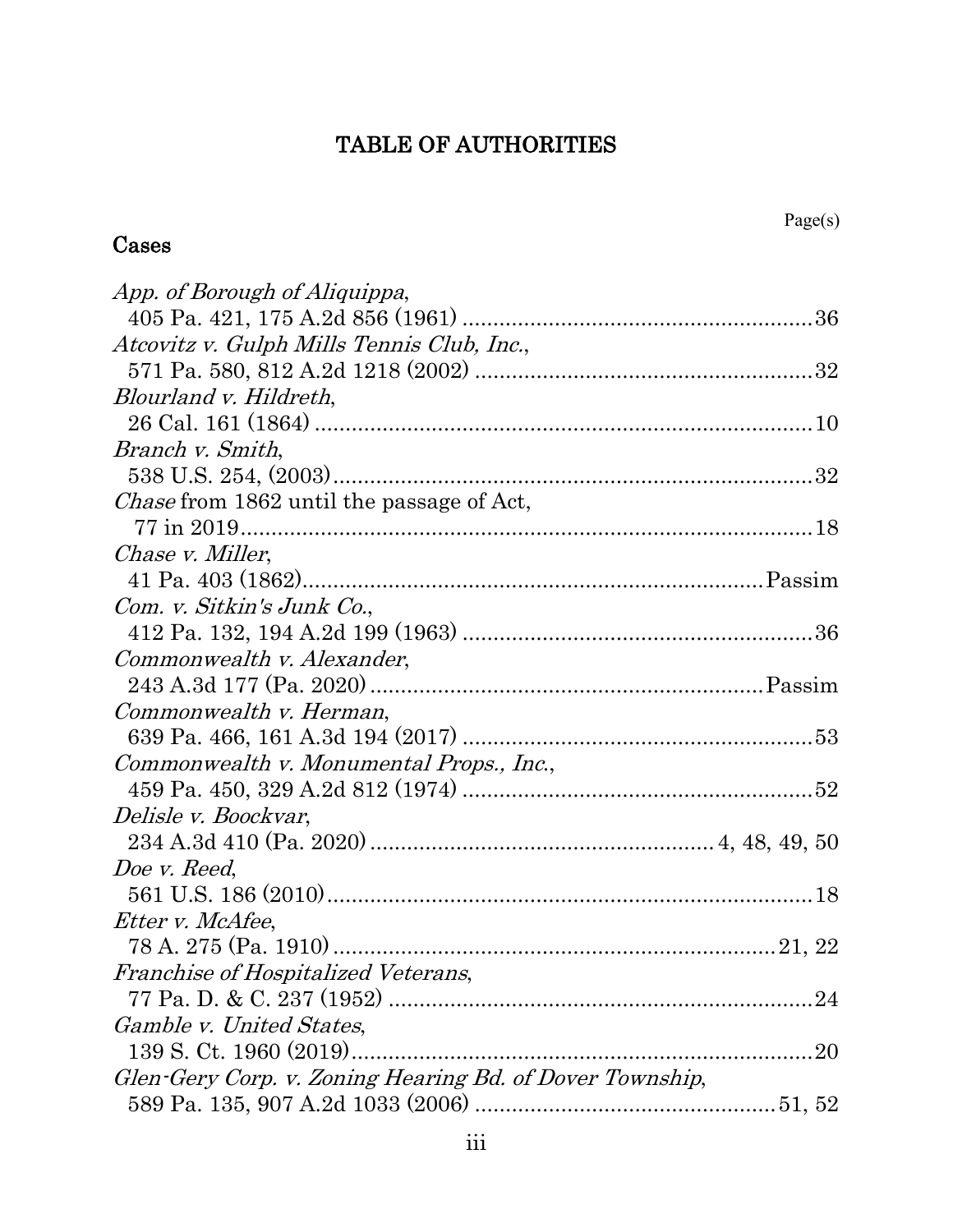# TABLE OF AUTHORITIES

## Cases

| | Page(s) |
|---|---|
| *App. of Borough of Aliquippa*, 405 Pa. 421, 175 A.2d 856 (1961) | 36 |
| *Atcovitz v. Gulph Mills Tennis Club, Inc.*, 571 Pa. 580, 812 A.2d 1218 (2002) | 32 |
| *Blourland v. Hildreth*, 26 Cal. 161 (1864) | 10 |
| *Branch v. Smith*, 538 U.S. 254, (2003) | 32 |
| *Chase* from 1862 until the passage of Act, 77 in 2019 | 18 |
| *Chase v. Miller*, 41 Pa. 403 (1862) | Passim |
| *Com. v. Sitkin's Junk Co.*, 412 Pa. 132, 194 A.2d 199 (1963) | 36 |
| *Commonwealth v. Alexander*, 243 A.3d 177 (Pa. 2020) | Passim |
| *Commonwealth v. Herman*, 639 Pa. 466, 161 A.3d 194 (2017) | 53 |
| *Commonwealth v. Monumental Props., Inc.*, 459 Pa. 450, 329 A.2d 812 (1974) | 52 |
| *Delisle v. Boockvar*, 234 A.3d 410 (Pa. 2020) | 4, 48, 49, 50 |
| *Doe v. Reed*, 561 U.S. 186 (2010) | 18 |
| *Etter v. McAfee*, 78 A. 275 (Pa. 1910) | 21, 22 |
| *Franchise of Hospitalized Veterans*, 77 Pa. D. & C. 237 (1952) | 24 |
| *Gamble v. United States*, 139 S. Ct. 1960 (2019) | 20 |
| *Glen-Gery Corp. v. Zoning Hearing Bd. of Dover Township*, 589 Pa. 135, 907 A.2d 1033 (2006) | 51, 52 |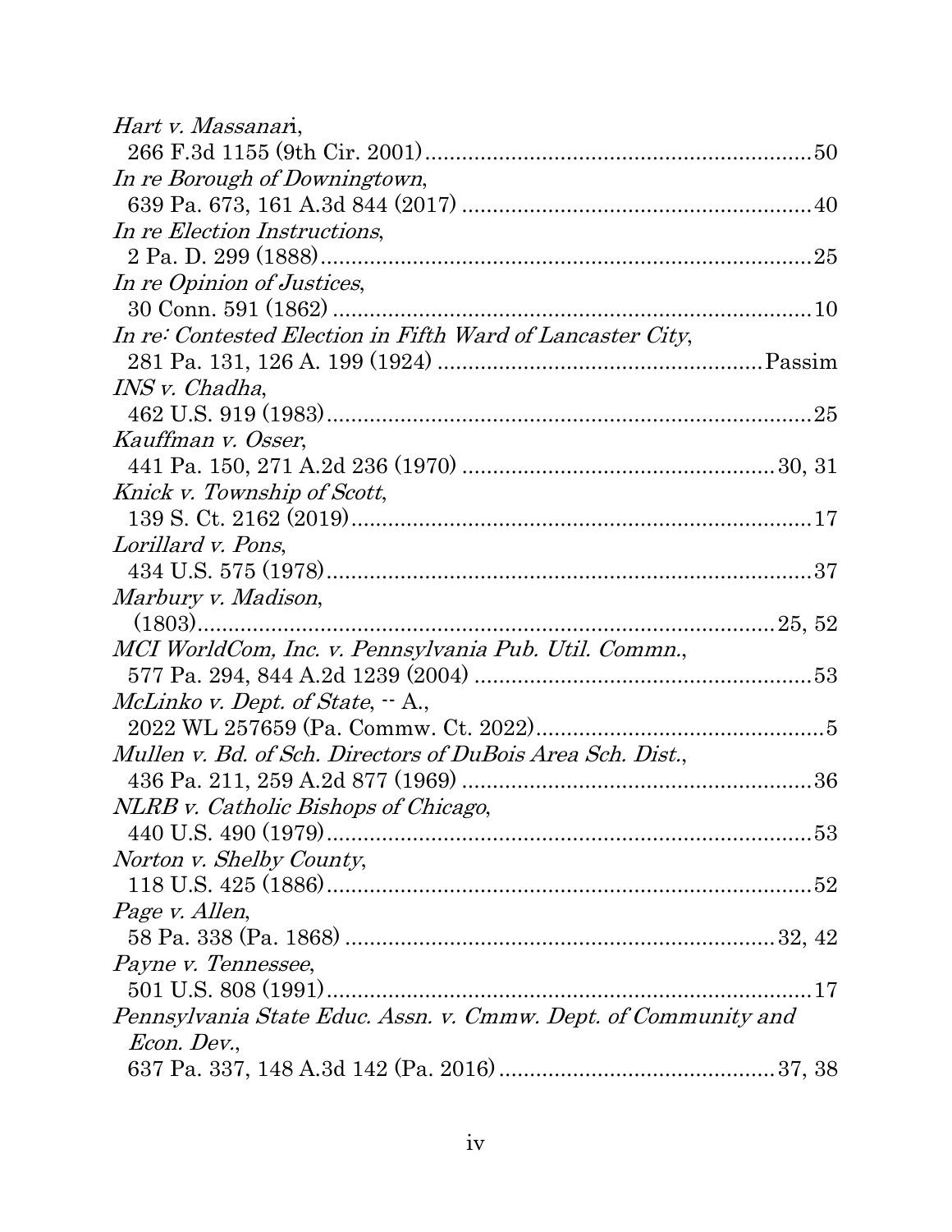*Hart v. Massanari*,
266 F.3d 1155 (9th Cir. 2001) .............................................................. 50

*In re Borough of Downingtown*,
639 Pa. 673, 161 A.3d 844 (2017) ........................................................ 40

*In re Election Instructions*,
2 Pa. D. 299 (1888) ................................................................................ 25

*In re Opinion of Justices*,
30 Conn. 591 (1862) ............................................................................... 10

*In re: Contested Election in Fifth Ward of Lancaster City*,
281 Pa. 131, 126 A. 199 (1924) .................................................... Passim

*INS v. Chadha*,
462 U.S. 919 (1983) ................................................................................ 25

*Kauffman v. Osser*,
441 Pa. 150, 271 A.2d 236 (1970) ................................................... 30, 31

*Knick v. Township of Scott*,
139 S. Ct. 2162 (2019) ........................................................................... 17

*Lorillard v. Pons*,
434 U.S. 575 (1978) ................................................................................ 37

*Marbury v. Madison*,
(1803) ................................................................................................ 25, 52

*MCI WorldCom, Inc. v. Pennsylvania Pub. Util. Commn.*,
577 Pa. 294, 844 A.2d 1239 (2004) ....................................................... 53

*McLinko v. Dept. of State*, -- A.,
2022 WL 257659 (Pa. Commw. Ct. 2022) ............................................... 5

*Mullen v. Bd. of Sch. Directors of DuBois Area Sch. Dist.*,
436 Pa. 211, 259 A.2d 877 (1969) ......................................................... 36

*NLRB v. Catholic Bishops of Chicago*,
440 U.S. 490 (1979) ................................................................................ 53

*Norton v. Shelby County*,
118 U.S. 425 (1886) ................................................................................ 52

*Page v. Allen*,
58 Pa. 338 (Pa. 1868) ....................................................................... 32, 42

*Payne v. Tennessee*,
501 U.S. 808 (1991) ................................................................................ 17

*Pennsylvania State Educ. Assn. v. Cmmw. Dept. of Community and Econ. Dev.*,
637 Pa. 337, 148 A.3d 142 (Pa. 2016) ............................................. 37, 38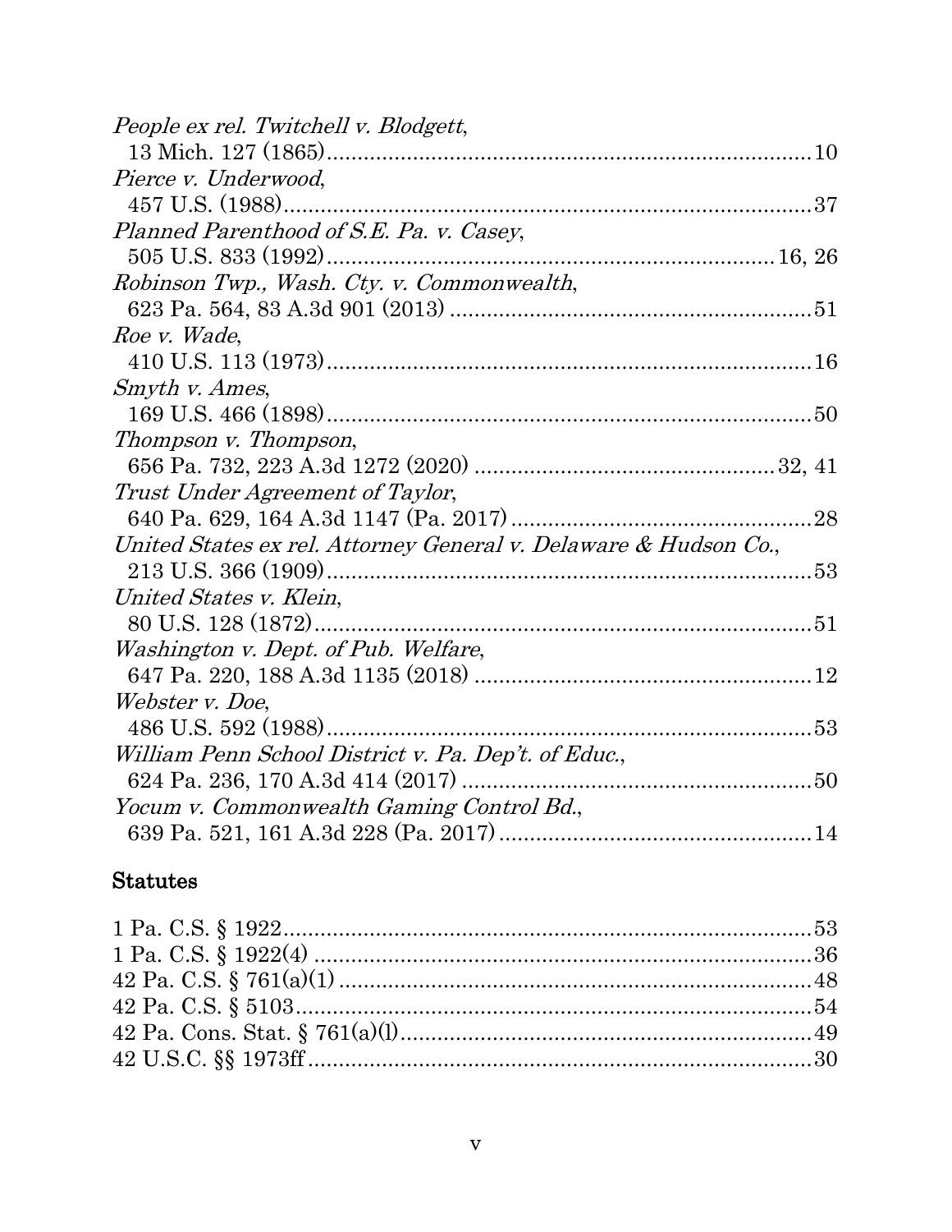*People ex rel. Twitchell v. Blodgett*,
13 Mich. 127 (1865) .......... 10

*Pierce v. Underwood*,
457 U.S. (1988) .......... 37

*Planned Parenthood of S.E. Pa. v. Casey*,
505 U.S. 833 (1992) .......... 16, 26

*Robinson Twp., Wash. Cty. v. Commonwealth*,
623 Pa. 564, 83 A.3d 901 (2013) .......... 51

*Roe v. Wade*,
410 U.S. 113 (1973) .......... 16

*Smyth v. Ames*,
169 U.S. 466 (1898) .......... 50

*Thompson v. Thompson*,
656 Pa. 732, 223 A.3d 1272 (2020) .......... 32, 41

*Trust Under Agreement of Taylor*,
640 Pa. 629, 164 A.3d 1147 (Pa. 2017) .......... 28

*United States ex rel. Attorney General v. Delaware & Hudson Co.*,
213 U.S. 366 (1909) .......... 53

*United States v. Klein*,
80 U.S. 128 (1872) .......... 51

*Washington v. Dept. of Pub. Welfare*,
647 Pa. 220, 188 A.3d 1135 (2018) .......... 12

*Webster v. Doe*,
486 U.S. 592 (1988) .......... 53

*William Penn School District v. Pa. Dep't. of Educ.*,
624 Pa. 236, 170 A.3d 414 (2017) .......... 50

*Yocum v. Commonwealth Gaming Control Bd.*,
639 Pa. 521, 161 A.3d 228 (Pa. 2017) .......... 14

## Statutes

1 Pa. C.S. § 1922 .......... 53

1 Pa. C.S. § 1922(4) .......... 36

42 Pa. C.S. § 761(a)(1) .......... 48

42 Pa. C.S. § 5103 .......... 54

42 Pa. Cons. Stat. § 761(a)(l) .......... 49

42 U.S.C. §§ 1973ff .......... 30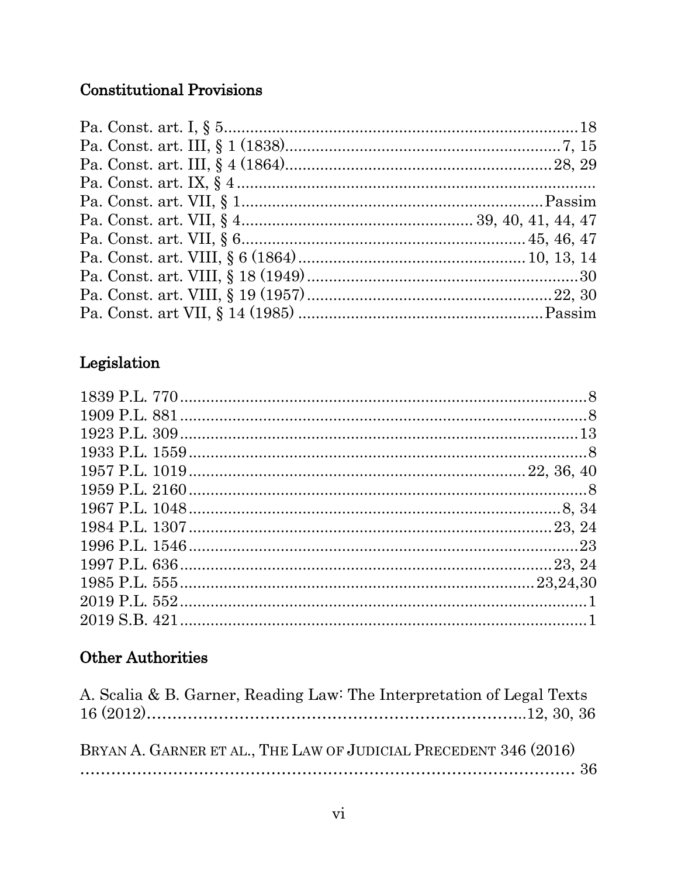## Constitutional Provisions

Pa. Const. art. I, § 5....................................................................................18
Pa. Const. art. III, § 1 (1838)...............................................................7, 15
Pa. Const. art. III, § 4 (1864)............................................................28, 29
Pa. Const. art. IX, § 4 ....................................................................................
Pa. Const. art. VII, § 1....................................................................Passim
Pa. Const. art. VII, § 4..................................................... 39, 40, 41, 44, 47
Pa. Const. art. VII, § 6.................................................................45, 46, 47
Pa. Const. art. VIII, § 6 (1864)....................................................10, 13, 14
Pa. Const. art. VIII, § 18 (1949)...............................................................30
Pa. Const. art. VIII, § 19 (1957).........................................................22, 30
Pa. Const. art VII, § 14 (1985) ........................................................Passim

## Legislation

1839 P.L. 770.....................................................................................................8
1909 P.L. 881.....................................................................................................8
1923 P.L. 309...................................................................................................13
1933 P.L. 1559...................................................................................................8
1957 P.L. 1019..................................................................................22, 36, 40
1959 P.L. 2160...................................................................................................8
1967 P.L. 1048..............................................................................................8, 34
1984 P.L. 1307..........................................................................................23, 24
1996 P.L. 1546..................................................................................................23
1997 P.L. 636............................................................................................23, 24
1985 P.L. 555..........................................................................................23,24,30
2019 P.L. 552.....................................................................................................1
2019 S.B. 421.....................................................................................................1

## Other Authorities

A. Scalia & B. Garner, Reading Law: The Interpretation of Legal Texts 16 (2012)..........................................................................12, 30, 36

BRYAN A. GARNER ET AL., THE LAW OF JUDICIAL PRECEDENT 346 (2016) ........................................................................................ 36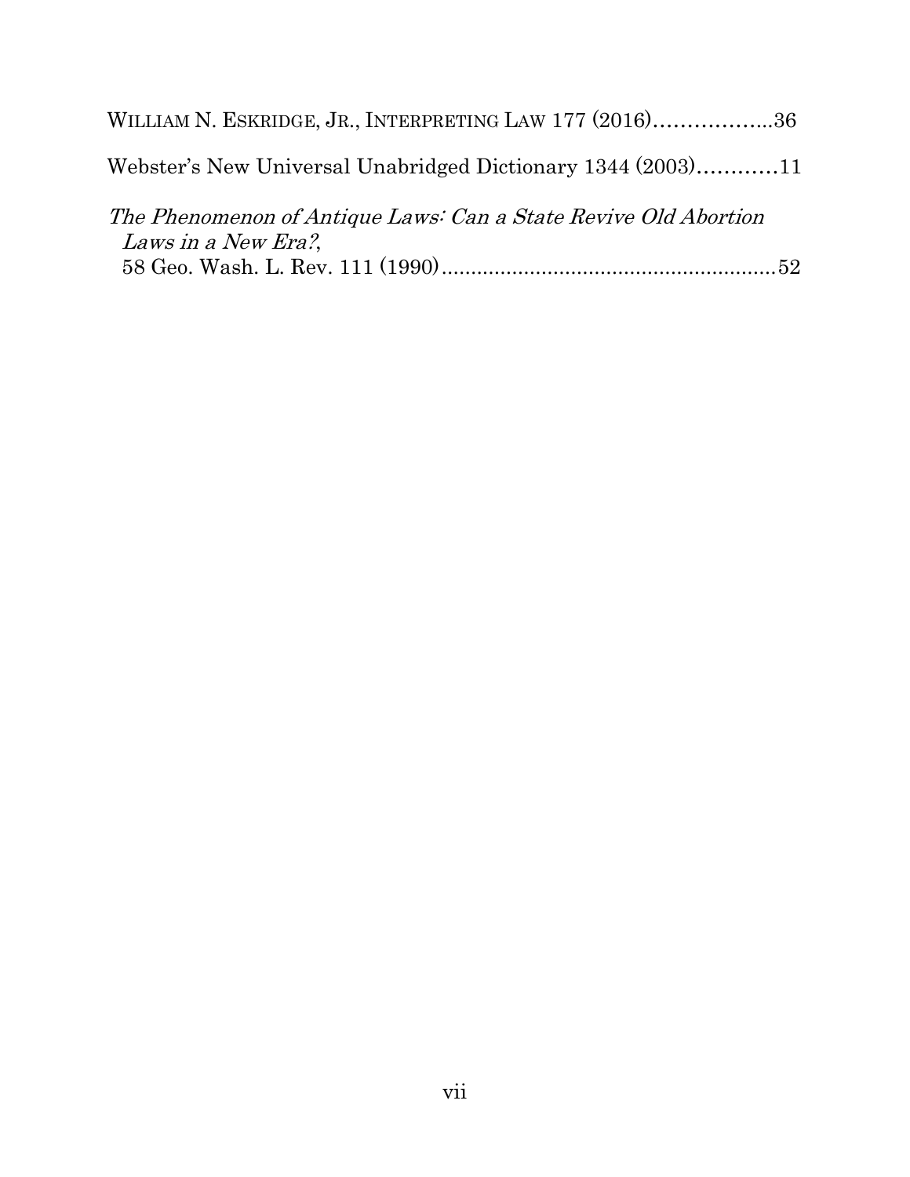WILLIAM N. ESKRIDGE, JR., INTERPRETING LAW 177 (2016)……………..36

Webster's New Universal Unabridged Dictionary 1344 (2003)…………11

*The Phenomenon of Antique Laws: Can a State Revive Old Abortion Laws in a New Era?*,
58 Geo. Wash. L. Rev. 111 (1990)........................................................52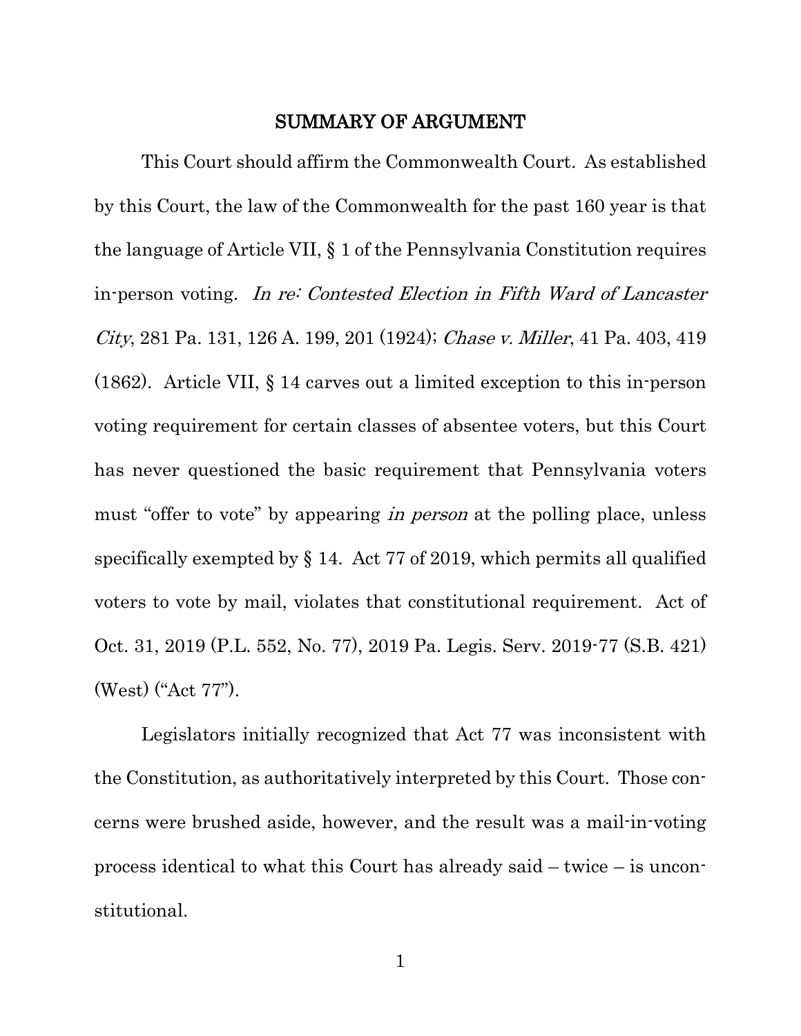## SUMMARY OF ARGUMENT

This Court should affirm the Commonwealth Court. As established by this Court, the law of the Commonwealth for the past 160 year is that the language of Article VII, § 1 of the Pennsylvania Constitution requires in-person voting. *In re: Contested Election in Fifth Ward of Lancaster City*, 281 Pa. 131, 126 A. 199, 201 (1924); *Chase v. Miller*, 41 Pa. 403, 419 (1862). Article VII, § 14 carves out a limited exception to this in-person voting requirement for certain classes of absentee voters, but this Court has never questioned the basic requirement that Pennsylvania voters must "offer to vote" by appearing *in person* at the polling place, unless specifically exempted by § 14. Act 77 of 2019, which permits all qualified voters to vote by mail, violates that constitutional requirement. Act of Oct. 31, 2019 (P.L. 552, No. 77), 2019 Pa. Legis. Serv. 2019-77 (S.B. 421) (West) ("Act 77").

Legislators initially recognized that Act 77 was inconsistent with the Constitution, as authoritatively interpreted by this Court. Those concerns were brushed aside, however, and the result was a mail-in-voting process identical to what this Court has already said – twice – is unconstitutional.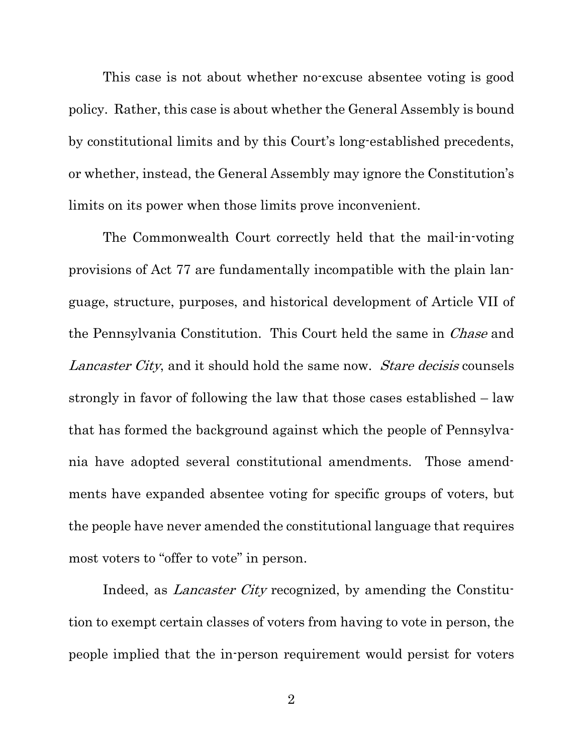This case is not about whether no-excuse absentee voting is good policy. Rather, this case is about whether the General Assembly is bound by constitutional limits and by this Court's long-established precedents, or whether, instead, the General Assembly may ignore the Constitution's limits on its power when those limits prove inconvenient.

The Commonwealth Court correctly held that the mail-in-voting provisions of Act 77 are fundamentally incompatible with the plain language, structure, purposes, and historical development of Article VII of the Pennsylvania Constitution. This Court held the same in *Chase* and *Lancaster City*, and it should hold the same now. *Stare decisis* counsels strongly in favor of following the law that those cases established – law that has formed the background against which the people of Pennsylvania have adopted several constitutional amendments. Those amendments have expanded absentee voting for specific groups of voters, but the people have never amended the constitutional language that requires most voters to "offer to vote" in person.

Indeed, as *Lancaster City* recognized, by amending the Constitution to exempt certain classes of voters from having to vote in person, the people implied that the in-person requirement would persist for voters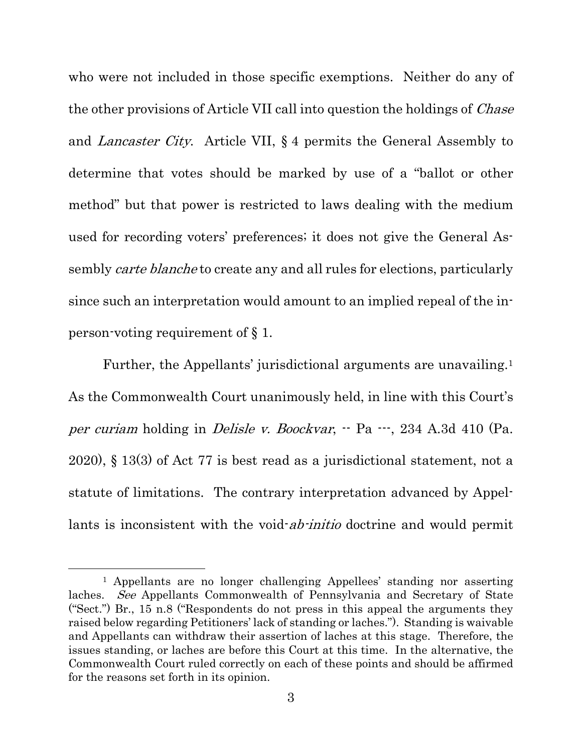who were not included in those specific exemptions. Neither do any of the other provisions of Article VII call into question the holdings of *Chase* and *Lancaster City*. Article VII, § 4 permits the General Assembly to determine that votes should be marked by use of a "ballot or other method" but that power is restricted to laws dealing with the medium used for recording voters' preferences; it does not give the General Assembly *carte blanche* to create any and all rules for elections, particularly since such an interpretation would amount to an implied repeal of the in-person-voting requirement of § 1.

Further, the Appellants' jurisdictional arguments are unavailing.[1] As the Commonwealth Court unanimously held, in line with this Court's *per curiam* holding in *Delisle v. Boockvar*, -- Pa ---, 234 A.3d 410 (Pa. 2020), § 13(3) of Act 77 is best read as a jurisdictional statement, not a statute of limitations. The contrary interpretation advanced by Appellants is inconsistent with the void-*ab-initio* doctrine and would permit

---

[1] Appellants are no longer challenging Appellees' standing nor asserting laches. *See* Appellants Commonwealth of Pennsylvania and Secretary of State ("Sect.") Br., 15 n.8 ("Respondents do not press in this appeal the arguments they raised below regarding Petitioners' lack of standing or laches."). Standing is waivable and Appellants can withdraw their assertion of laches at this stage. Therefore, the issues standing, or laches are before this Court at this time. In the alternative, the Commonwealth Court ruled correctly on each of these points and should be affirmed for the reasons set forth in its opinion.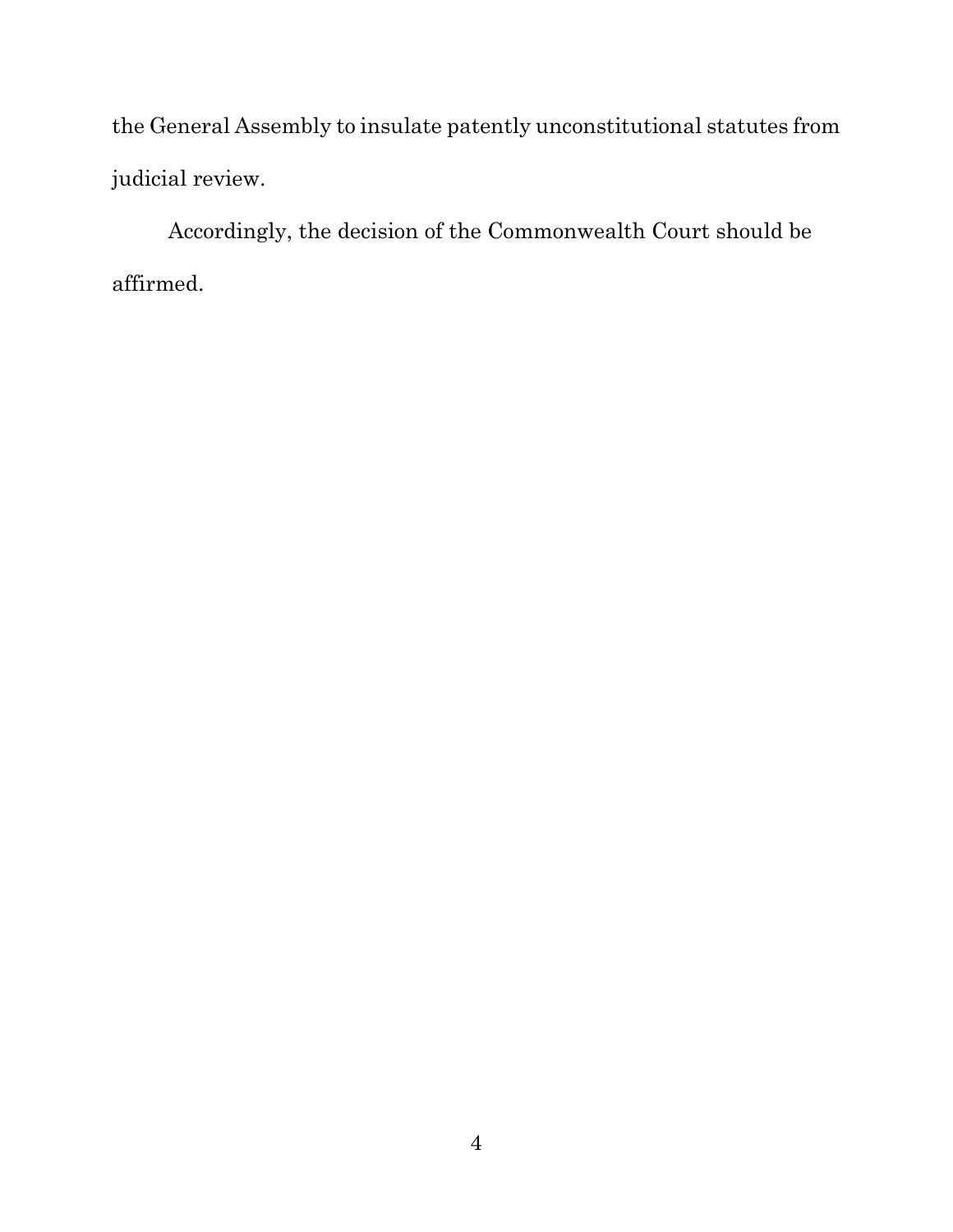the General Assembly to insulate patently unconstitutional statutes from judicial review.

Accordingly, the decision of the Commonwealth Court should be affirmed.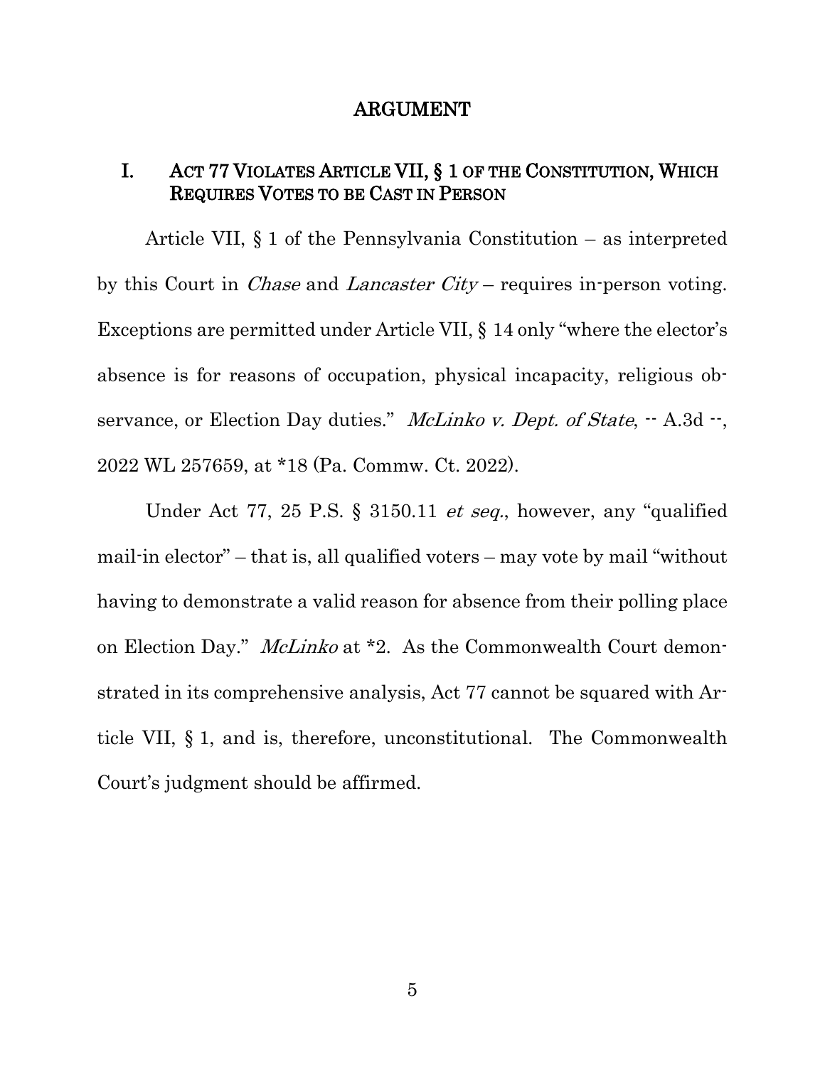# ARGUMENT

## I. ACT 77 VIOLATES ARTICLE VII, § 1 OF THE CONSTITUTION, WHICH REQUIRES VOTES TO BE CAST IN PERSON

Article VII, § 1 of the Pennsylvania Constitution – as interpreted by this Court in *Chase* and *Lancaster City* – requires in-person voting. Exceptions are permitted under Article VII, § 14 only "where the elector's absence is for reasons of occupation, physical incapacity, religious observance, or Election Day duties." *McLinko v. Dept. of State*, -- A.3d --, 2022 WL 257659, at *18 (Pa. Commw. Ct. 2022).

Under Act 77, 25 P.S. § 3150.11 *et seq.*, however, any "qualified mail-in elector" – that is, all qualified voters – may vote by mail "without having to demonstrate a valid reason for absence from their polling place on Election Day." *McLinko* at *2. As the Commonwealth Court demonstrated in its comprehensive analysis, Act 77 cannot be squared with Article VII, § 1, and is, therefore, unconstitutional. The Commonwealth Court's judgment should be affirmed.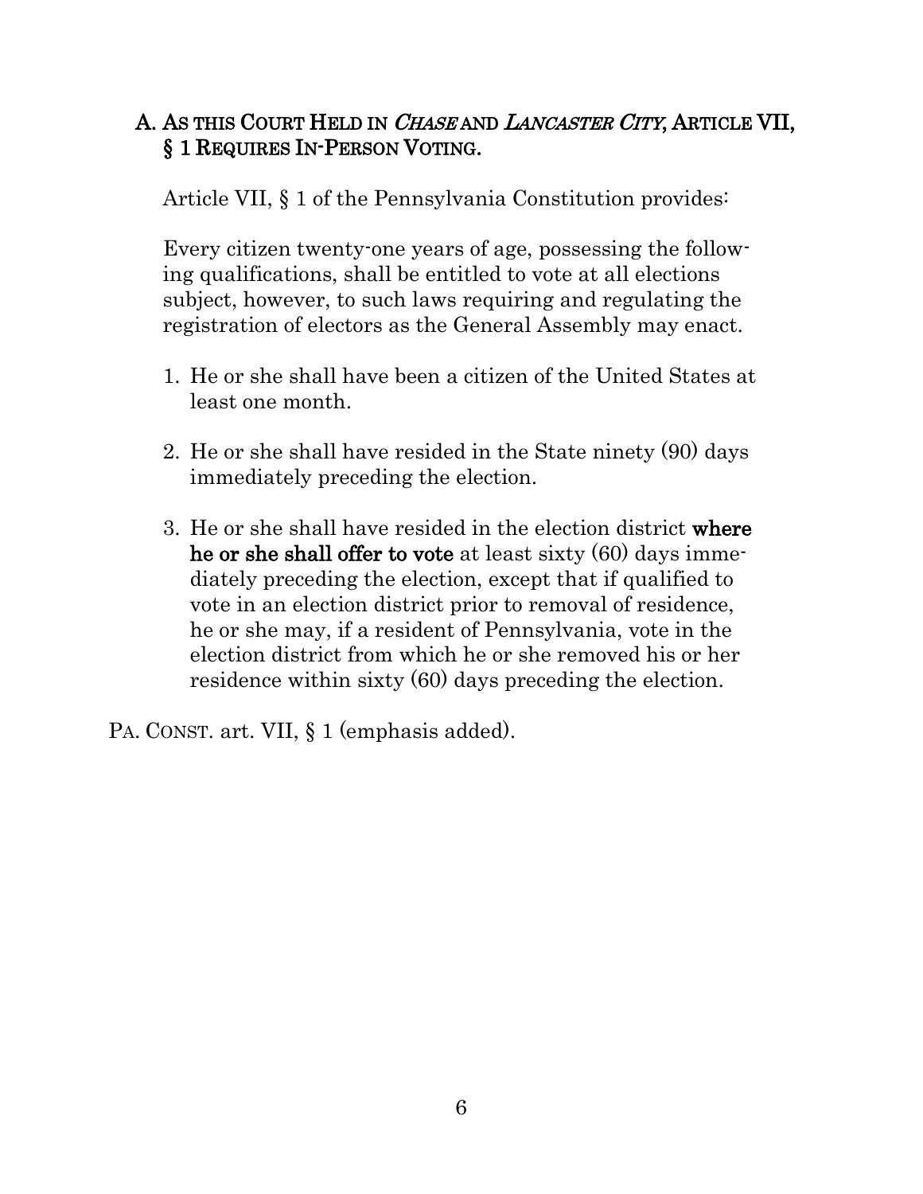### A. AS THIS COURT HELD IN *CHASE* AND *LANCASTER CITY*, ARTICLE VII, § 1 REQUIRES IN-PERSON VOTING.

Article VII, § 1 of the Pennsylvania Constitution provides:

> Every citizen twenty-one years of age, possessing the following qualifications, shall be entitled to vote at all elections subject, however, to such laws requiring and regulating the registration of electors as the General Assembly may enact.
>
> 1. He or she shall have been a citizen of the United States at least one month.
> 2. He or she shall have resided in the State ninety (90) days immediately preceding the election.
> 3. He or she shall have resided in the election district **where he or she shall offer to vote** at least sixty (60) days immediately preceding the election, except that if qualified to vote in an election district prior to removal of residence, he or she may, if a resident of Pennsylvania, vote in the election district from which he or she removed his or her residence within sixty (60) days preceding the election.

PA. CONST. art. VII, § 1 (emphasis added).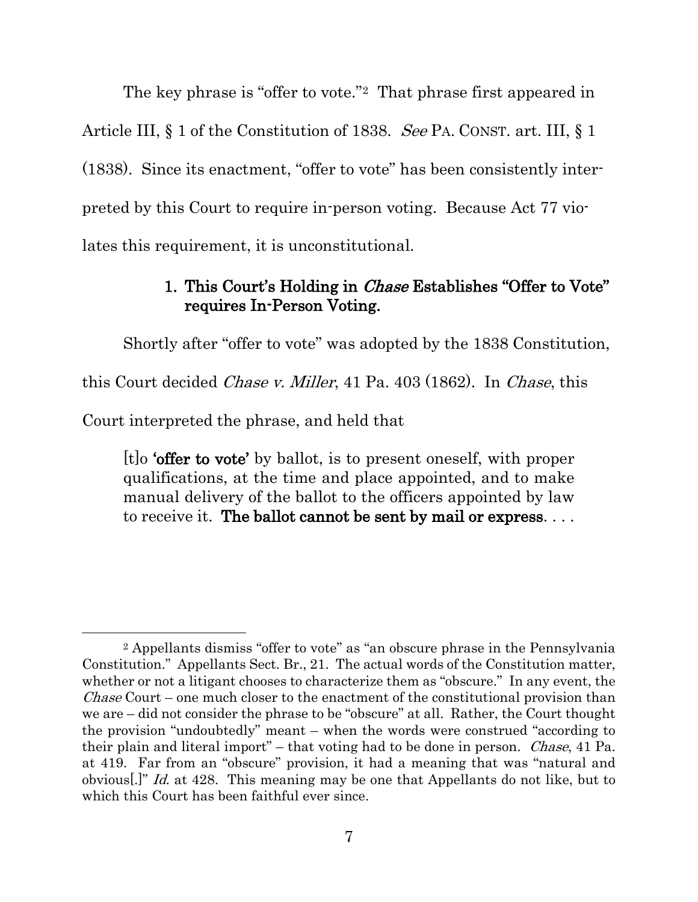The key phrase is "offer to vote."[2] That phrase first appeared in Article III, § 1 of the Constitution of 1838. *See* PA. CONST. art. III, § 1 (1838). Since its enactment, "offer to vote" has been consistently interpreted by this Court to require in-person voting. Because Act 77 violates this requirement, it is unconstitutional.

### 1. This Court's Holding in *Chase* Establishes "Offer to Vote" requires In-Person Voting.

Shortly after "offer to vote" was adopted by the 1838 Constitution, this Court decided *Chase v. Miller*, 41 Pa. 403 (1862). In *Chase*, this Court interpreted the phrase, and held that

> [t]o **'offer to vote'** by ballot, is to present oneself, with proper qualifications, at the time and place appointed, and to make manual delivery of the ballot to the officers appointed by law to receive it. **The ballot cannot be sent by mail or express**. . . .

---

[2] Appellants dismiss "offer to vote" as "an obscure phrase in the Pennsylvania Constitution." Appellants Sect. Br., 21. The actual words of the Constitution matter, whether or not a litigant chooses to characterize them as "obscure." In any event, the *Chase* Court – one much closer to the enactment of the constitutional provision than we are – did not consider the phrase to be "obscure" at all. Rather, the Court thought the provision "undoubtedly" meant – when the words were construed "according to their plain and literal import" – that voting had to be done in person. *Chase*, 41 Pa. at 419. Far from an "obscure" provision, it had a meaning that was "natural and obvious[.]" *Id.* at 428. This meaning may be one that Appellants do not like, but to which this Court has been faithful ever since.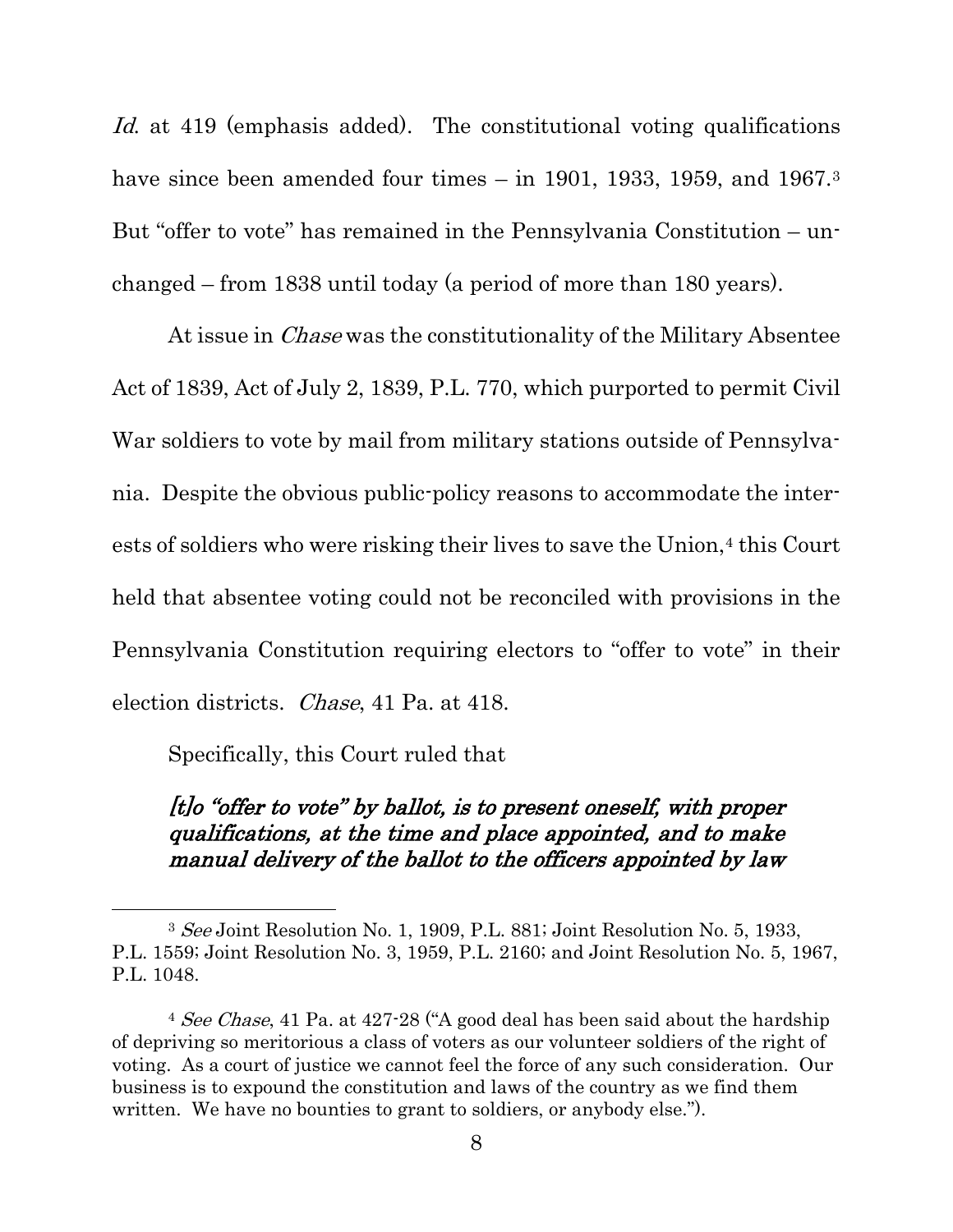*Id.* at 419 (emphasis added). The constitutional voting qualifications have since been amended four times – in 1901, 1933, 1959, and 1967.[3] But "offer to vote" has remained in the Pennsylvania Constitution – unchanged – from 1838 until today (a period of more than 180 years).

At issue in *Chase* was the constitutionality of the Military Absentee Act of 1839, Act of July 2, 1839, P.L. 770, which purported to permit Civil War soldiers to vote by mail from military stations outside of Pennsylvania. Despite the obvious public-policy reasons to accommodate the interests of soldiers who were risking their lives to save the Union,[4] this Court held that absentee voting could not be reconciled with provisions in the Pennsylvania Constitution requiring electors to "offer to vote" in their election districts. *Chase*, 41 Pa. at 418.

Specifically, this Court ruled that

> ***[t]o "offer to vote" by ballot, is to present oneself, with proper qualifications, at the time and place appointed, and to make manual delivery of the ballot to the officers appointed by law***

---

[3] *See* Joint Resolution No. 1, 1909, P.L. 881; Joint Resolution No. 5, 1933, P.L. 1559; Joint Resolution No. 3, 1959, P.L. 2160; and Joint Resolution No. 5, 1967, P.L. 1048.

[4] *See Chase*, 41 Pa. at 427-28 ("A good deal has been said about the hardship of depriving so meritorious a class of voters as our volunteer soldiers of the right of voting. As a court of justice we cannot feel the force of any such consideration. Our business is to expound the constitution and laws of the country as we find them written. We have no bounties to grant to soldiers, or anybody else.").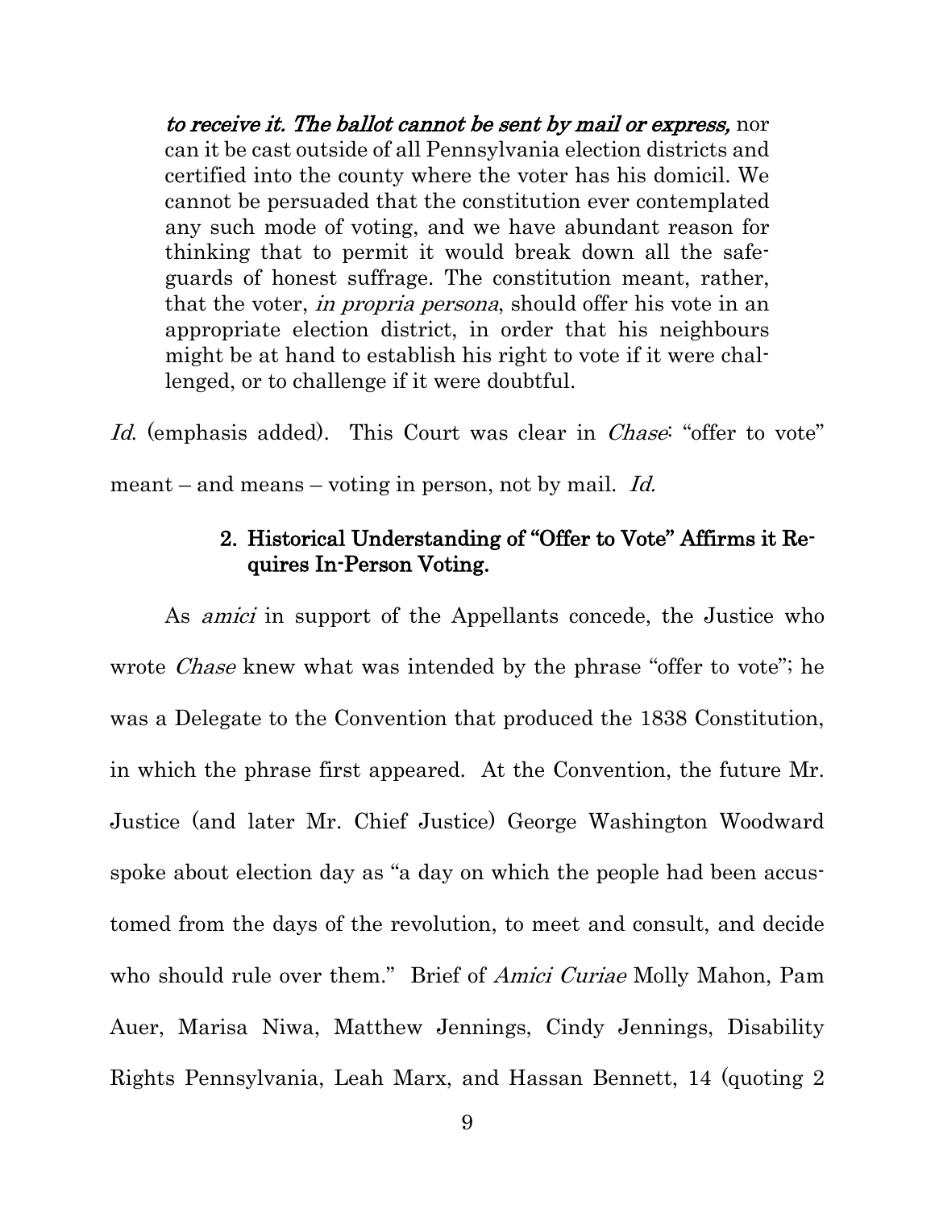> ***to receive it. The ballot cannot be sent by mail or express,*** nor can it be cast outside of all Pennsylvania election districts and certified into the county where the voter has his domicil. We cannot be persuaded that the constitution ever contemplated any such mode of voting, and we have abundant reason for thinking that to permit it would break down all the safeguards of honest suffrage. The constitution meant, rather, that the voter, *in propria persona*, should offer his vote in an appropriate election district, in order that his neighbours might be at hand to establish his right to vote if it were challenged, or to challenge if it were doubtful.

*Id.* (emphasis added). This Court was clear in *Chase*: "offer to vote" meant – and means – voting in person, not by mail. *Id.*

### 2. Historical Understanding of "Offer to Vote" Affirms it Requires In-Person Voting.

As *amici* in support of the Appellants concede, the Justice who wrote *Chase* knew what was intended by the phrase "offer to vote"; he was a Delegate to the Convention that produced the 1838 Constitution, in which the phrase first appeared. At the Convention, the future Mr. Justice (and later Mr. Chief Justice) George Washington Woodward spoke about election day as "a day on which the people had been accustomed from the days of the revolution, to meet and consult, and decide who should rule over them." Brief of *Amici Curiae* Molly Mahon, Pam Auer, Marisa Niwa, Matthew Jennings, Cindy Jennings, Disability Rights Pennsylvania, Leah Marx, and Hassan Bennett, 14 (quoting 2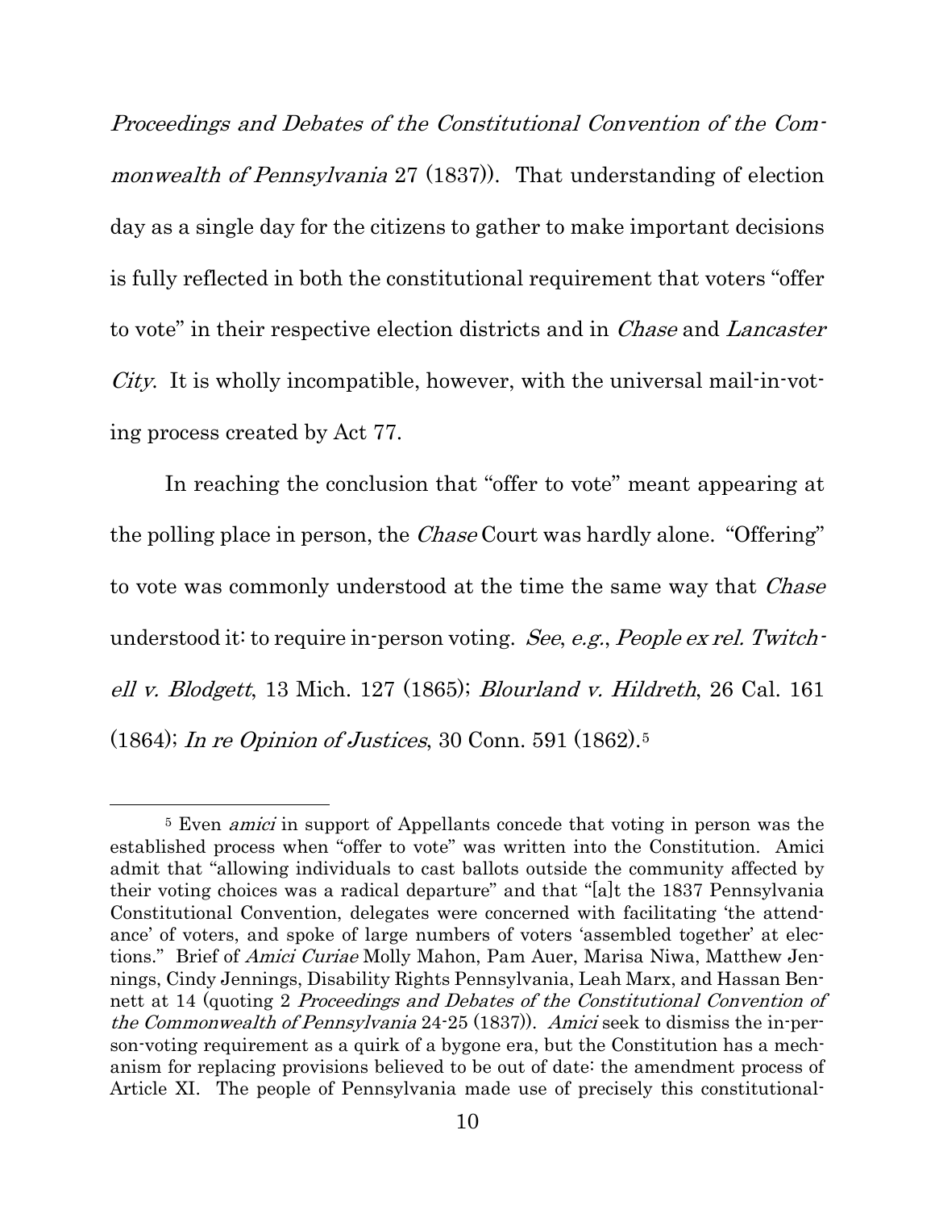*Proceedings and Debates of the Constitutional Convention of the Commonwealth of Pennsylvania* 27 (1837)). That understanding of election day as a single day for the citizens to gather to make important decisions is fully reflected in both the constitutional requirement that voters "offer to vote" in their respective election districts and in *Chase* and *Lancaster City*. It is wholly incompatible, however, with the universal mail-in-voting process created by Act 77.

In reaching the conclusion that "offer to vote" meant appearing at the polling place in person, the *Chase* Court was hardly alone. "Offering" to vote was commonly understood at the time the same way that *Chase* understood it: to require in-person voting. *See*, *e.g.*, *People ex rel. Twitchell v. Blodgett*, 13 Mich. 127 (1865); *Blourland v. Hildreth*, 26 Cal. 161 (1864); *In re Opinion of Justices*, 30 Conn. 591 (1862).[5]

[5] Even *amici* in support of Appellants concede that voting in person was the established process when "offer to vote" was written into the Constitution. Amici admit that "allowing individuals to cast ballots outside the community affected by their voting choices was a radical departure" and that "[a]t the 1837 Pennsylvania Constitutional Convention, delegates were concerned with facilitating 'the attendance' of voters, and spoke of large numbers of voters 'assembled together' at elections." Brief of *Amici Curiae* Molly Mahon, Pam Auer, Marisa Niwa, Matthew Jennings, Cindy Jennings, Disability Rights Pennsylvania, Leah Marx, and Hassan Bennett at 14 (quoting 2 *Proceedings and Debates of the Constitutional Convention of the Commonwealth of Pennsylvania* 24-25 (1837)). *Amici* seek to dismiss the in-person-voting requirement as a quirk of a bygone era, but the Constitution has a mechanism for replacing provisions believed to be out of date: the amendment process of Article XI. The people of Pennsylvania made use of precisely this constitutional-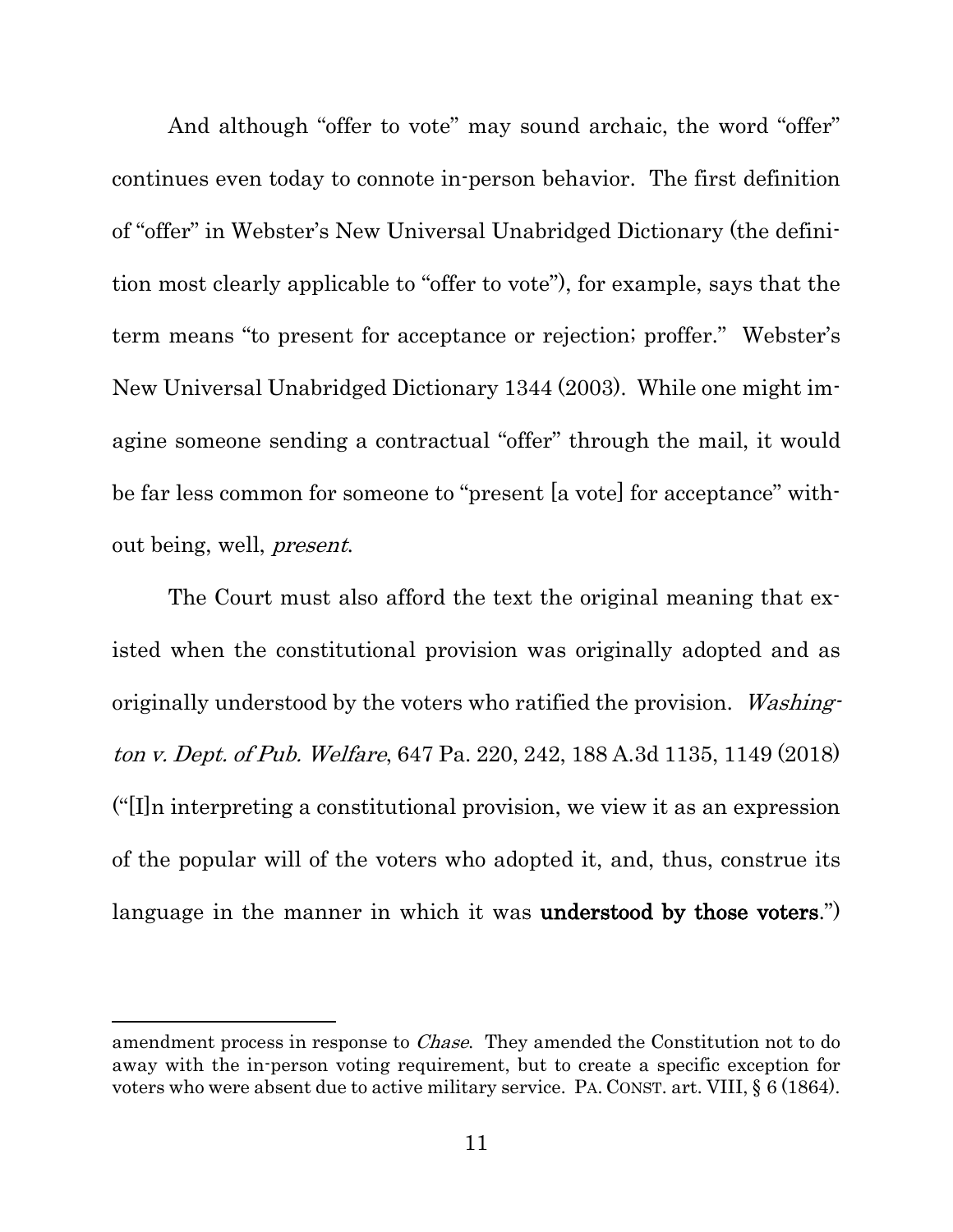And although "offer to vote" may sound archaic, the word "offer" continues even today to connote in-person behavior. The first definition of "offer" in Webster's New Universal Unabridged Dictionary (the definition most clearly applicable to "offer to vote"), for example, says that the term means "to present for acceptance or rejection; proffer." Webster's New Universal Unabridged Dictionary 1344 (2003). While one might imagine someone sending a contractual "offer" through the mail, it would be far less common for someone to "present [a vote] for acceptance" without being, well, *present*.

The Court must also afford the text the original meaning that existed when the constitutional provision was originally adopted and as originally understood by the voters who ratified the provision. *Washington v. Dept. of Pub. Welfare*, 647 Pa. 220, 242, 188 A.3d 1135, 1149 (2018) ("[I]n interpreting a constitutional provision, we view it as an expression of the popular will of the voters who adopted it, and, thus, construe its language in the manner in which it was **understood by those voters**.")

---

amendment process in response to *Chase*. They amended the Constitution not to do away with the in-person voting requirement, but to create a specific exception for voters who were absent due to active military service. PA. CONST. art. VIII, § 6 (1864).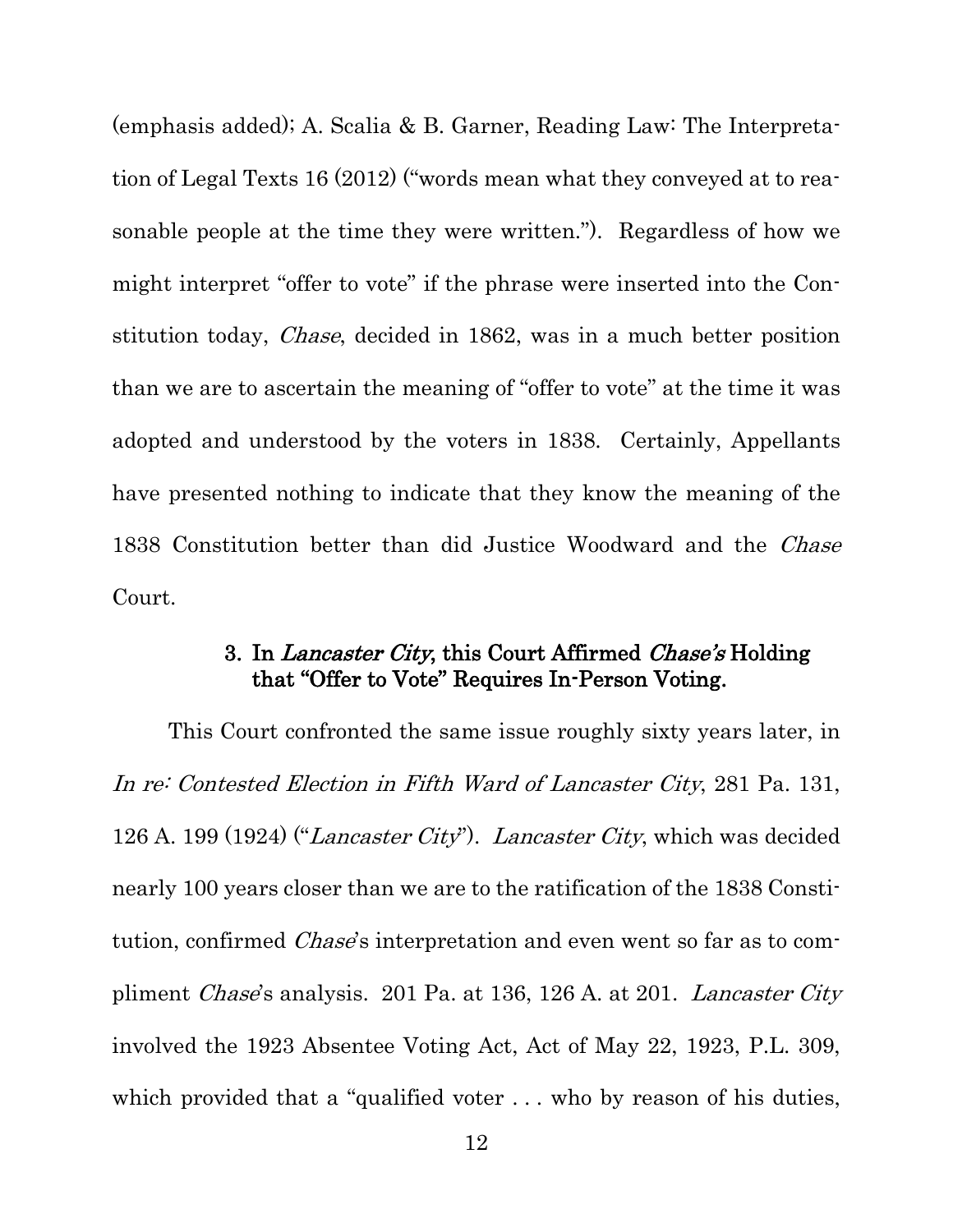(emphasis added); A. Scalia & B. Garner, Reading Law: The Interpretation of Legal Texts 16 (2012) ("words mean what they conveyed at to reasonable people at the time they were written."). Regardless of how we might interpret "offer to vote" if the phrase were inserted into the Constitution today, *Chase*, decided in 1862, was in a much better position than we are to ascertain the meaning of "offer to vote" at the time it was adopted and understood by the voters in 1838. Certainly, Appellants have presented nothing to indicate that they know the meaning of the 1838 Constitution better than did Justice Woodward and the *Chase* Court.

### 3. In *Lancaster City*, this Court Affirmed *Chase's* Holding that "Offer to Vote" Requires In-Person Voting.

This Court confronted the same issue roughly sixty years later, in *In re: Contested Election in Fifth Ward of Lancaster City*, 281 Pa. 131, 126 A. 199 (1924) ("*Lancaster City*"). *Lancaster City*, which was decided nearly 100 years closer than we are to the ratification of the 1838 Constitution, confirmed *Chase*'s interpretation and even went so far as to compliment *Chase*'s analysis. 201 Pa. at 136, 126 A. at 201. *Lancaster City* involved the 1923 Absentee Voting Act, Act of May 22, 1923, P.L. 309, which provided that a "qualified voter . . . who by reason of his duties,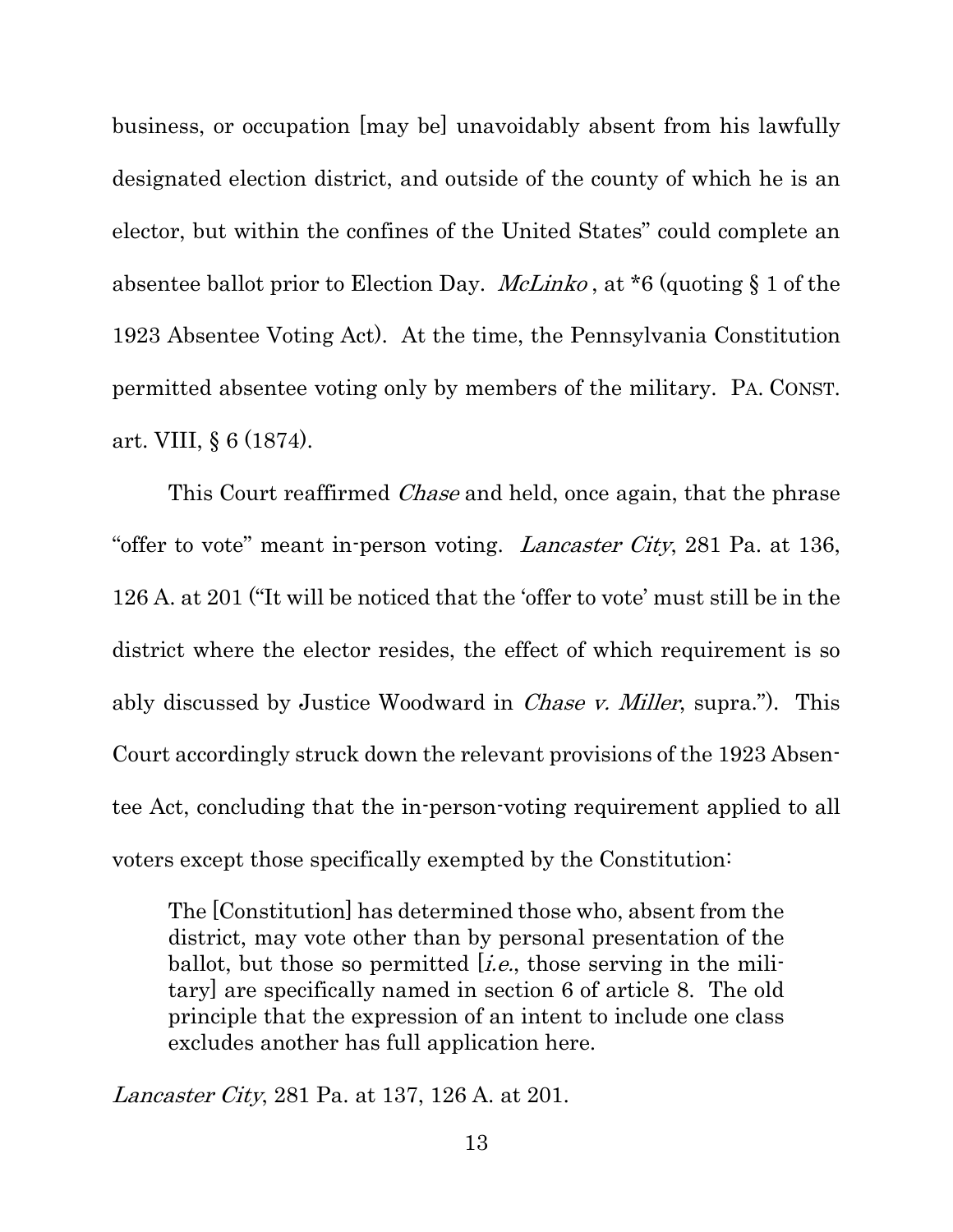business, or occupation [may be] unavoidably absent from his lawfully designated election district, and outside of the county of which he is an elector, but within the confines of the United States" could complete an absentee ballot prior to Election Day. *McLinko* , at *6 (quoting § 1 of the 1923 Absentee Voting Act). At the time, the Pennsylvania Constitution permitted absentee voting only by members of the military. PA. CONST. art. VIII, § 6 (1874).

This Court reaffirmed *Chase* and held, once again, that the phrase "offer to vote" meant in-person voting. *Lancaster City*, 281 Pa. at 136, 126 A. at 201 ("It will be noticed that the 'offer to vote' must still be in the district where the elector resides, the effect of which requirement is so ably discussed by Justice Woodward in *Chase v. Miller*, supra."). This Court accordingly struck down the relevant provisions of the 1923 Absentee Act, concluding that the in-person-voting requirement applied to all voters except those specifically exempted by the Constitution:

> The [Constitution] has determined those who, absent from the district, may vote other than by personal presentation of the ballot, but those so permitted [*i.e.*, those serving in the military] are specifically named in section 6 of article 8. The old principle that the expression of an intent to include one class excludes another has full application here.

*Lancaster City*, 281 Pa. at 137, 126 A. at 201.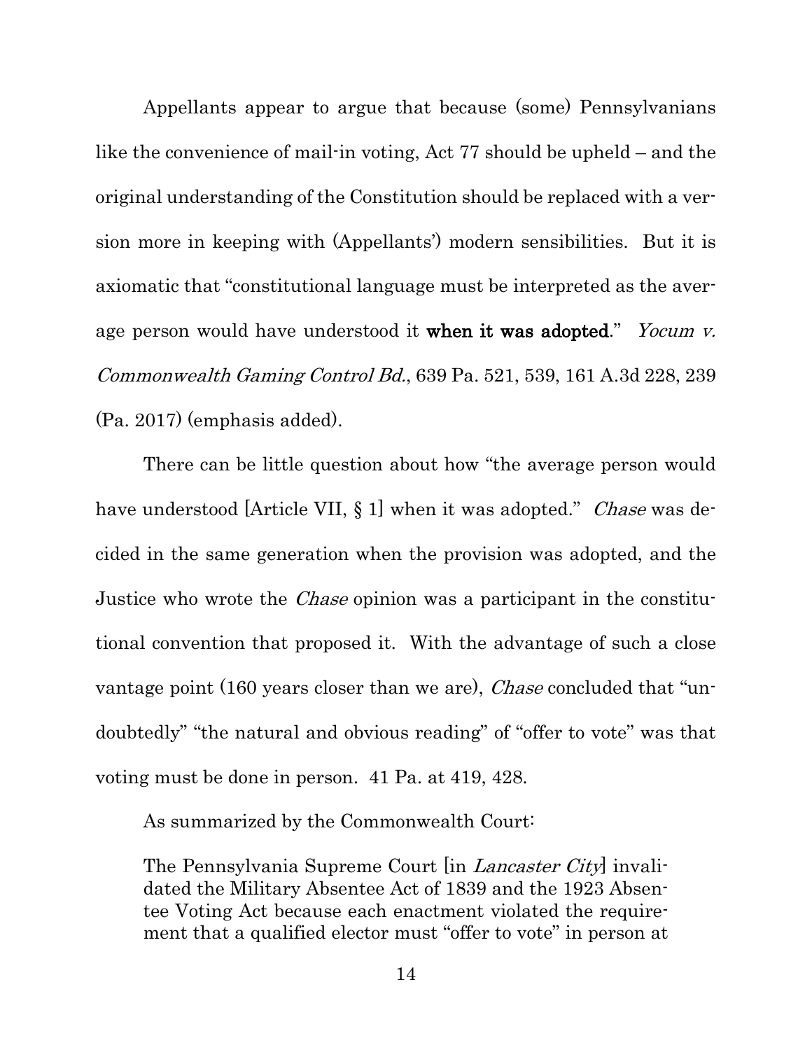Appellants appear to argue that because (some) Pennsylvanians like the convenience of mail-in voting, Act 77 should be upheld – and the original understanding of the Constitution should be replaced with a version more in keeping with (Appellants') modern sensibilities. But it is axiomatic that "constitutional language must be interpreted as the average person would have understood it **when it was adopted**." *Yocum v. Commonwealth Gaming Control Bd.*, 639 Pa. 521, 539, 161 A.3d 228, 239 (Pa. 2017) (emphasis added).

There can be little question about how "the average person would have understood [Article VII, § 1] when it was adopted." *Chase* was decided in the same generation when the provision was adopted, and the Justice who wrote the *Chase* opinion was a participant in the constitutional convention that proposed it. With the advantage of such a close vantage point (160 years closer than we are), *Chase* concluded that "undoubtedly" "the natural and obvious reading" of "offer to vote" was that voting must be done in person. 41 Pa. at 419, 428.

As summarized by the Commonwealth Court:

> The Pennsylvania Supreme Court [in *Lancaster City*] invalidated the Military Absentee Act of 1839 and the 1923 Absentee Voting Act because each enactment violated the requirement that a qualified elector must "offer to vote" in person at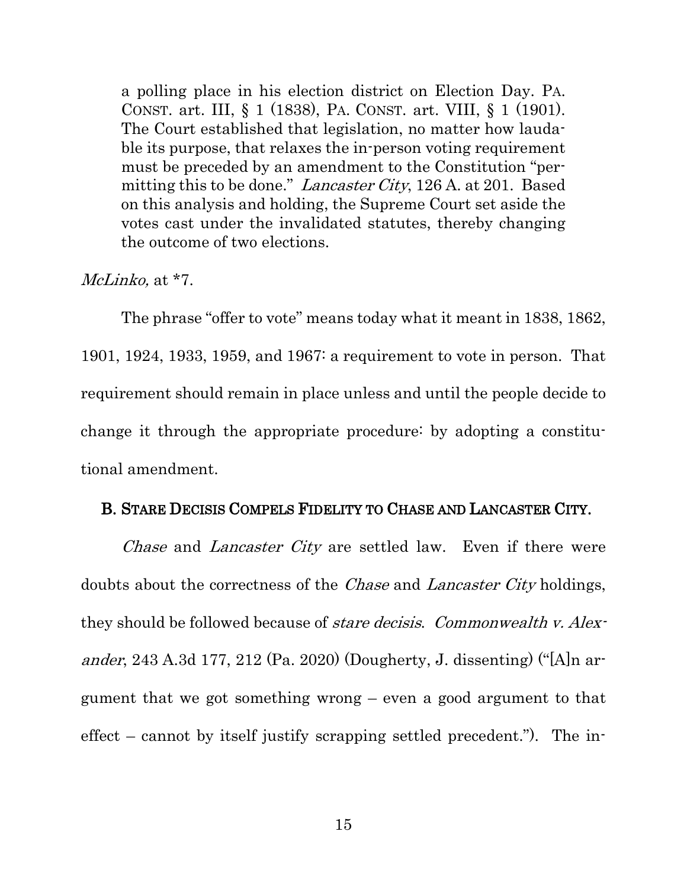a polling place in his election district on Election Day. PA. CONST. art. III, § 1 (1838), PA. CONST. art. VIII, § 1 (1901). The Court established that legislation, no matter how laudable its purpose, that relaxes the in-person voting requirement must be preceded by an amendment to the Constitution "permitting this to be done." *Lancaster City*, 126 A. at 201. Based on this analysis and holding, the Supreme Court set aside the votes cast under the invalidated statutes, thereby changing the outcome of two elections.

*McLinko,* at *7.

The phrase "offer to vote" means today what it meant in 1838, 1862, 1901, 1924, 1933, 1959, and 1967: a requirement to vote in person. That requirement should remain in place unless and until the people decide to change it through the appropriate procedure: by adopting a constitutional amendment.

## B. STARE DECISIS COMPELS FIDELITY TO CHASE AND LANCASTER CITY.

*Chase* and *Lancaster City* are settled law. Even if there were doubts about the correctness of the *Chase* and *Lancaster City* holdings, they should be followed because of *stare decisis*. *Commonwealth v. Alexander*, 243 A.3d 177, 212 (Pa. 2020) (Dougherty, J. dissenting) ("[A]n argument that we got something wrong – even a good argument to that effect – cannot by itself justify scrapping settled precedent."). The in-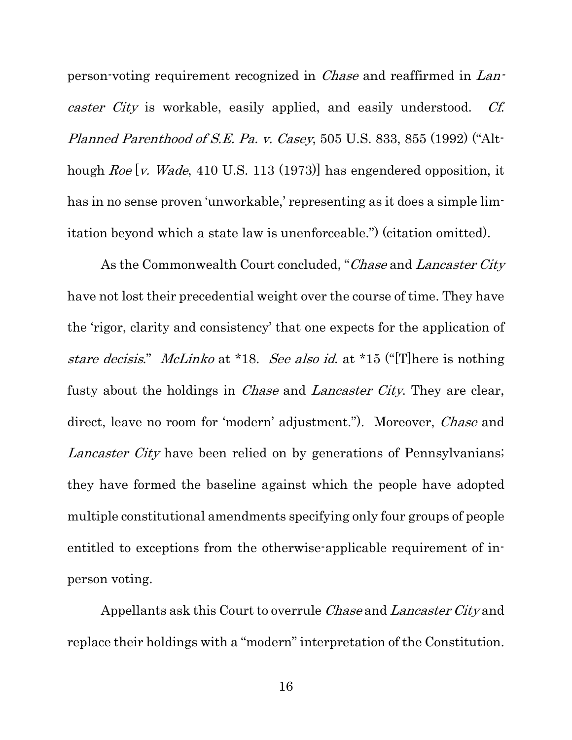person-voting requirement recognized in *Chase* and reaffirmed in *Lancaster City* is workable, easily applied, and easily understood. *Cf. Planned Parenthood of S.E. Pa. v. Casey*, 505 U.S. 833, 855 (1992) ("Although *Roe* [*v. Wade*, 410 U.S. 113 (1973)] has engendered opposition, it has in no sense proven 'unworkable,' representing as it does a simple limitation beyond which a state law is unenforceable.") (citation omitted).

As the Commonwealth Court concluded, "*Chase* and *Lancaster City* have not lost their precedential weight over the course of time. They have the 'rigor, clarity and consistency' that one expects for the application of *stare decisis*." *McLinko* at *18. *See also id.* at *15 ("[T]here is nothing fusty about the holdings in *Chase* and *Lancaster City*. They are clear, direct, leave no room for 'modern' adjustment."). Moreover, *Chase* and *Lancaster City* have been relied on by generations of Pennsylvanians; they have formed the baseline against which the people have adopted multiple constitutional amendments specifying only four groups of people entitled to exceptions from the otherwise-applicable requirement of in-person voting.

Appellants ask this Court to overrule *Chase* and *Lancaster City* and replace their holdings with a "modern" interpretation of the Constitution.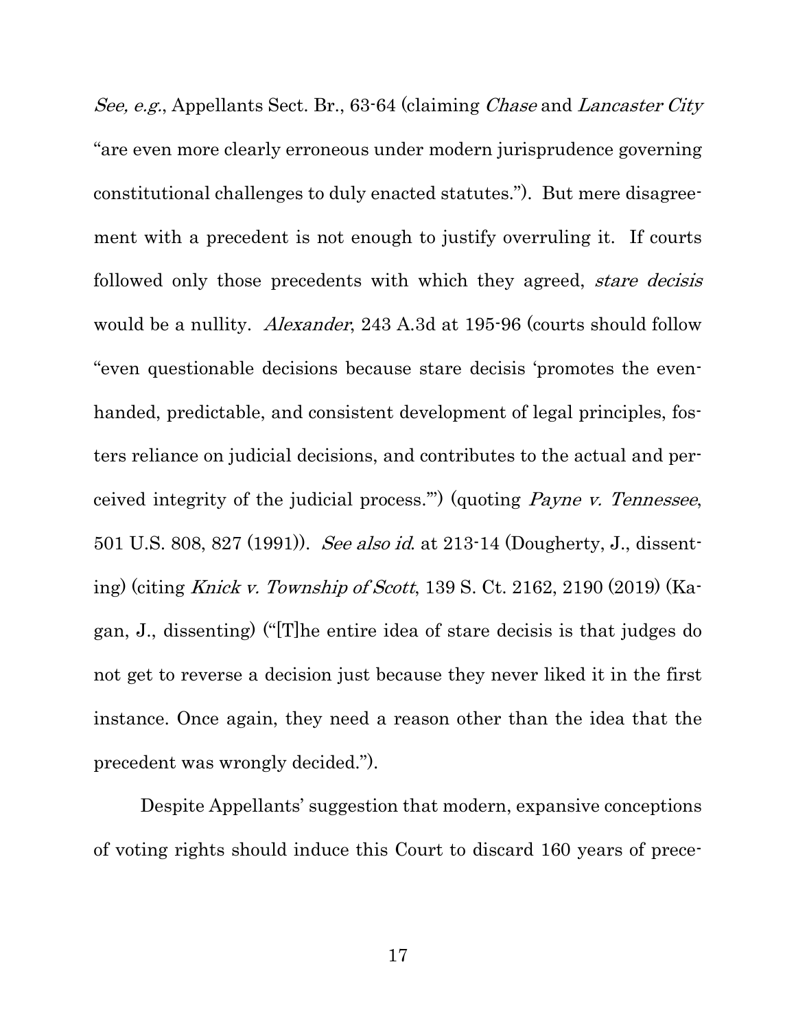*See, e.g.*, Appellants Sect. Br., 63-64 (claiming *Chase* and *Lancaster City* "are even more clearly erroneous under modern jurisprudence governing constitutional challenges to duly enacted statutes."). But mere disagreement with a precedent is not enough to justify overruling it. If courts followed only those precedents with which they agreed, *stare decisis* would be a nullity. *Alexander*, 243 A.3d at 195-96 (courts should follow "even questionable decisions because stare decisis 'promotes the evenhanded, predictable, and consistent development of legal principles, fosters reliance on judicial decisions, and contributes to the actual and perceived integrity of the judicial process.'") (quoting *Payne v. Tennessee*, 501 U.S. 808, 827 (1991)). *See also id.* at 213-14 (Dougherty, J., dissenting) (citing *Knick v. Township of Scott*, 139 S. Ct. 2162, 2190 (2019) (Kagan, J., dissenting) ("[T]he entire idea of stare decisis is that judges do not get to reverse a decision just because they never liked it in the first instance. Once again, they need a reason other than the idea that the precedent was wrongly decided.").

Despite Appellants' suggestion that modern, expansive conceptions of voting rights should induce this Court to discard 160 years of prece-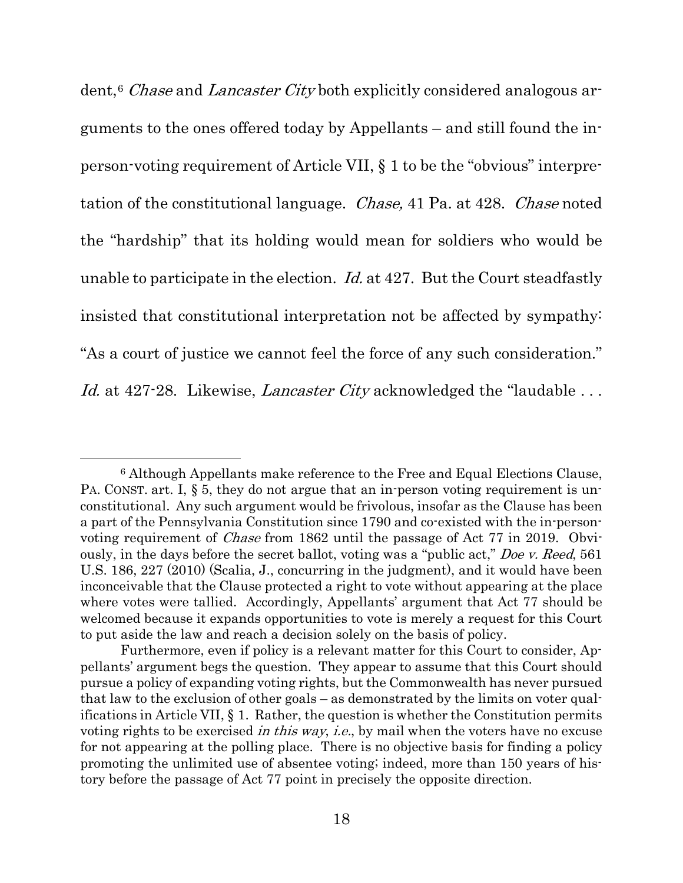dent,[6] *Chase* and *Lancaster City* both explicitly considered analogous arguments to the ones offered today by Appellants – and still found the in-person-voting requirement of Article VII, § 1 to be the "obvious" interpretation of the constitutional language. *Chase,* 41 Pa. at 428. *Chase* noted the "hardship" that its holding would mean for soldiers who would be unable to participate in the election. *Id.* at 427. But the Court steadfastly insisted that constitutional interpretation not be affected by sympathy: "As a court of justice we cannot feel the force of any such consideration." *Id.* at 427-28. Likewise, *Lancaster City* acknowledged the "laudable . . .

---

[6] Although Appellants make reference to the Free and Equal Elections Clause, PA. CONST. art. I, § 5, they do not argue that an in-person voting requirement is unconstitutional. Any such argument would be frivolous, insofar as the Clause has been a part of the Pennsylvania Constitution since 1790 and co-existed with the in-person-voting requirement of *Chase* from 1862 until the passage of Act 77 in 2019. Obviously, in the days before the secret ballot, voting was a "public act," *Doe v. Reed*, 561 U.S. 186, 227 (2010) (Scalia, J., concurring in the judgment), and it would have been inconceivable that the Clause protected a right to vote without appearing at the place where votes were tallied. Accordingly, Appellants' argument that Act 77 should be welcomed because it expands opportunities to vote is merely a request for this Court to put aside the law and reach a decision solely on the basis of policy.

Furthermore, even if policy is a relevant matter for this Court to consider, Appellants' argument begs the question. They appear to assume that this Court should pursue a policy of expanding voting rights, but the Commonwealth has never pursued that law to the exclusion of other goals – as demonstrated by the limits on voter qualifications in Article VII, § 1. Rather, the question is whether the Constitution permits voting rights to be exercised *in this way*, *i.e.*, by mail when the voters have no excuse for not appearing at the polling place. There is no objective basis for finding a policy promoting the unlimited use of absentee voting; indeed, more than 150 years of history before the passage of Act 77 point in precisely the opposite direction.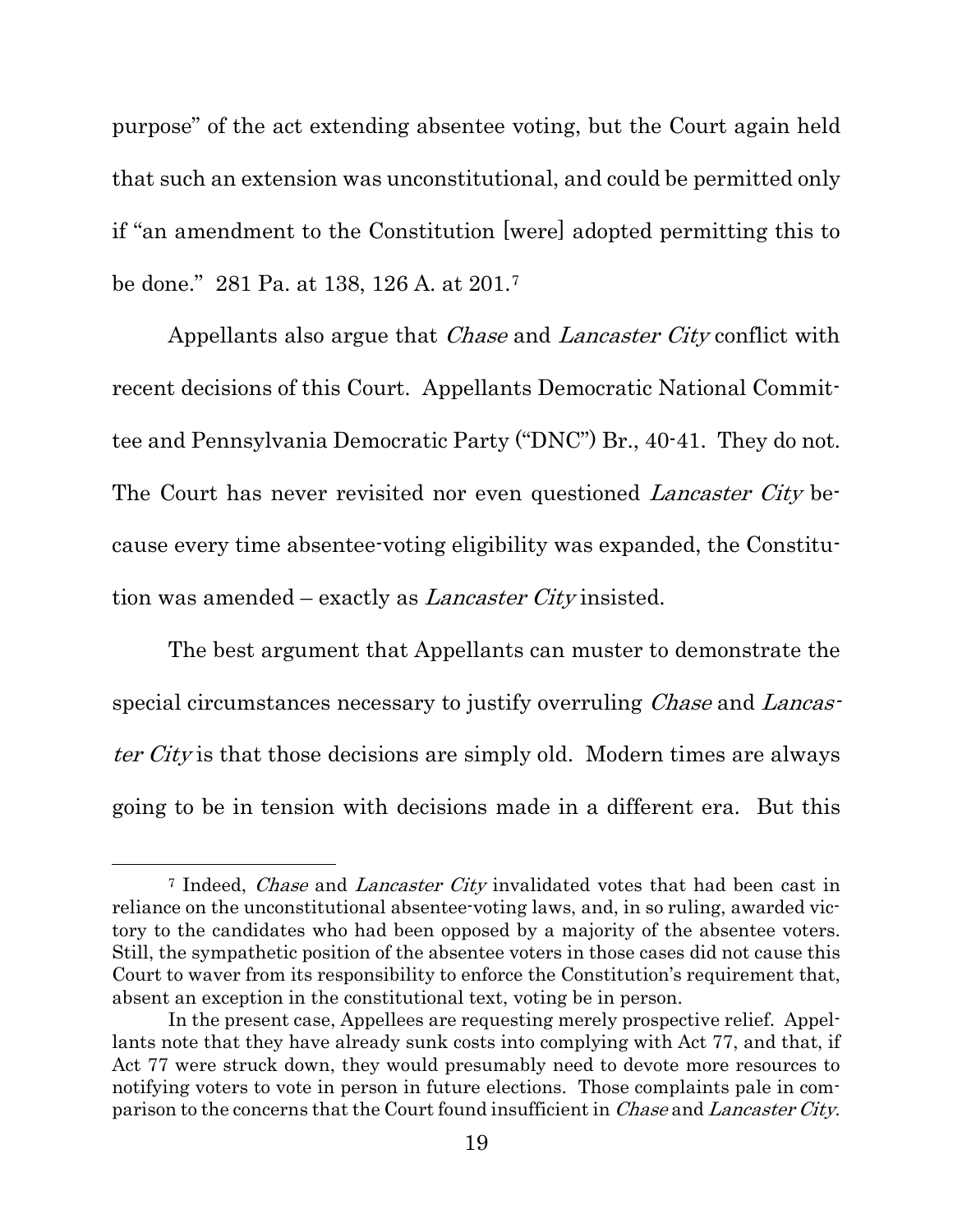purpose" of the act extending absentee voting, but the Court again held that such an extension was unconstitutional, and could be permitted only if "an amendment to the Constitution [were] adopted permitting this to be done." 281 Pa. at 138, 126 A. at 201.[7]

Appellants also argue that *Chase* and *Lancaster City* conflict with recent decisions of this Court. Appellants Democratic National Committee and Pennsylvania Democratic Party ("DNC") Br., 40-41. They do not. The Court has never revisited nor even questioned *Lancaster City* because every time absentee-voting eligibility was expanded, the Constitution was amended – exactly as *Lancaster City* insisted.

The best argument that Appellants can muster to demonstrate the special circumstances necessary to justify overruling *Chase* and *Lancaster City* is that those decisions are simply old. Modern times are always going to be in tension with decisions made in a different era. But this

---

[7] Indeed, *Chase* and *Lancaster City* invalidated votes that had been cast in reliance on the unconstitutional absentee-voting laws, and, in so ruling, awarded victory to the candidates who had been opposed by a majority of the absentee voters. Still, the sympathetic position of the absentee voters in those cases did not cause this Court to waver from its responsibility to enforce the Constitution's requirement that, absent an exception in the constitutional text, voting be in person.

In the present case, Appellees are requesting merely prospective relief. Appellants note that they have already sunk costs into complying with Act 77, and that, if Act 77 were struck down, they would presumably need to devote more resources to notifying voters to vote in person in future elections. Those complaints pale in comparison to the concerns that the Court found insufficient in *Chase* and *Lancaster City*.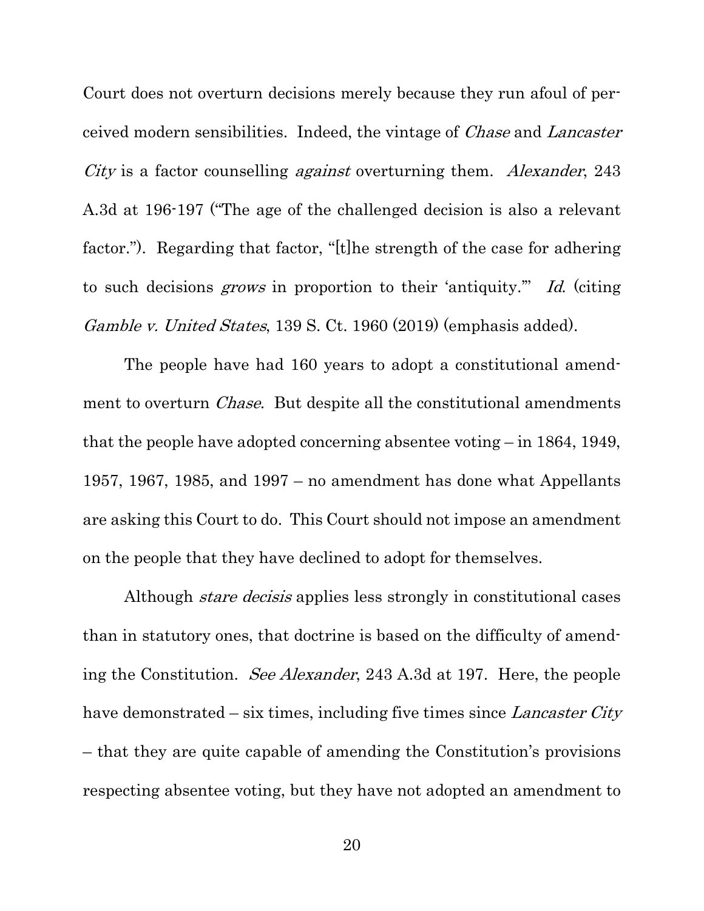Court does not overturn decisions merely because they run afoul of perceived modern sensibilities. Indeed, the vintage of *Chase* and *Lancaster City* is a factor counselling *against* overturning them. *Alexander*, 243 A.3d at 196-197 ("The age of the challenged decision is also a relevant factor."). Regarding that factor, "[t]he strength of the case for adhering to such decisions *grows* in proportion to their 'antiquity.'" *Id.* (citing *Gamble v. United States*, 139 S. Ct. 1960 (2019) (emphasis added).

The people have had 160 years to adopt a constitutional amendment to overturn *Chase*. But despite all the constitutional amendments that the people have adopted concerning absentee voting – in 1864, 1949, 1957, 1967, 1985, and 1997 – no amendment has done what Appellants are asking this Court to do. This Court should not impose an amendment on the people that they have declined to adopt for themselves.

Although *stare decisis* applies less strongly in constitutional cases than in statutory ones, that doctrine is based on the difficulty of amending the Constitution. *See Alexander*, 243 A.3d at 197. Here, the people have demonstrated – six times, including five times since *Lancaster City* – that they are quite capable of amending the Constitution's provisions respecting absentee voting, but they have not adopted an amendment to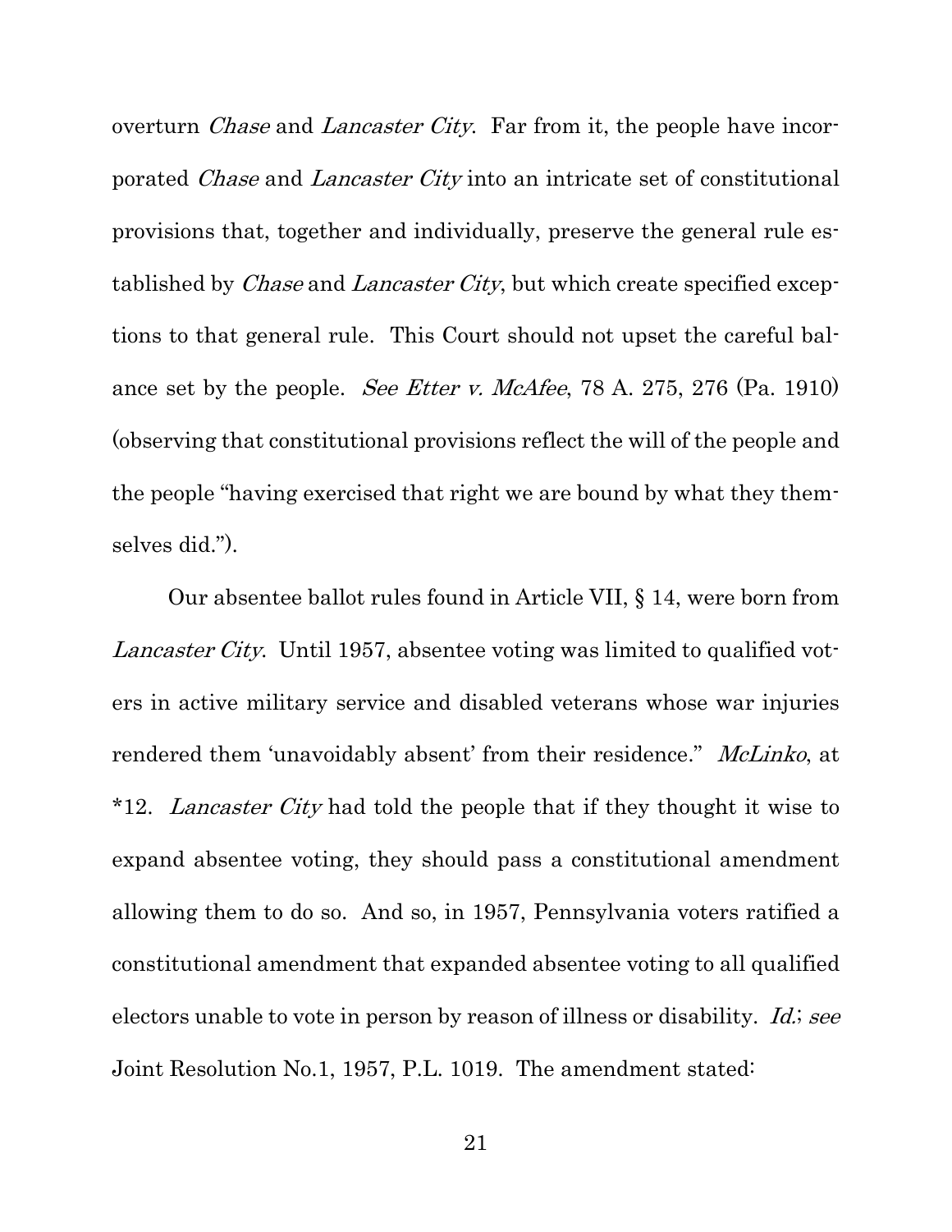overturn *Chase* and *Lancaster City*. Far from it, the people have incorporated *Chase* and *Lancaster City* into an intricate set of constitutional provisions that, together and individually, preserve the general rule established by *Chase* and *Lancaster City*, but which create specified exceptions to that general rule. This Court should not upset the careful balance set by the people. *See Etter v. McAfee*, 78 A. 275, 276 (Pa. 1910) (observing that constitutional provisions reflect the will of the people and the people "having exercised that right we are bound by what they themselves did.").

Our absentee ballot rules found in Article VII, § 14, were born from *Lancaster City*. Until 1957, absentee voting was limited to qualified voters in active military service and disabled veterans whose war injuries rendered them 'unavoidably absent' from their residence." *McLinko*, at *12. *Lancaster City* had told the people that if they thought it wise to expand absentee voting, they should pass a constitutional amendment allowing them to do so. And so, in 1957, Pennsylvania voters ratified a constitutional amendment that expanded absentee voting to all qualified electors unable to vote in person by reason of illness or disability. *Id.*; *see* Joint Resolution No.1, 1957, P.L. 1019. The amendment stated: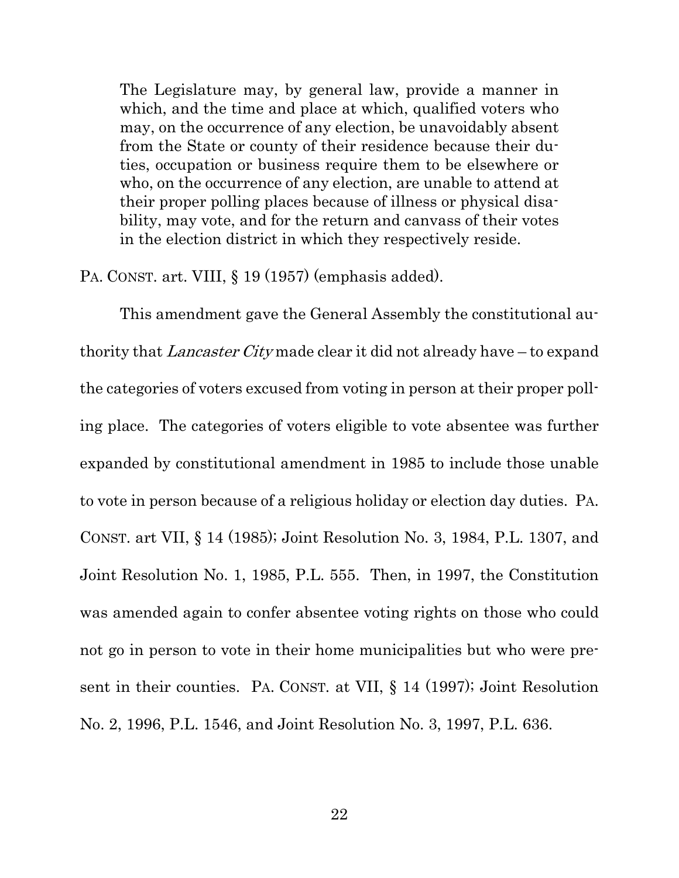> The Legislature may, by general law, provide a manner in which, and the time and place at which, qualified voters who may, on the occurrence of any election, be unavoidably absent from the State or county of their residence because their duties, occupation or business require them to be elsewhere or who, on the occurrence of any election, are unable to attend at their proper polling places because of illness or physical disability, may vote, and for the return and canvass of their votes in the election district in which they respectively reside.

PA. CONST. art. VIII, § 19 (1957) (emphasis added).

This amendment gave the General Assembly the constitutional authority that *Lancaster City* made clear it did not already have – to expand the categories of voters excused from voting in person at their proper polling place. The categories of voters eligible to vote absentee was further expanded by constitutional amendment in 1985 to include those unable to vote in person because of a religious holiday or election day duties. PA. CONST. art VII, § 14 (1985); Joint Resolution No. 3, 1984, P.L. 1307, and Joint Resolution No. 1, 1985, P.L. 555. Then, in 1997, the Constitution was amended again to confer absentee voting rights on those who could not go in person to vote in their home municipalities but who were present in their counties. PA. CONST. at VII, § 14 (1997); Joint Resolution No. 2, 1996, P.L. 1546, and Joint Resolution No. 3, 1997, P.L. 636.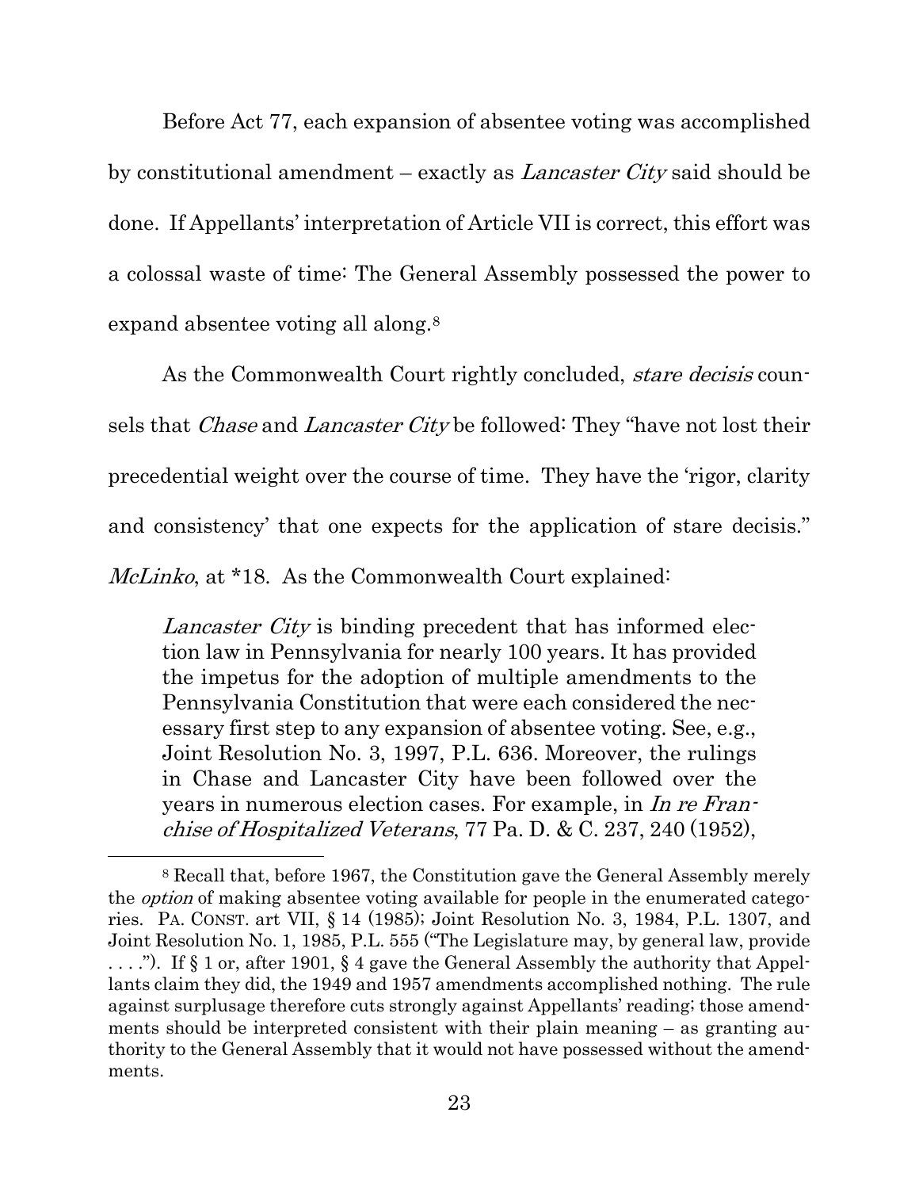Before Act 77, each expansion of absentee voting was accomplished by constitutional amendment – exactly as *Lancaster City* said should be done. If Appellants' interpretation of Article VII is correct, this effort was a colossal waste of time: The General Assembly possessed the power to expand absentee voting all along.[8]

As the Commonwealth Court rightly concluded, *stare decisis* counsels that *Chase* and *Lancaster City* be followed: They "have not lost their precedential weight over the course of time. They have the 'rigor, clarity and consistency' that one expects for the application of stare decisis." *McLinko*, at *18. As the Commonwealth Court explained:

> *Lancaster City* is binding precedent that has informed election law in Pennsylvania for nearly 100 years. It has provided the impetus for the adoption of multiple amendments to the Pennsylvania Constitution that were each considered the necessary first step to any expansion of absentee voting. See, e.g., Joint Resolution No. 3, 1997, P.L. 636. Moreover, the rulings in Chase and Lancaster City have been followed over the years in numerous election cases. For example, in *In re Franchise of Hospitalized Veterans*, 77 Pa. D. & C. 237, 240 (1952),

[8] Recall that, before 1967, the Constitution gave the General Assembly merely the *option* of making absentee voting available for people in the enumerated categories. PA. CONST. art VII, § 14 (1985); Joint Resolution No. 3, 1984, P.L. 1307, and Joint Resolution No. 1, 1985, P.L. 555 ("The Legislature may, by general law, provide . . . ."). If § 1 or, after 1901, § 4 gave the General Assembly the authority that Appellants claim they did, the 1949 and 1957 amendments accomplished nothing. The rule against surplusage therefore cuts strongly against Appellants' reading; those amendments should be interpreted consistent with their plain meaning – as granting authority to the General Assembly that it would not have possessed without the amendments.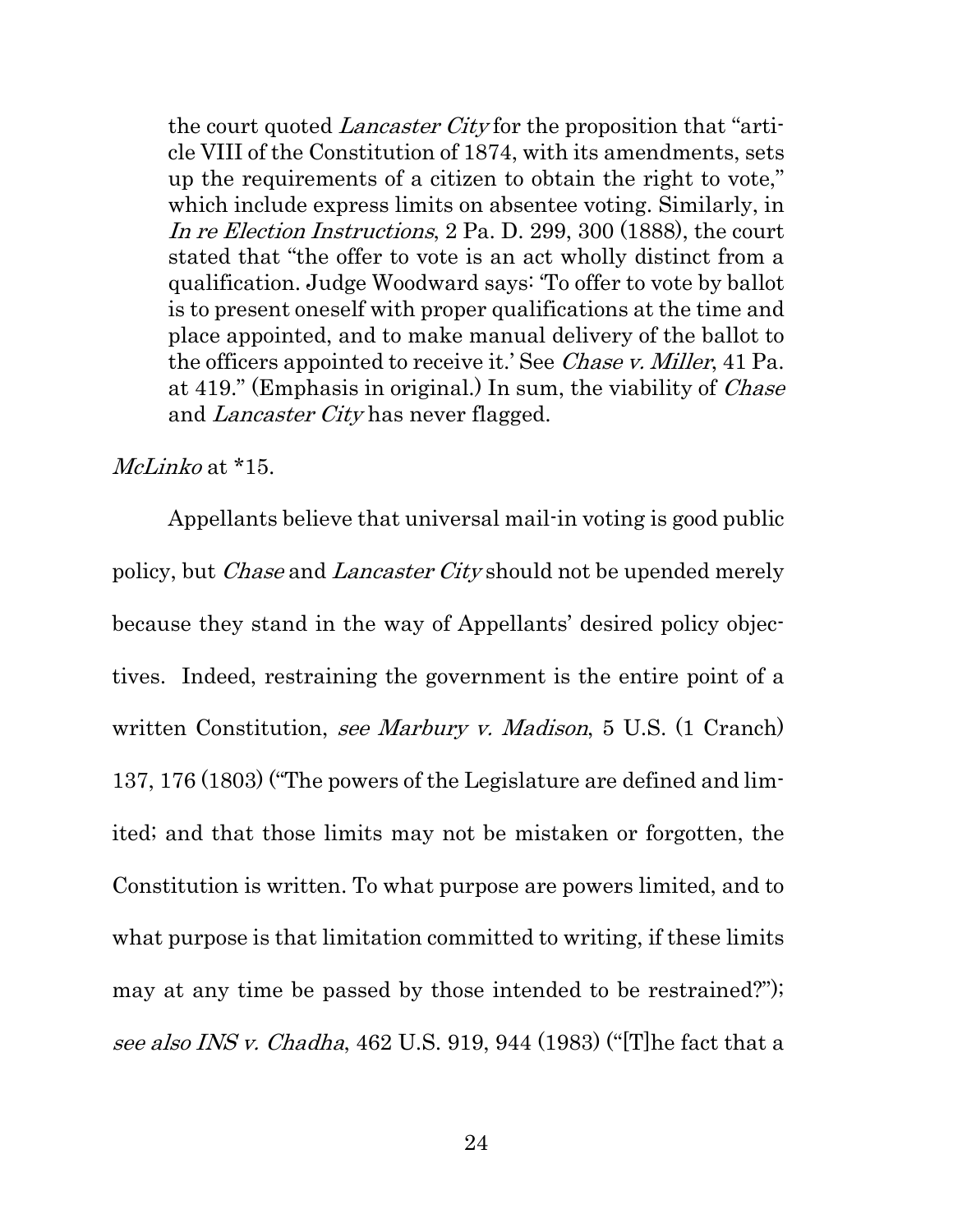> the court quoted *Lancaster City* for the proposition that "article VIII of the Constitution of 1874, with its amendments, sets up the requirements of a citizen to obtain the right to vote," which include express limits on absentee voting. Similarly, in *In re Election Instructions*, 2 Pa. D. 299, 300 (1888), the court stated that "the offer to vote is an act wholly distinct from a qualification. Judge Woodward says: 'To offer to vote by ballot is to present oneself with proper qualifications at the time and place appointed, and to make manual delivery of the ballot to the officers appointed to receive it.' See *Chase v. Miller*, 41 Pa. at 419." (Emphasis in original.) In sum, the viability of *Chase* and *Lancaster City* has never flagged.

*McLinko* at *15.

Appellants believe that universal mail-in voting is good public policy, but *Chase* and *Lancaster City* should not be upended merely because they stand in the way of Appellants' desired policy objectives. Indeed, restraining the government is the entire point of a written Constitution, *see Marbury v. Madison*, 5 U.S. (1 Cranch) 137, 176 (1803) ("The powers of the Legislature are defined and limited; and that those limits may not be mistaken or forgotten, the Constitution is written. To what purpose are powers limited, and to what purpose is that limitation committed to writing, if these limits may at any time be passed by those intended to be restrained?"); *see also INS v. Chadha*, 462 U.S. 919, 944 (1983) ("[T]he fact that a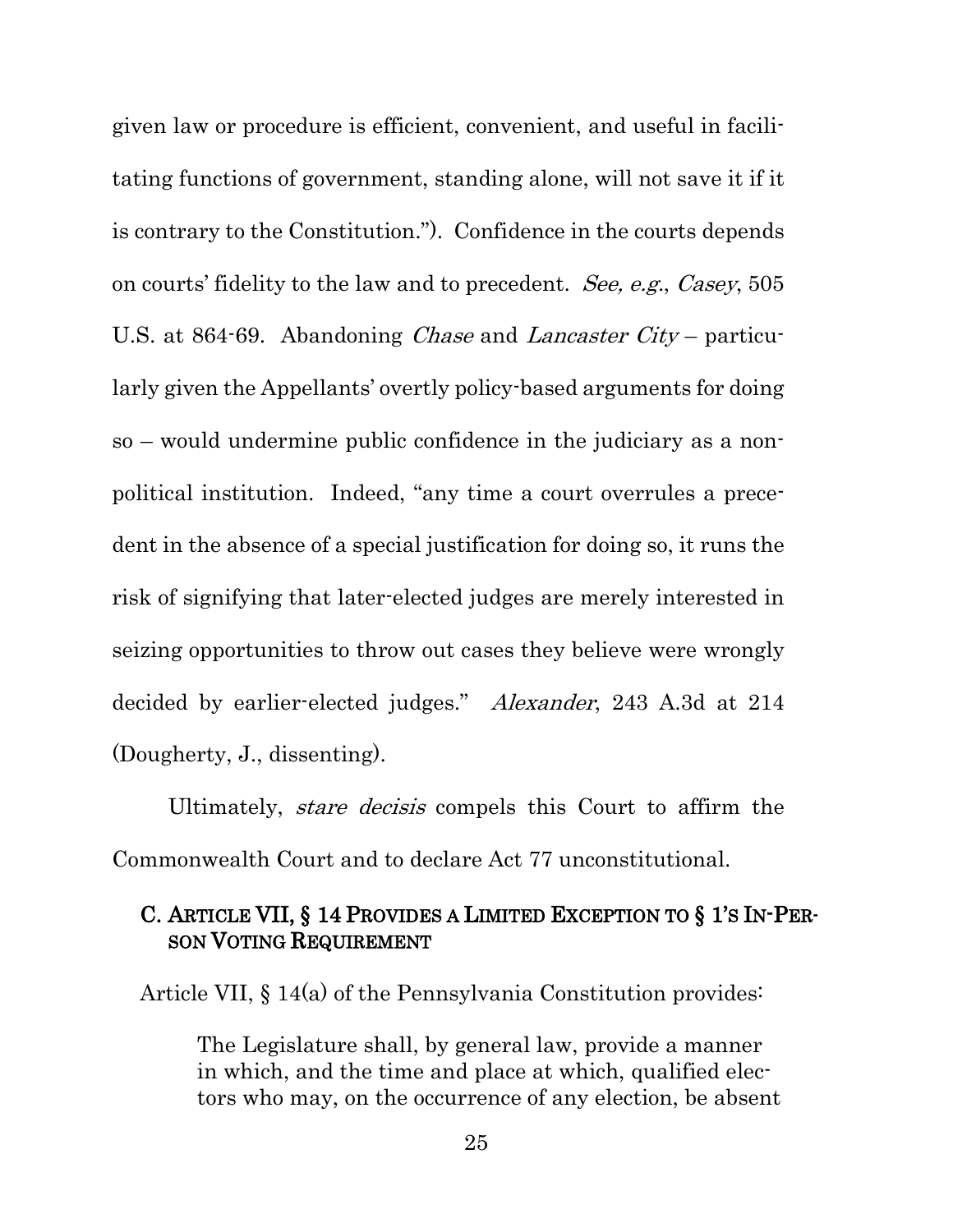given law or procedure is efficient, convenient, and useful in facilitating functions of government, standing alone, will not save it if it is contrary to the Constitution."). Confidence in the courts depends on courts' fidelity to the law and to precedent. *See, e.g.*, *Casey*, 505 U.S. at 864-69. Abandoning *Chase* and *Lancaster City* – particularly given the Appellants' overtly policy-based arguments for doing so – would undermine public confidence in the judiciary as a non-political institution. Indeed, "any time a court overrules a precedent in the absence of a special justification for doing so, it runs the risk of signifying that later-elected judges are merely interested in seizing opportunities to throw out cases they believe were wrongly decided by earlier-elected judges." *Alexander*, 243 A.3d at 214 (Dougherty, J., dissenting).

Ultimately, *stare decisis* compels this Court to affirm the Commonwealth Court and to declare Act 77 unconstitutional.

### C. Article VII, § 14 Provides a Limited Exception to § 1's In-Person Voting Requirement

Article VII, § 14(a) of the Pennsylvania Constitution provides:

> The Legislature shall, by general law, provide a manner in which, and the time and place at which, qualified electors who may, on the occurrence of any election, be absent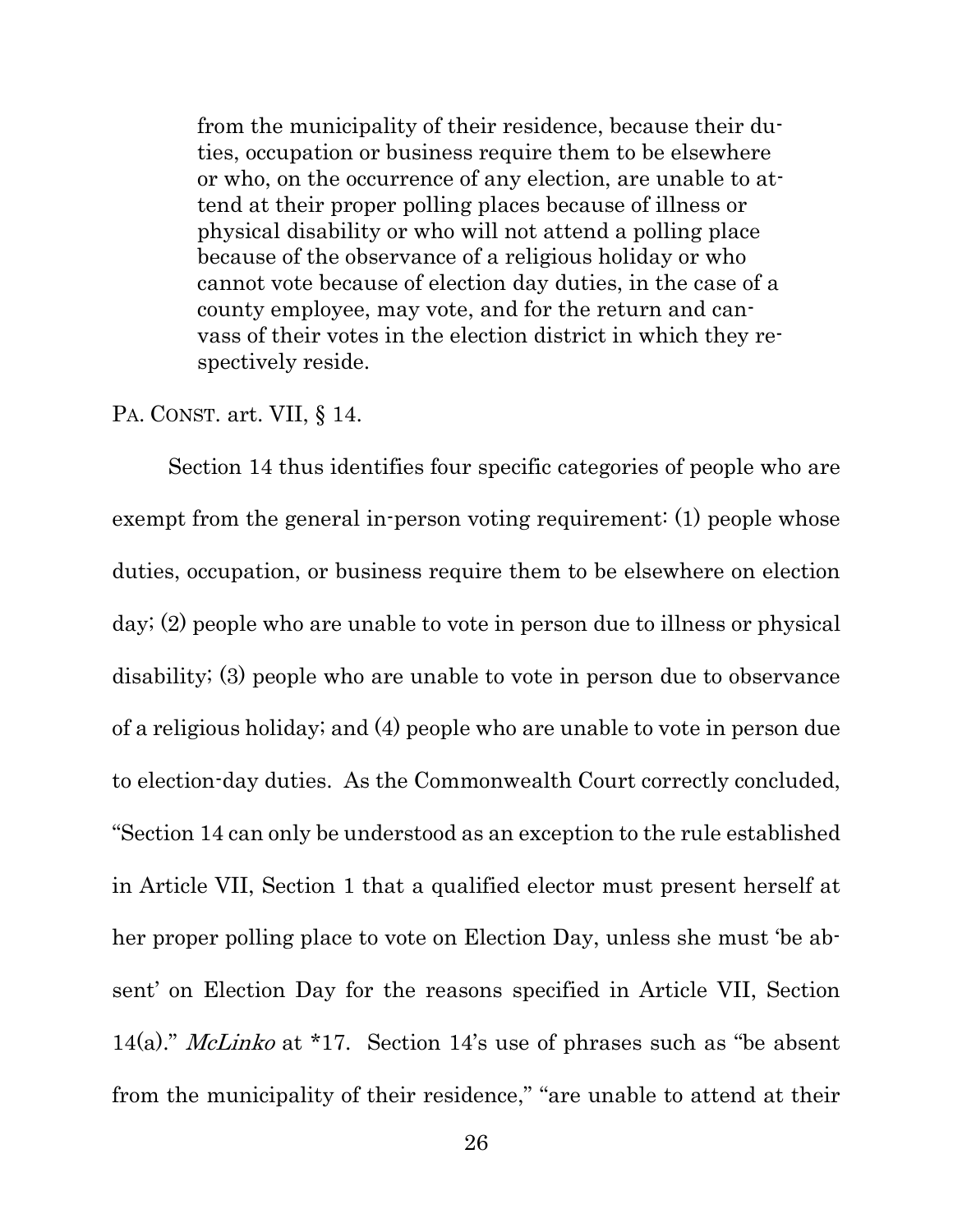> from the municipality of their residence, because their duties, occupation or business require them to be elsewhere or who, on the occurrence of any election, are unable to attend at their proper polling places because of illness or physical disability or who will not attend a polling place because of the observance of a religious holiday or who cannot vote because of election day duties, in the case of a county employee, may vote, and for the return and canvass of their votes in the election district in which they respectively reside.

PA. CONST. art. VII, § 14.

Section 14 thus identifies four specific categories of people who are exempt from the general in-person voting requirement: (1) people whose duties, occupation, or business require them to be elsewhere on election day; (2) people who are unable to vote in person due to illness or physical disability; (3) people who are unable to vote in person due to observance of a religious holiday; and (4) people who are unable to vote in person due to election-day duties. As the Commonwealth Court correctly concluded, "Section 14 can only be understood as an exception to the rule established in Article VII, Section 1 that a qualified elector must present herself at her proper polling place to vote on Election Day, unless she must 'be absent' on Election Day for the reasons specified in Article VII, Section 14(a)." *McLinko* at *17. Section 14's use of phrases such as "be absent from the municipality of their residence," "are unable to attend at their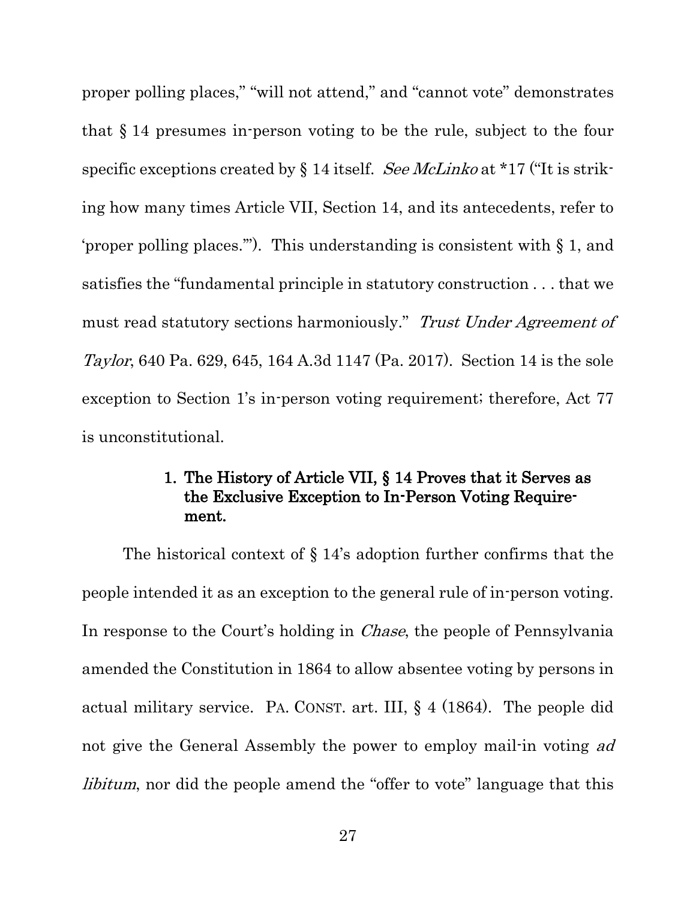proper polling places," "will not attend," and "cannot vote" demonstrates that § 14 presumes in-person voting to be the rule, subject to the four specific exceptions created by § 14 itself. *See McLinko* at *17 ("It is striking how many times Article VII, Section 14, and its antecedents, refer to 'proper polling places.'"). This understanding is consistent with § 1, and satisfies the "fundamental principle in statutory construction . . . that we must read statutory sections harmoniously." *Trust Under Agreement of Taylor*, 640 Pa. 629, 645, 164 A.3d 1147 (Pa. 2017). Section 14 is the sole exception to Section 1's in-person voting requirement; therefore, Act 77 is unconstitutional.

### 1. The History of Article VII, § 14 Proves that it Serves as the Exclusive Exception to In-Person Voting Requirement.

The historical context of § 14's adoption further confirms that the people intended it as an exception to the general rule of in-person voting. In response to the Court's holding in *Chase*, the people of Pennsylvania amended the Constitution in 1864 to allow absentee voting by persons in actual military service. PA. CONST. art. III, § 4 (1864). The people did not give the General Assembly the power to employ mail-in voting *ad libitum*, nor did the people amend the "offer to vote" language that this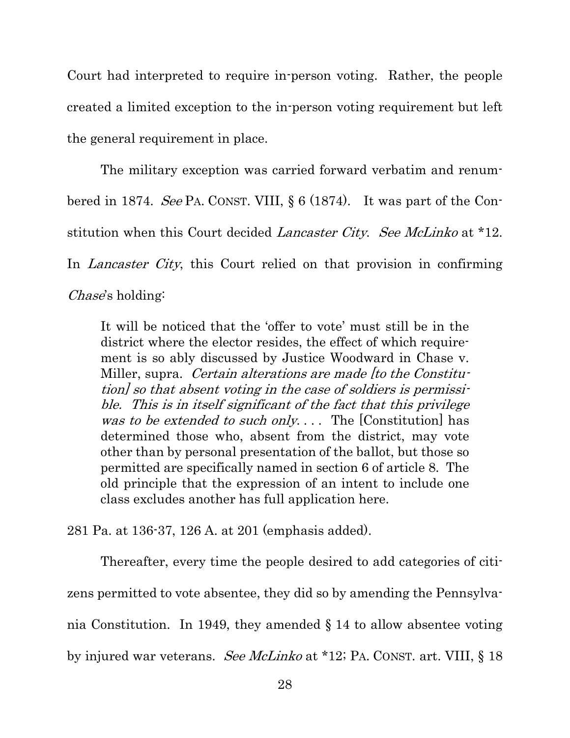Court had interpreted to require in-person voting. Rather, the people created a limited exception to the in-person voting requirement but left the general requirement in place.

The military exception was carried forward verbatim and renumbered in 1874. *See* PA. CONST. VIII, § 6 (1874). It was part of the Constitution when this Court decided *Lancaster City*. *See McLinko* at *12. In *Lancaster City*, this Court relied on that provision in confirming *Chase*'s holding:

> It will be noticed that the 'offer to vote' must still be in the district where the elector resides, the effect of which requirement is so ably discussed by Justice Woodward in Chase v. Miller, supra. *Certain alterations are made [to the Constitution] so that absent voting in the case of soldiers is permissible. This is in itself significant of the fact that this privilege was to be extended to such only.* . . . The [Constitution] has determined those who, absent from the district, may vote other than by personal presentation of the ballot, but those so permitted are specifically named in section 6 of article 8. The old principle that the expression of an intent to include one class excludes another has full application here.

281 Pa. at 136-37, 126 A. at 201 (emphasis added).

Thereafter, every time the people desired to add categories of citizens permitted to vote absentee, they did so by amending the Pennsylvania Constitution. In 1949, they amended § 14 to allow absentee voting by injured war veterans. *See McLinko* at *12; PA. CONST. art. VIII, § 18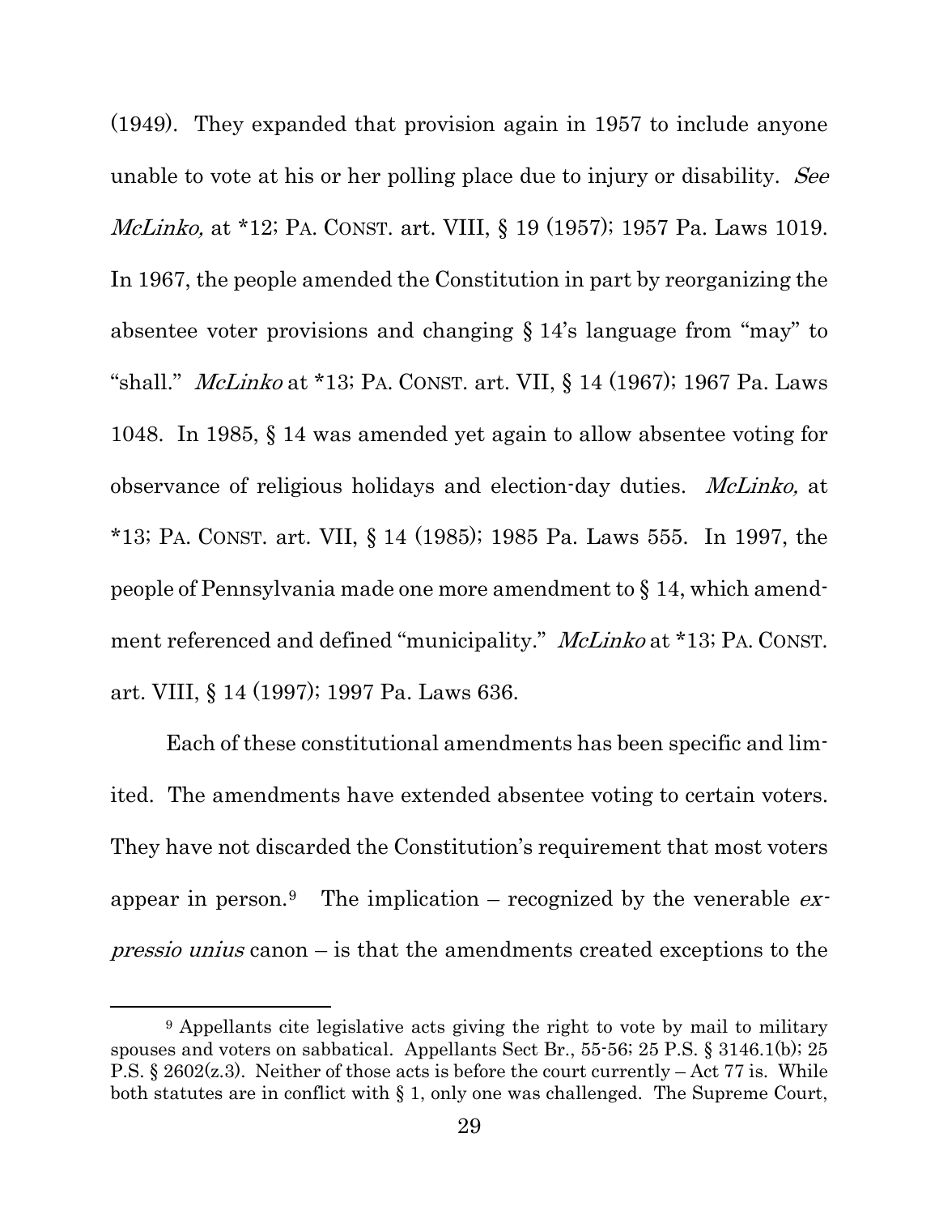(1949). They expanded that provision again in 1957 to include anyone unable to vote at his or her polling place due to injury or disability. *See McLinko,* at *12; PA. CONST. art. VIII, § 19 (1957); 1957 Pa. Laws 1019. In 1967, the people amended the Constitution in part by reorganizing the absentee voter provisions and changing § 14's language from "may" to "shall." *McLinko* at *13; PA. CONST. art. VII, § 14 (1967); 1967 Pa. Laws 1048. In 1985, § 14 was amended yet again to allow absentee voting for observance of religious holidays and election-day duties. *McLinko,* at *13; PA. CONST. art. VII, § 14 (1985); 1985 Pa. Laws 555. In 1997, the people of Pennsylvania made one more amendment to § 14, which amendment referenced and defined "municipality." *McLinko* at *13; PA. CONST. art. VIII, § 14 (1997); 1997 Pa. Laws 636.

Each of these constitutional amendments has been specific and limited. The amendments have extended absentee voting to certain voters. They have not discarded the Constitution's requirement that most voters appear in person.[9] The implication – recognized by the venerable *expressio unius* canon – is that the amendments created exceptions to the

[9] Appellants cite legislative acts giving the right to vote by mail to military spouses and voters on sabbatical. Appellants Sect Br., 55-56; 25 P.S. § 3146.1(b); 25 P.S. § 2602(z.3). Neither of those acts is before the court currently – Act 77 is. While both statutes are in conflict with § 1, only one was challenged. The Supreme Court,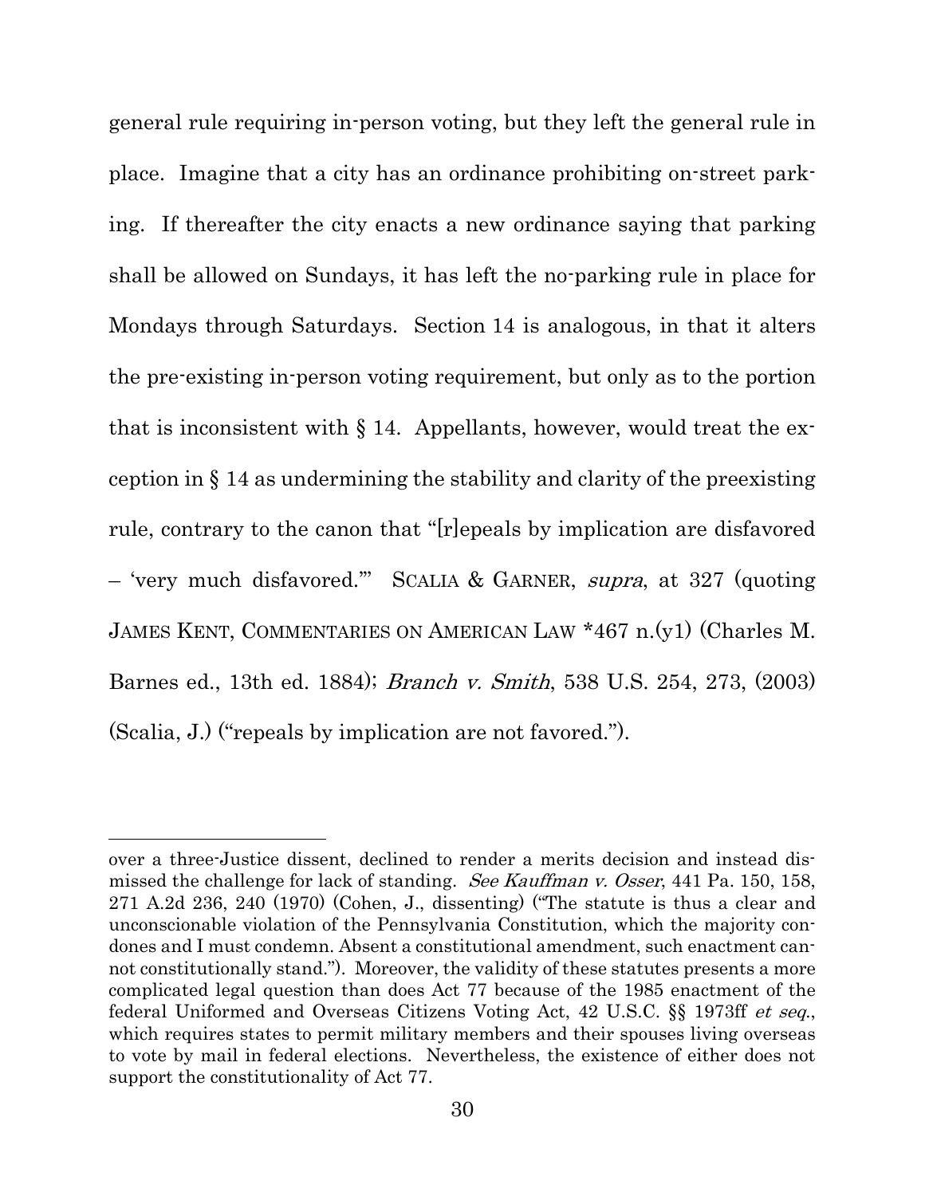general rule requiring in-person voting, but they left the general rule in place. Imagine that a city has an ordinance prohibiting on-street parking. If thereafter the city enacts a new ordinance saying that parking shall be allowed on Sundays, it has left the no-parking rule in place for Mondays through Saturdays. Section 14 is analogous, in that it alters the pre-existing in-person voting requirement, but only as to the portion that is inconsistent with § 14. Appellants, however, would treat the exception in § 14 as undermining the stability and clarity of the preexisting rule, contrary to the canon that "[r]epeals by implication are disfavored – 'very much disfavored.'" SCALIA & GARNER, *supra*, at 327 (quoting JAMES KENT, COMMENTARIES ON AMERICAN LAW *467 n.(y1) (Charles M. Barnes ed., 13th ed. 1884); *Branch v. Smith*, 538 U.S. 254, 273, (2003) (Scalia, J.) ("repeals by implication are not favored.").

---

over a three-Justice dissent, declined to render a merits decision and instead dismissed the challenge for lack of standing. *See Kauffman v. Osser*, 441 Pa. 150, 158, 271 A.2d 236, 240 (1970) (Cohen, J., dissenting) ("The statute is thus a clear and unconscionable violation of the Pennsylvania Constitution, which the majority condones and I must condemn. Absent a constitutional amendment, such enactment cannot constitutionally stand."). Moreover, the validity of these statutes presents a more complicated legal question than does Act 77 because of the 1985 enactment of the federal Uniformed and Overseas Citizens Voting Act, 42 U.S.C. §§ 1973ff *et seq.*, which requires states to permit military members and their spouses living overseas to vote by mail in federal elections. Nevertheless, the existence of either does not support the constitutionality of Act 77.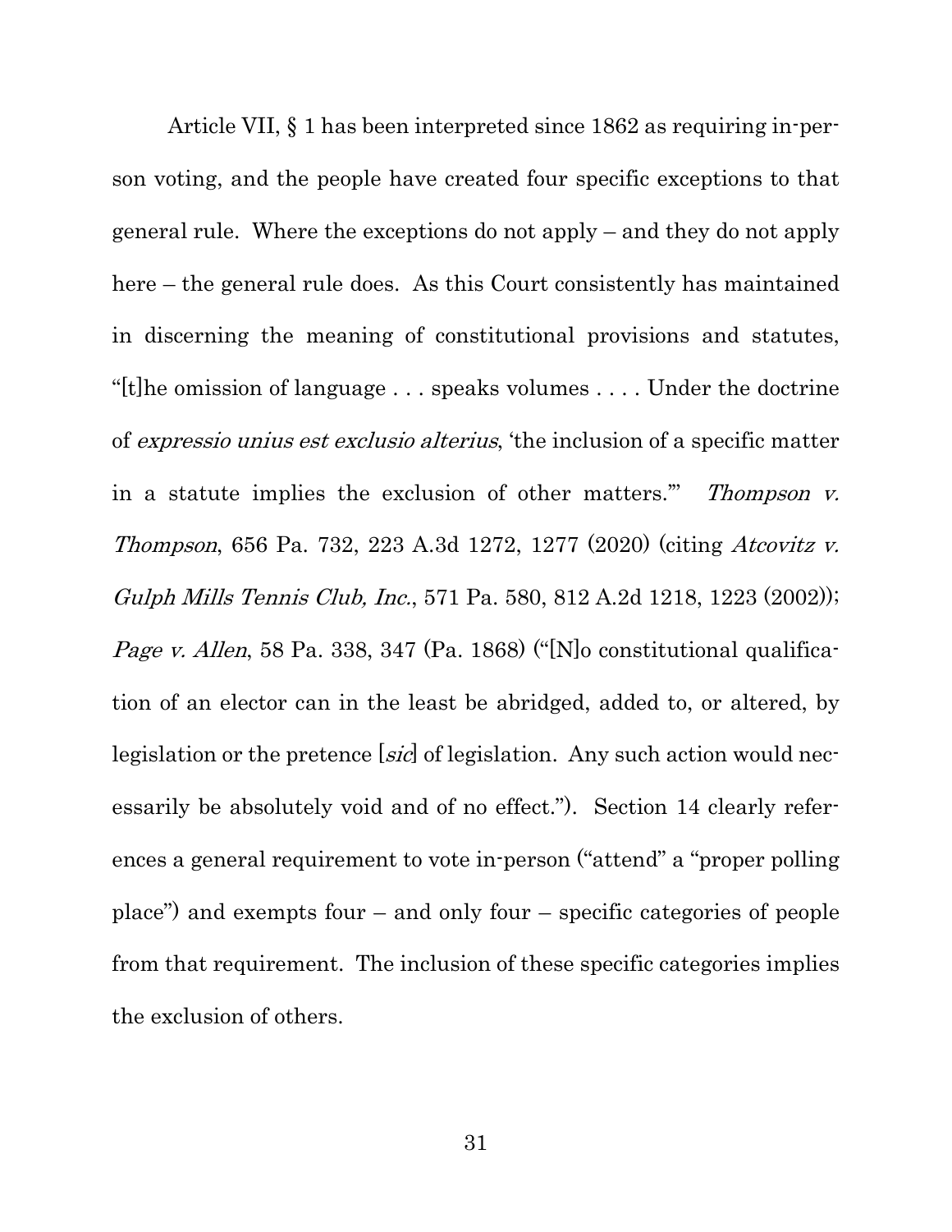Article VII, § 1 has been interpreted since 1862 as requiring in-person voting, and the people have created four specific exceptions to that general rule. Where the exceptions do not apply – and they do not apply here – the general rule does. As this Court consistently has maintained in discerning the meaning of constitutional provisions and statutes, "[t]he omission of language . . . speaks volumes . . . . Under the doctrine of *expressio unius est exclusio alterius*, 'the inclusion of a specific matter in a statute implies the exclusion of other matters.'" *Thompson v. Thompson*, 656 Pa. 732, 223 A.3d 1272, 1277 (2020) (citing *Atcovitz v. Gulph Mills Tennis Club, Inc.*, 571 Pa. 580, 812 A.2d 1218, 1223 (2002)); *Page v. Allen*, 58 Pa. 338, 347 (Pa. 1868) ("[N]o constitutional qualification of an elector can in the least be abridged, added to, or altered, by legislation or the pretence [*sic*] of legislation. Any such action would necessarily be absolutely void and of no effect."). Section 14 clearly references a general requirement to vote in-person ("attend" a "proper polling place") and exempts four – and only four – specific categories of people from that requirement. The inclusion of these specific categories implies the exclusion of others.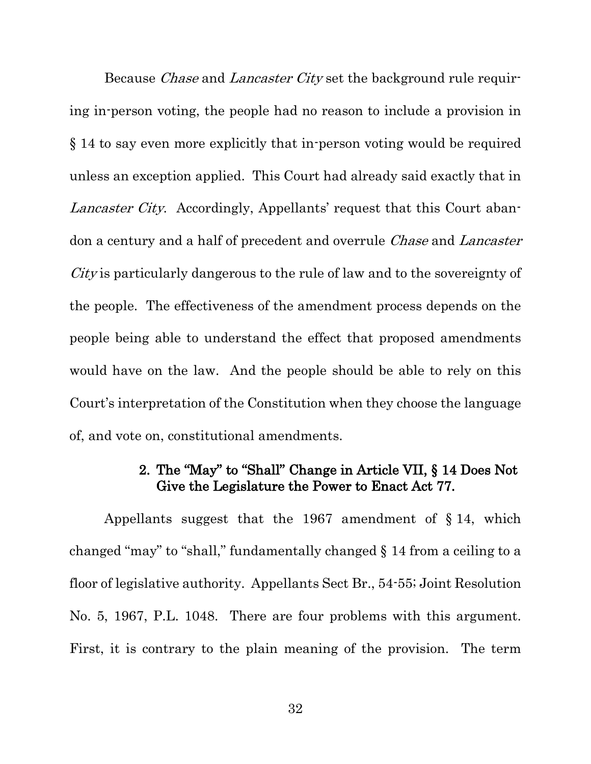Because *Chase* and *Lancaster City* set the background rule requiring in-person voting, the people had no reason to include a provision in § 14 to say even more explicitly that in-person voting would be required unless an exception applied. This Court had already said exactly that in *Lancaster City*. Accordingly, Appellants' request that this Court abandon a century and a half of precedent and overrule *Chase* and *Lancaster City* is particularly dangerous to the rule of law and to the sovereignty of the people. The effectiveness of the amendment process depends on the people being able to understand the effect that proposed amendments would have on the law. And the people should be able to rely on this Court's interpretation of the Constitution when they choose the language of, and vote on, constitutional amendments.

#### 2. The "May" to "Shall" Change in Article VII, § 14 Does Not Give the Legislature the Power to Enact Act 77.

Appellants suggest that the 1967 amendment of § 14, which changed "may" to "shall," fundamentally changed § 14 from a ceiling to a floor of legislative authority. Appellants Sect Br., 54-55; Joint Resolution No. 5, 1967, P.L. 1048. There are four problems with this argument. First, it is contrary to the plain meaning of the provision. The term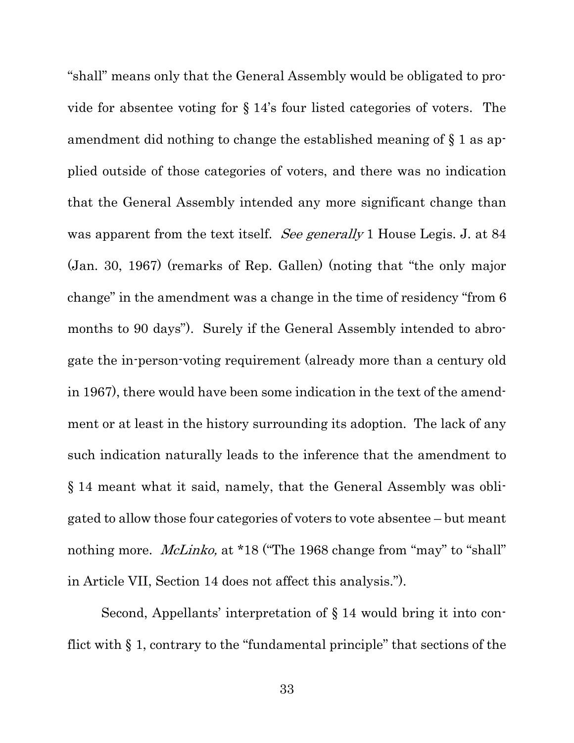"shall" means only that the General Assembly would be obligated to provide for absentee voting for § 14's four listed categories of voters. The amendment did nothing to change the established meaning of § 1 as applied outside of those categories of voters, and there was no indication that the General Assembly intended any more significant change than was apparent from the text itself. *See generally* 1 House Legis. J. at 84 (Jan. 30, 1967) (remarks of Rep. Gallen) (noting that "the only major change" in the amendment was a change in the time of residency "from 6 months to 90 days"). Surely if the General Assembly intended to abrogate the in-person-voting requirement (already more than a century old in 1967), there would have been some indication in the text of the amendment or at least in the history surrounding its adoption. The lack of any such indication naturally leads to the inference that the amendment to § 14 meant what it said, namely, that the General Assembly was obligated to allow those four categories of voters to vote absentee – but meant nothing more. *McLinko,* at *18 ("The 1968 change from "may" to "shall" in Article VII, Section 14 does not affect this analysis.").

Second, Appellants' interpretation of § 14 would bring it into conflict with § 1, contrary to the "fundamental principle" that sections of the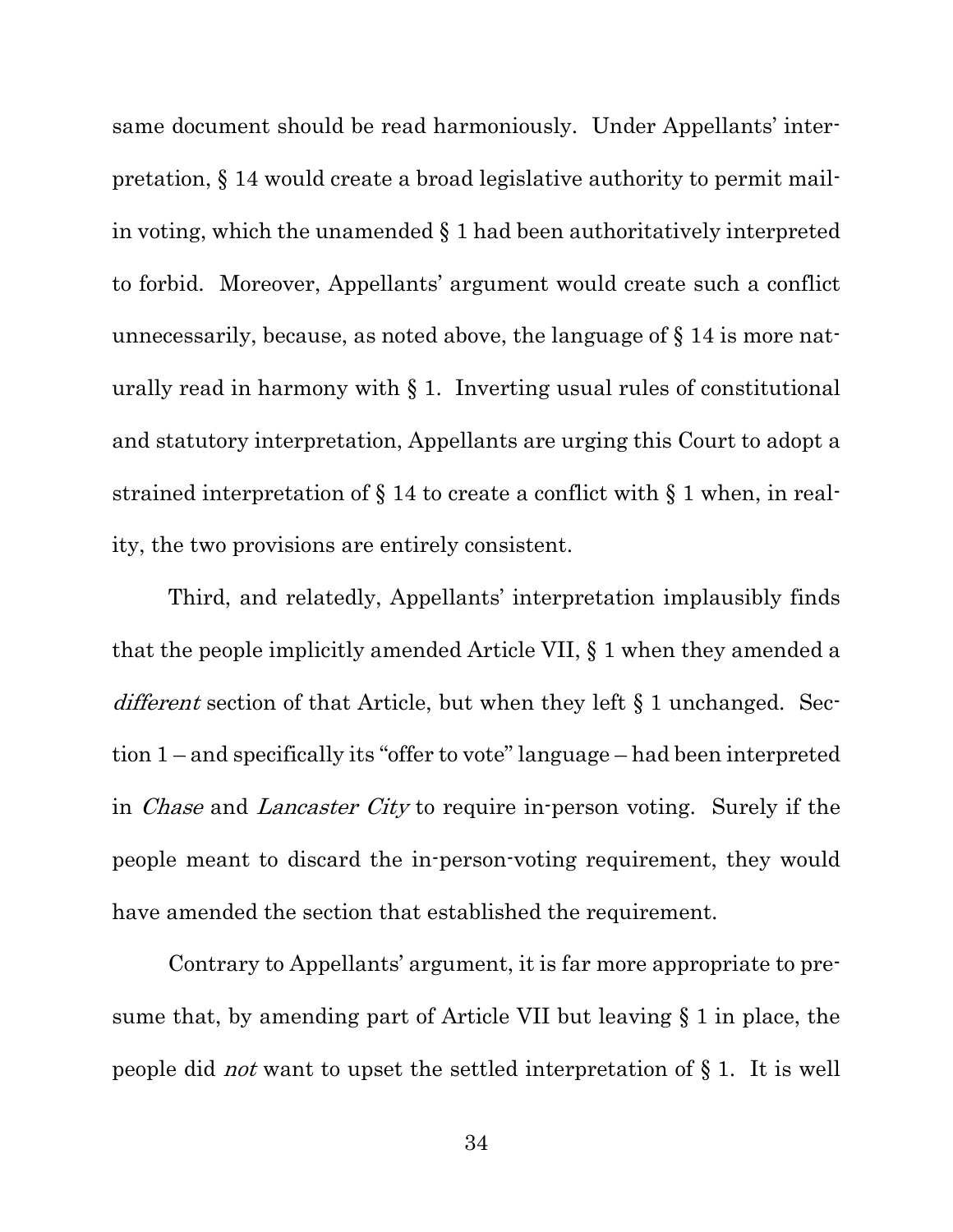same document should be read harmoniously. Under Appellants' interpretation, § 14 would create a broad legislative authority to permit mail-in voting, which the unamended § 1 had been authoritatively interpreted to forbid. Moreover, Appellants' argument would create such a conflict unnecessarily, because, as noted above, the language of § 14 is more naturally read in harmony with § 1. Inverting usual rules of constitutional and statutory interpretation, Appellants are urging this Court to adopt a strained interpretation of § 14 to create a conflict with § 1 when, in reality, the two provisions are entirely consistent.

Third, and relatedly, Appellants' interpretation implausibly finds that the people implicitly amended Article VII, § 1 when they amended a *different* section of that Article, but when they left § 1 unchanged. Section 1 – and specifically its "offer to vote" language – had been interpreted in *Chase* and *Lancaster City* to require in-person voting. Surely if the people meant to discard the in-person-voting requirement, they would have amended the section that established the requirement.

Contrary to Appellants' argument, it is far more appropriate to presume that, by amending part of Article VII but leaving § 1 in place, the people did *not* want to upset the settled interpretation of § 1. It is well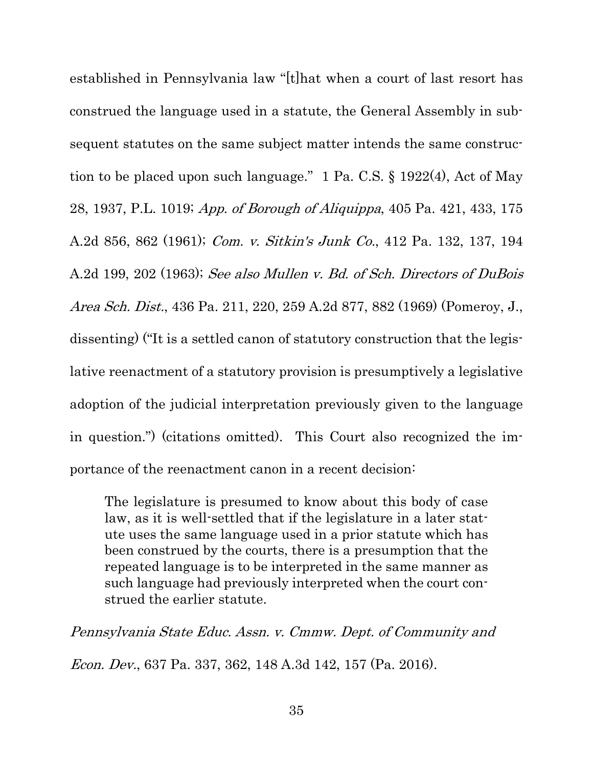established in Pennsylvania law "[t]hat when a court of last resort has construed the language used in a statute, the General Assembly in subsequent statutes on the same subject matter intends the same construction to be placed upon such language." 1 Pa. C.S. § 1922(4), Act of May 28, 1937, P.L. 1019; *App. of Borough of Aliquippa*, 405 Pa. 421, 433, 175 A.2d 856, 862 (1961); *Com. v. Sitkin's Junk Co.*, 412 Pa. 132, 137, 194 A.2d 199, 202 (1963); *See also Mullen v. Bd. of Sch. Directors of DuBois Area Sch. Dist.*, 436 Pa. 211, 220, 259 A.2d 877, 882 (1969) (Pomeroy, J., dissenting) ("It is a settled canon of statutory construction that the legislative reenactment of a statutory provision is presumptively a legislative adoption of the judicial interpretation previously given to the language in question.") (citations omitted). This Court also recognized the importance of the reenactment canon in a recent decision:

> The legislature is presumed to know about this body of case law, as it is well-settled that if the legislature in a later statute uses the same language used in a prior statute which has been construed by the courts, there is a presumption that the repeated language is to be interpreted in the same manner as such language had previously interpreted when the court construed the earlier statute.

*Pennsylvania State Educ. Assn. v. Cmmw. Dept. of Community and Econ. Dev.*, 637 Pa. 337, 362, 148 A.3d 142, 157 (Pa. 2016).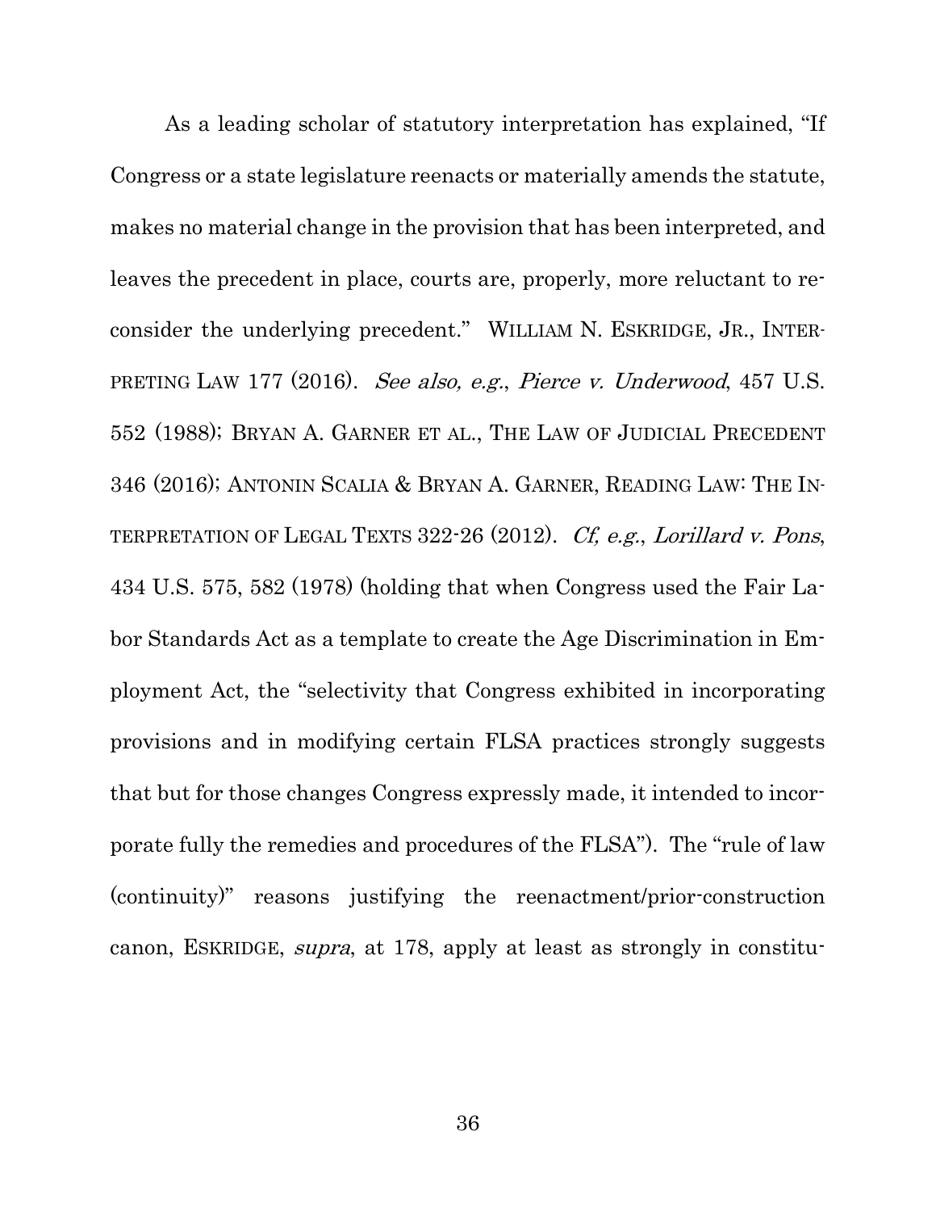As a leading scholar of statutory interpretation has explained, "If Congress or a state legislature reenacts or materially amends the statute, makes no material change in the provision that has been interpreted, and leaves the precedent in place, courts are, properly, more reluctant to reconsider the underlying precedent." WILLIAM N. ESKRIDGE, JR., INTERPRETING LAW 177 (2016). *See also, e.g.*, *Pierce v. Underwood*, 457 U.S. 552 (1988); BRYAN A. GARNER ET AL., THE LAW OF JUDICIAL PRECEDENT 346 (2016); ANTONIN SCALIA & BRYAN A. GARNER, READING LAW: THE INTERPRETATION OF LEGAL TEXTS 322-26 (2012). *Cf, e.g.*, *Lorillard v. Pons*, 434 U.S. 575, 582 (1978) (holding that when Congress used the Fair Labor Standards Act as a template to create the Age Discrimination in Employment Act, the "selectivity that Congress exhibited in incorporating provisions and in modifying certain FLSA practices strongly suggests that but for those changes Congress expressly made, it intended to incorporate fully the remedies and procedures of the FLSA"). The "rule of law (continuity)" reasons justifying the reenactment/prior-construction canon, ESKRIDGE, *supra*, at 178, apply at least as strongly in constitu-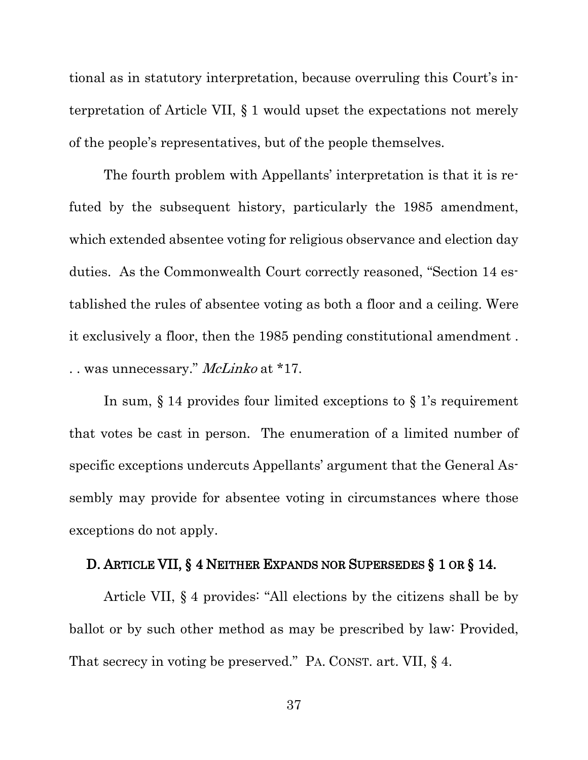tional as in statutory interpretation, because overruling this Court's interpretation of Article VII, § 1 would upset the expectations not merely of the people's representatives, but of the people themselves.

The fourth problem with Appellants' interpretation is that it is refuted by the subsequent history, particularly the 1985 amendment, which extended absentee voting for religious observance and election day duties. As the Commonwealth Court correctly reasoned, "Section 14 established the rules of absentee voting as both a floor and a ceiling. Were it exclusively a floor, then the 1985 pending constitutional amendment . . . was unnecessary." *McLinko* at *17.

In sum, § 14 provides four limited exceptions to § 1's requirement that votes be cast in person. The enumeration of a limited number of specific exceptions undercuts Appellants' argument that the General Assembly may provide for absentee voting in circumstances where those exceptions do not apply.

### D. Article VII, § 4 Neither Expands nor Supersedes § 1 or § 14.

Article VII, § 4 provides: "All elections by the citizens shall be by ballot or by such other method as may be prescribed by law: Provided, That secrecy in voting be preserved." PA. CONST. art. VII, § 4.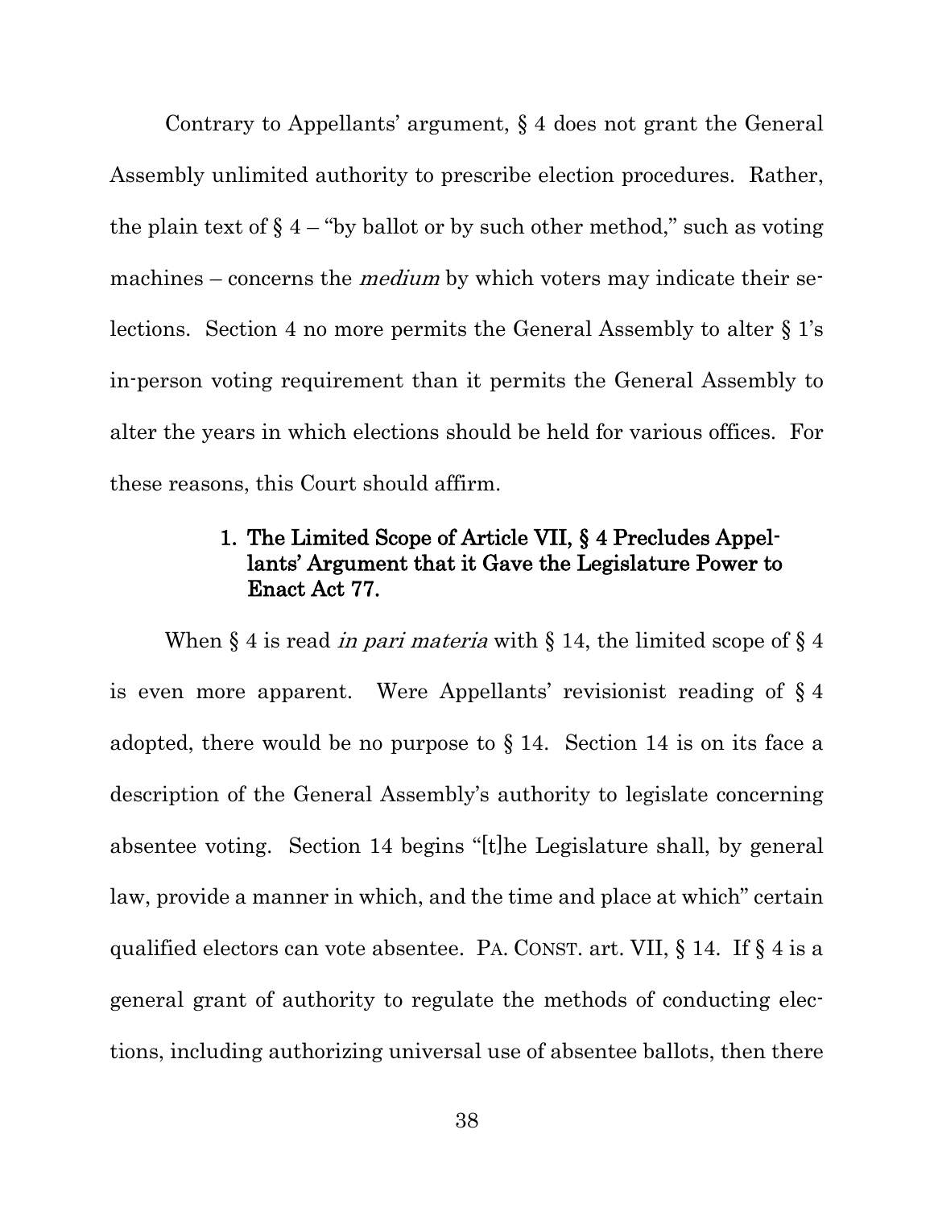Contrary to Appellants' argument, § 4 does not grant the General Assembly unlimited authority to prescribe election procedures. Rather, the plain text of § 4 – "by ballot or by such other method," such as voting machines – concerns the *medium* by which voters may indicate their selections. Section 4 no more permits the General Assembly to alter § 1's in-person voting requirement than it permits the General Assembly to alter the years in which elections should be held for various offices. For these reasons, this Court should affirm.

### 1. The Limited Scope of Article VII, § 4 Precludes Appellants' Argument that it Gave the Legislature Power to Enact Act 77.

When § 4 is read *in pari materia* with § 14, the limited scope of § 4 is even more apparent. Were Appellants' revisionist reading of § 4 adopted, there would be no purpose to § 14. Section 14 is on its face a description of the General Assembly's authority to legislate concerning absentee voting. Section 14 begins "[t]he Legislature shall, by general law, provide a manner in which, and the time and place at which" certain qualified electors can vote absentee. PA. CONST. art. VII, § 14. If § 4 is a general grant of authority to regulate the methods of conducting elections, including authorizing universal use of absentee ballots, then there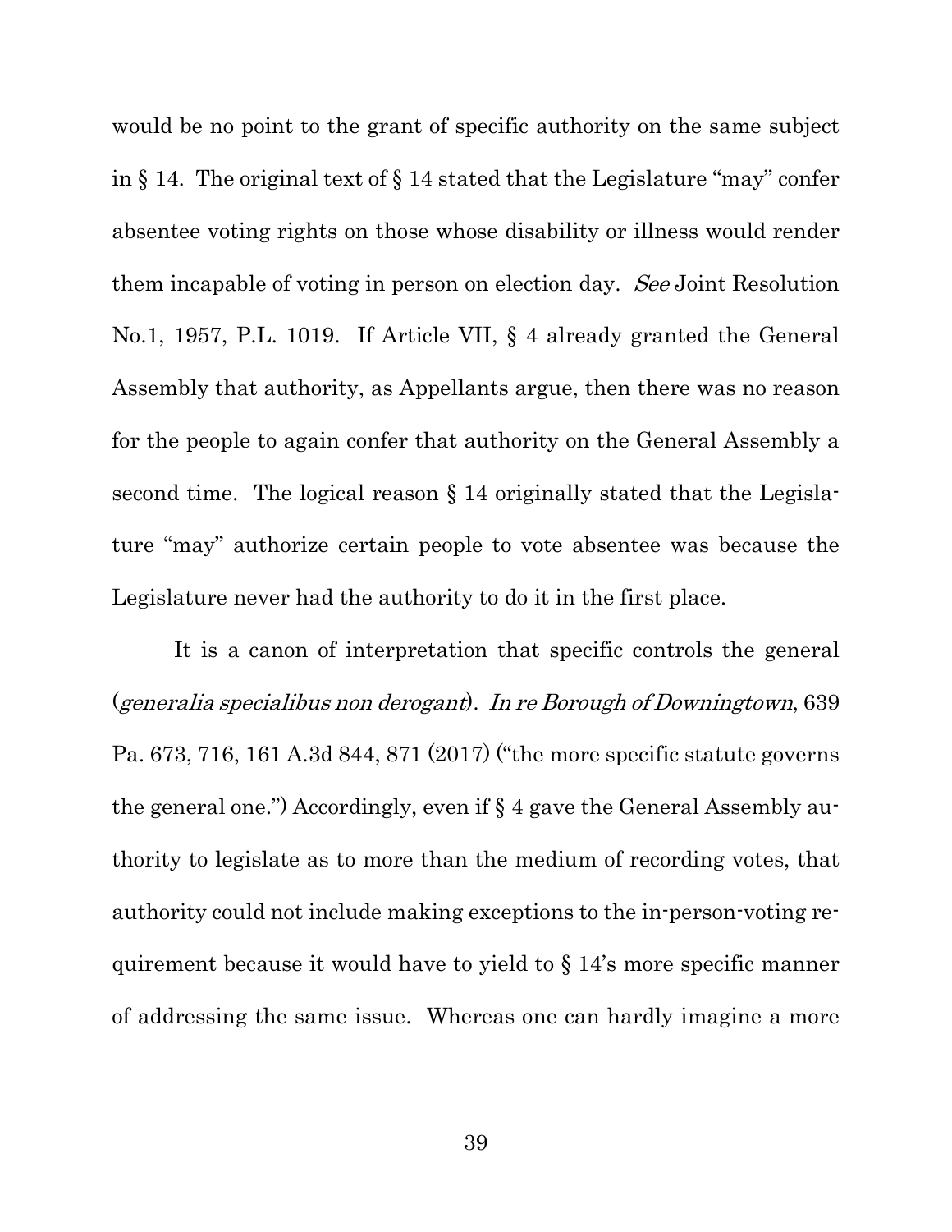would be no point to the grant of specific authority on the same subject in § 14. The original text of § 14 stated that the Legislature "may" confer absentee voting rights on those whose disability or illness would render them incapable of voting in person on election day. *See* Joint Resolution No.1, 1957, P.L. 1019. If Article VII, § 4 already granted the General Assembly that authority, as Appellants argue, then there was no reason for the people to again confer that authority on the General Assembly a second time. The logical reason § 14 originally stated that the Legislature "may" authorize certain people to vote absentee was because the Legislature never had the authority to do it in the first place.

It is a canon of interpretation that specific controls the general (*generalia specialibus non derogant*). *In re Borough of Downingtown*, 639 Pa. 673, 716, 161 A.3d 844, 871 (2017) ("the more specific statute governs the general one.") Accordingly, even if § 4 gave the General Assembly authority to legislate as to more than the medium of recording votes, that authority could not include making exceptions to the in-person-voting requirement because it would have to yield to § 14's more specific manner of addressing the same issue. Whereas one can hardly imagine a more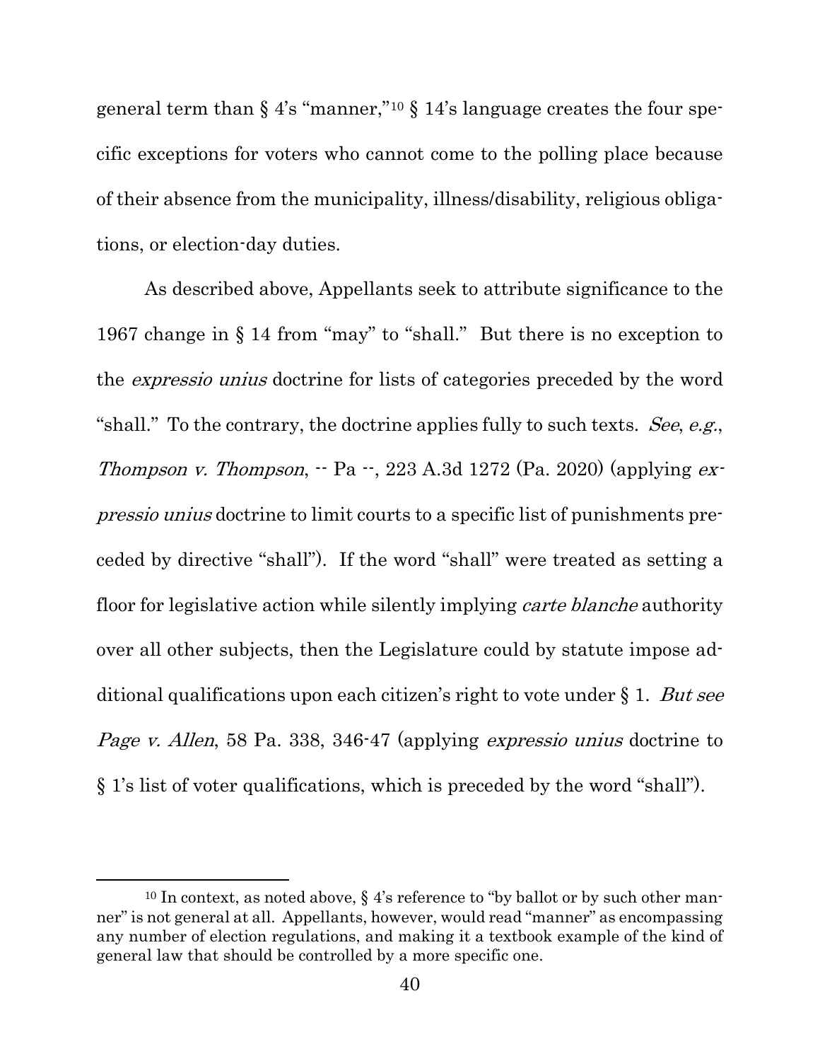general term than § 4's "manner,"[10] § 14's language creates the four specific exceptions for voters who cannot come to the polling place because of their absence from the municipality, illness/disability, religious obligations, or election-day duties.

As described above, Appellants seek to attribute significance to the 1967 change in § 14 from "may" to "shall." But there is no exception to the *expressio unius* doctrine for lists of categories preceded by the word "shall." To the contrary, the doctrine applies fully to such texts. *See*, *e.g.*, *Thompson v. Thompson*, -- Pa --, 223 A.3d 1272 (Pa. 2020) (applying *expressio unius* doctrine to limit courts to a specific list of punishments preceded by directive "shall"). If the word "shall" were treated as setting a floor for legislative action while silently implying *carte blanche* authority over all other subjects, then the Legislature could by statute impose additional qualifications upon each citizen's right to vote under § 1. *But see Page v. Allen*, 58 Pa. 338, 346-47 (applying *expressio unius* doctrine to § 1's list of voter qualifications, which is preceded by the word "shall").

[10] In context, as noted above, § 4's reference to "by ballot or by such other manner" is not general at all. Appellants, however, would read "manner" as encompassing any number of election regulations, and making it a textbook example of the kind of general law that should be controlled by a more specific one.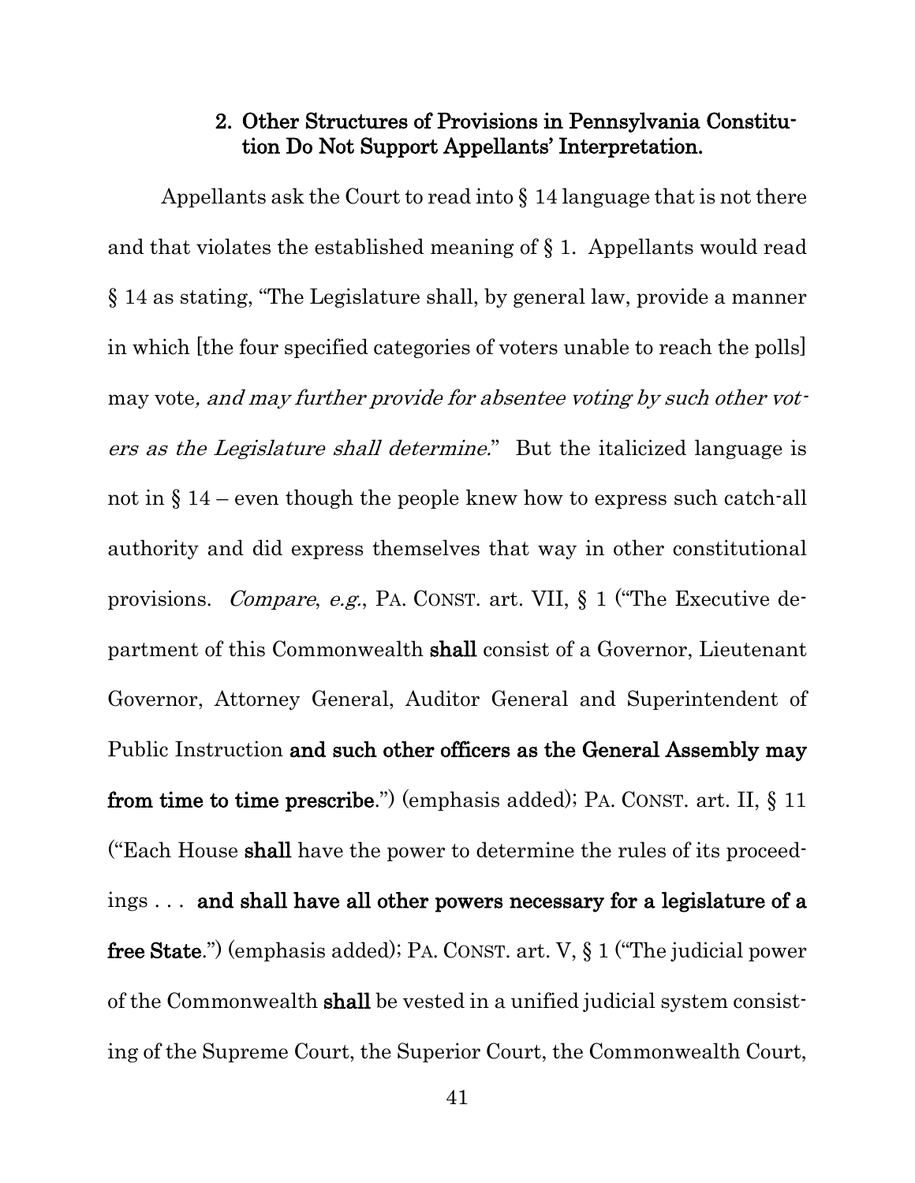### 2. Other Structures of Provisions in Pennsylvania Constitution Do Not Support Appellants' Interpretation.

Appellants ask the Court to read into § 14 language that is not there and that violates the established meaning of § 1. Appellants would read § 14 as stating, "The Legislature shall, by general law, provide a manner in which [the four specified categories of voters unable to reach the polls] may vote*, and may further provide for absentee voting by such other voters as the Legislature shall determine*." But the italicized language is not in § 14 – even though the people knew how to express such catch-all authority and did express themselves that way in other constitutional provisions. *Compare*, *e.g.*, PA. CONST. art. VII, § 1 ("The Executive department of this Commonwealth **shall** consist of a Governor, Lieutenant Governor, Attorney General, Auditor General and Superintendent of Public Instruction **and such other officers as the General Assembly may from time to time prescribe**.") (emphasis added); PA. CONST. art. II, § 11 ("Each House **shall** have the power to determine the rules of its proceedings . . . **and shall have all other powers necessary for a legislature of a free State**.") (emphasis added); PA. CONST. art. V, § 1 ("The judicial power of the Commonwealth **shall** be vested in a unified judicial system consisting of the Supreme Court, the Superior Court, the Commonwealth Court,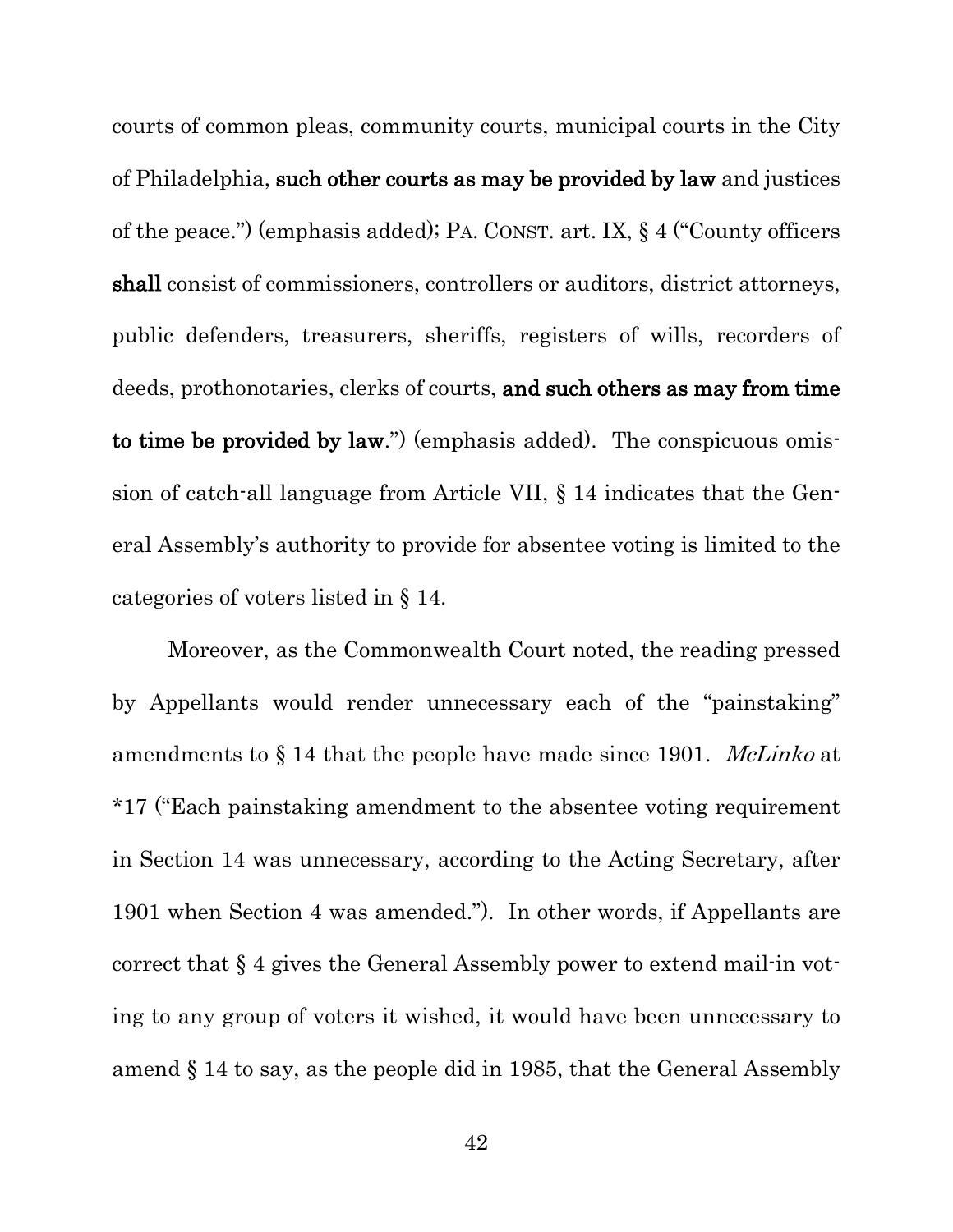courts of common pleas, community courts, municipal courts in the City of Philadelphia, **such other courts as may be provided by law** and justices of the peace.") (emphasis added); PA. CONST. art. IX, § 4 ("County officers **shall** consist of commissioners, controllers or auditors, district attorneys, public defenders, treasurers, sheriffs, registers of wills, recorders of deeds, prothonotaries, clerks of courts, **and such others as may from time to time be provided by law**.") (emphasis added). The conspicuous omission of catch-all language from Article VII, § 14 indicates that the General Assembly's authority to provide for absentee voting is limited to the categories of voters listed in § 14.

Moreover, as the Commonwealth Court noted, the reading pressed by Appellants would render unnecessary each of the "painstaking" amendments to § 14 that the people have made since 1901. *McLinko* at *17 ("Each painstaking amendment to the absentee voting requirement in Section 14 was unnecessary, according to the Acting Secretary, after 1901 when Section 4 was amended."). In other words, if Appellants are correct that § 4 gives the General Assembly power to extend mail-in voting to any group of voters it wished, it would have been unnecessary to amend § 14 to say, as the people did in 1985, that the General Assembly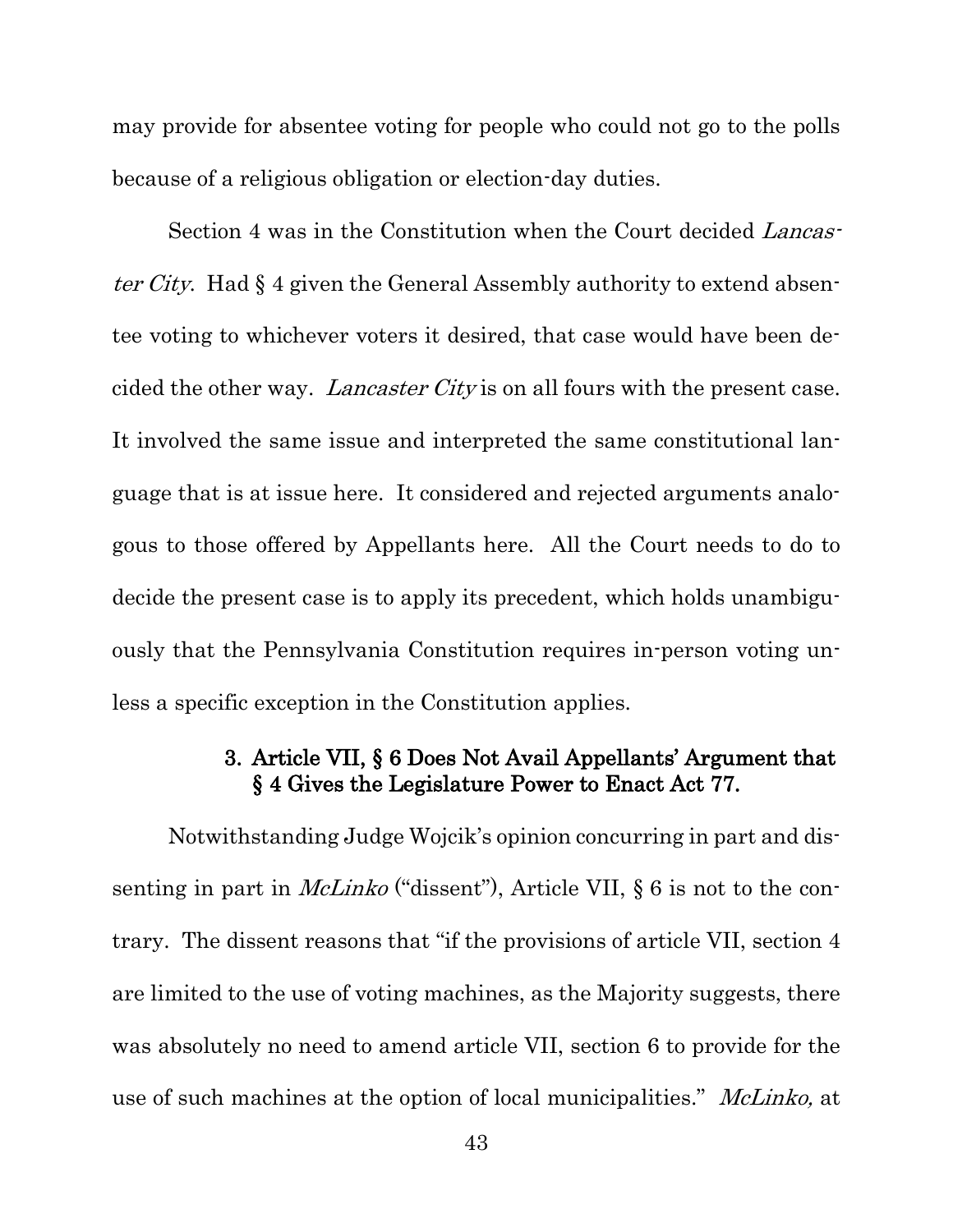may provide for absentee voting for people who could not go to the polls because of a religious obligation or election-day duties.

Section 4 was in the Constitution when the Court decided *Lancaster City*. Had § 4 given the General Assembly authority to extend absentee voting to whichever voters it desired, that case would have been decided the other way. *Lancaster City* is on all fours with the present case. It involved the same issue and interpreted the same constitutional language that is at issue here. It considered and rejected arguments analogous to those offered by Appellants here. All the Court needs to do to decide the present case is to apply its precedent, which holds unambiguously that the Pennsylvania Constitution requires in-person voting unless a specific exception in the Constitution applies.

#### 3. Article VII, § 6 Does Not Avail Appellants' Argument that § 4 Gives the Legislature Power to Enact Act 77.

Notwithstanding Judge Wojcik's opinion concurring in part and dissenting in part in *McLinko* ("dissent"), Article VII, § 6 is not to the contrary. The dissent reasons that "if the provisions of article VII, section 4 are limited to the use of voting machines, as the Majority suggests, there was absolutely no need to amend article VII, section 6 to provide for the use of such machines at the option of local municipalities." *McLinko,* at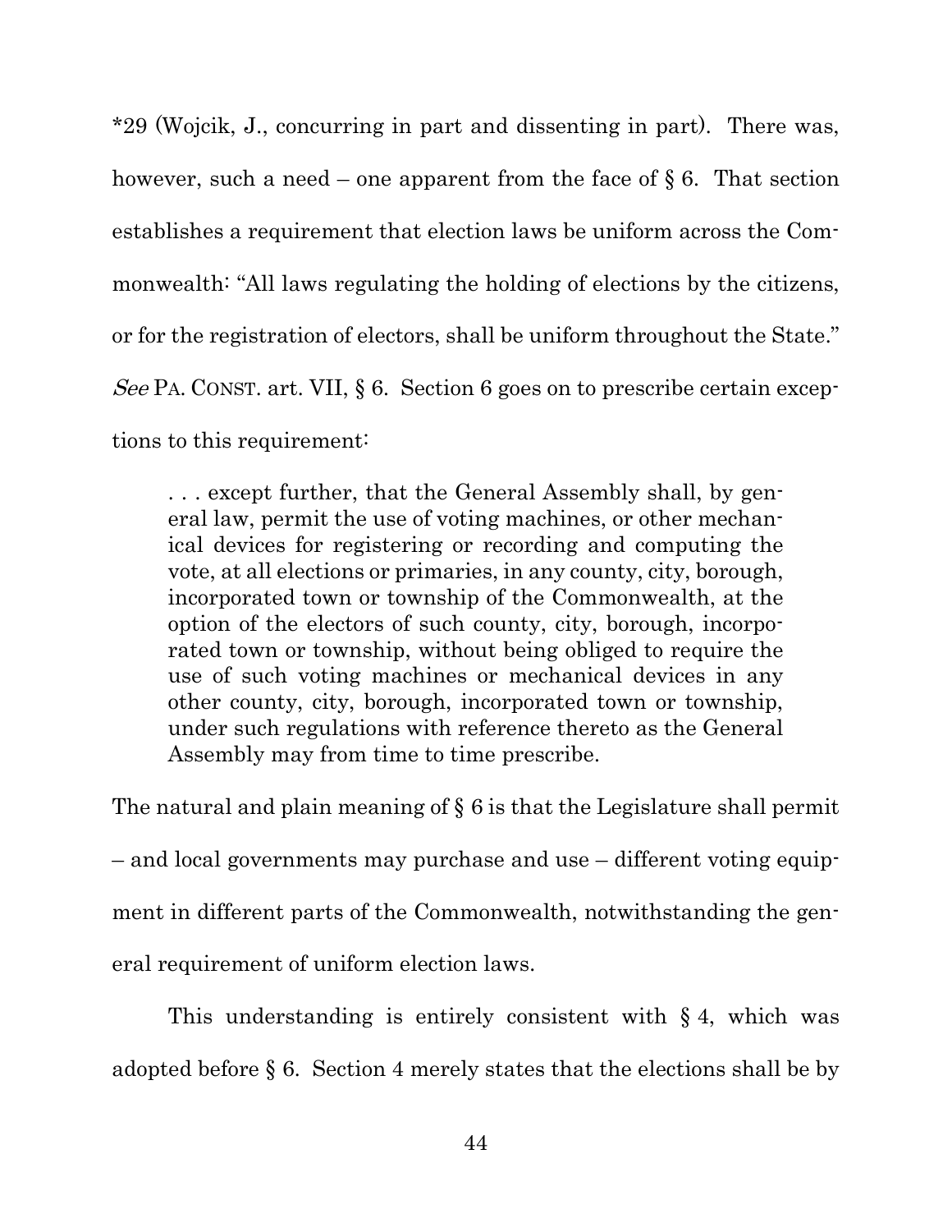*29 (Wojcik, J., concurring in part and dissenting in part). There was, however, such a need – one apparent from the face of § 6. That section establishes a requirement that election laws be uniform across the Commonwealth: "All laws regulating the holding of elections by the citizens, or for the registration of electors, shall be uniform throughout the State." *See* PA. CONST. art. VII, § 6. Section 6 goes on to prescribe certain exceptions to this requirement:

> . . . except further, that the General Assembly shall, by general law, permit the use of voting machines, or other mechanical devices for registering or recording and computing the vote, at all elections or primaries, in any county, city, borough, incorporated town or township of the Commonwealth, at the option of the electors of such county, city, borough, incorporated town or township, without being obliged to require the use of such voting machines or mechanical devices in any other county, city, borough, incorporated town or township, under such regulations with reference thereto as the General Assembly may from time to time prescribe.

The natural and plain meaning of § 6 is that the Legislature shall permit – and local governments may purchase and use – different voting equipment in different parts of the Commonwealth, notwithstanding the general requirement of uniform election laws.

This understanding is entirely consistent with § 4, which was adopted before § 6. Section 4 merely states that the elections shall be by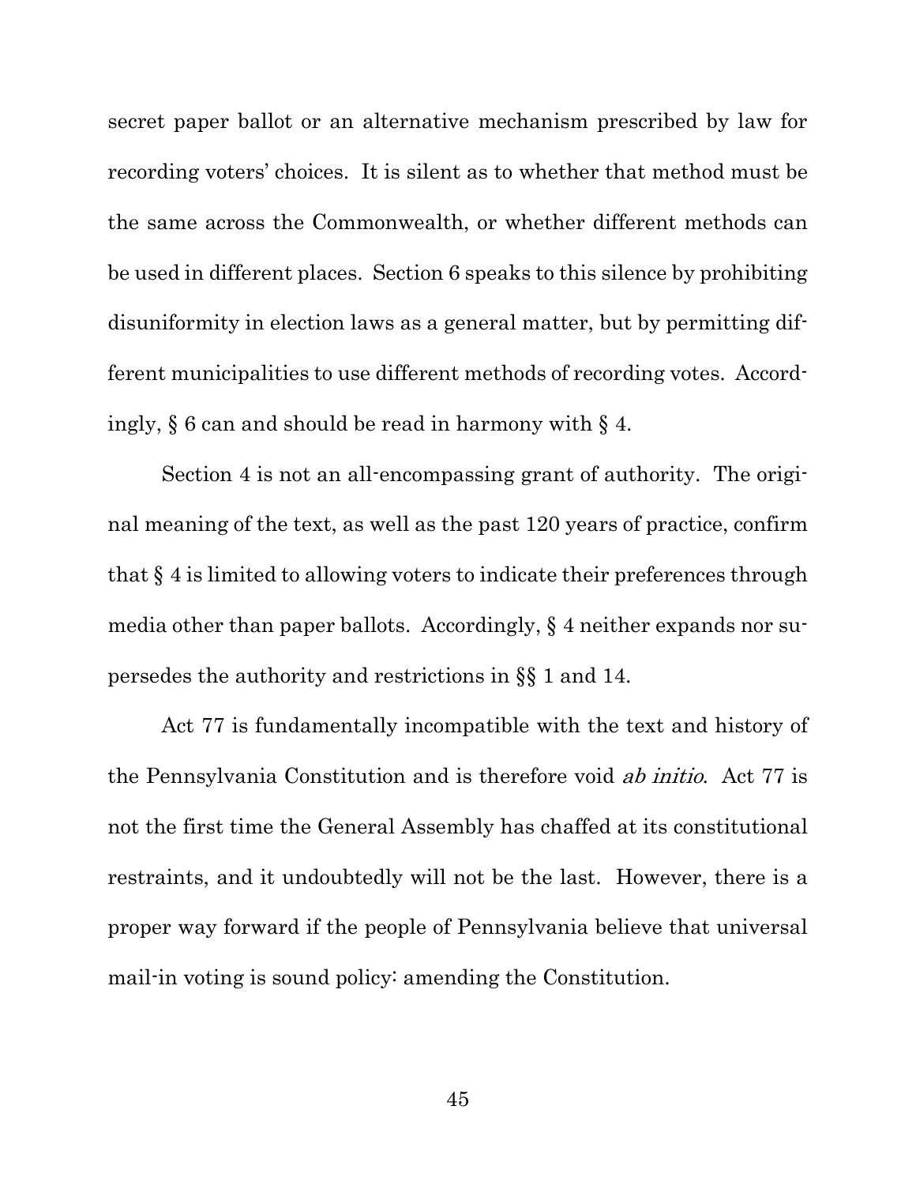secret paper ballot or an alternative mechanism prescribed by law for recording voters' choices. It is silent as to whether that method must be the same across the Commonwealth, or whether different methods can be used in different places. Section 6 speaks to this silence by prohibiting disuniformity in election laws as a general matter, but by permitting different municipalities to use different methods of recording votes. Accordingly, § 6 can and should be read in harmony with § 4.

Section 4 is not an all-encompassing grant of authority. The original meaning of the text, as well as the past 120 years of practice, confirm that § 4 is limited to allowing voters to indicate their preferences through media other than paper ballots. Accordingly, § 4 neither expands nor supersedes the authority and restrictions in §§ 1 and 14.

Act 77 is fundamentally incompatible with the text and history of the Pennsylvania Constitution and is therefore void *ab initio*. Act 77 is not the first time the General Assembly has chaffed at its constitutional restraints, and it undoubtedly will not be the last. However, there is a proper way forward if the people of Pennsylvania believe that universal mail-in voting is sound policy: amending the Constitution.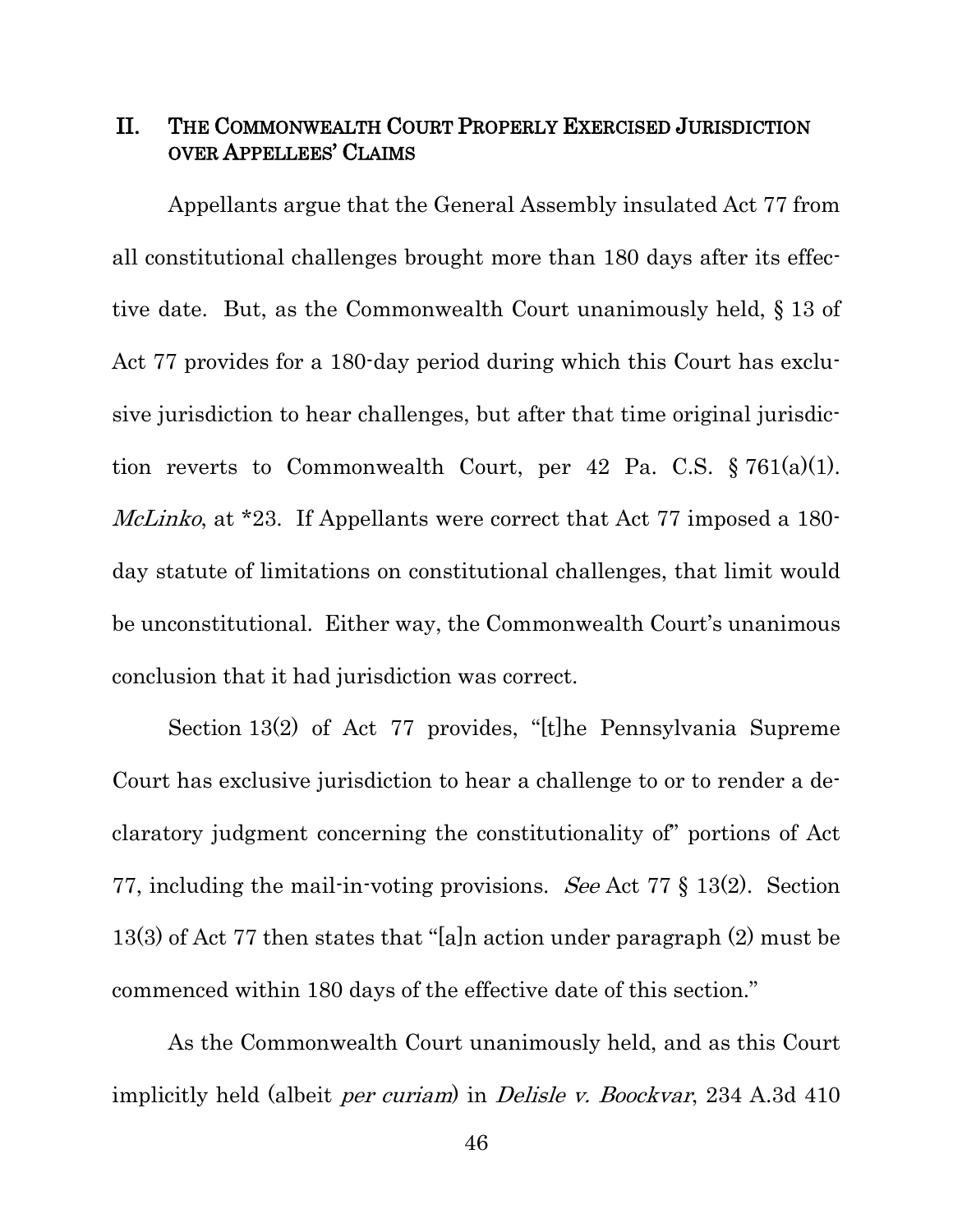## II. THE COMMONWEALTH COURT PROPERLY EXERCISED JURISDICTION OVER APPELLEES' CLAIMS

Appellants argue that the General Assembly insulated Act 77 from all constitutional challenges brought more than 180 days after its effective date. But, as the Commonwealth Court unanimously held, § 13 of Act 77 provides for a 180-day period during which this Court has exclusive jurisdiction to hear challenges, but after that time original jurisdiction reverts to Commonwealth Court, per 42 Pa. C.S. § 761(a)(1). *McLinko*, at \*23. If Appellants were correct that Act 77 imposed a 180-day statute of limitations on constitutional challenges, that limit would be unconstitutional. Either way, the Commonwealth Court's unanimous conclusion that it had jurisdiction was correct.

Section 13(2) of Act 77 provides, "[t]he Pennsylvania Supreme Court has exclusive jurisdiction to hear a challenge to or to render a declaratory judgment concerning the constitutionality of" portions of Act 77, including the mail-in-voting provisions. *See* Act 77 § 13(2). Section 13(3) of Act 77 then states that "[a]n action under paragraph (2) must be commenced within 180 days of the effective date of this section."

As the Commonwealth Court unanimously held, and as this Court implicitly held (albeit *per curiam*) in *Delisle v. Boockvar*, 234 A.3d 410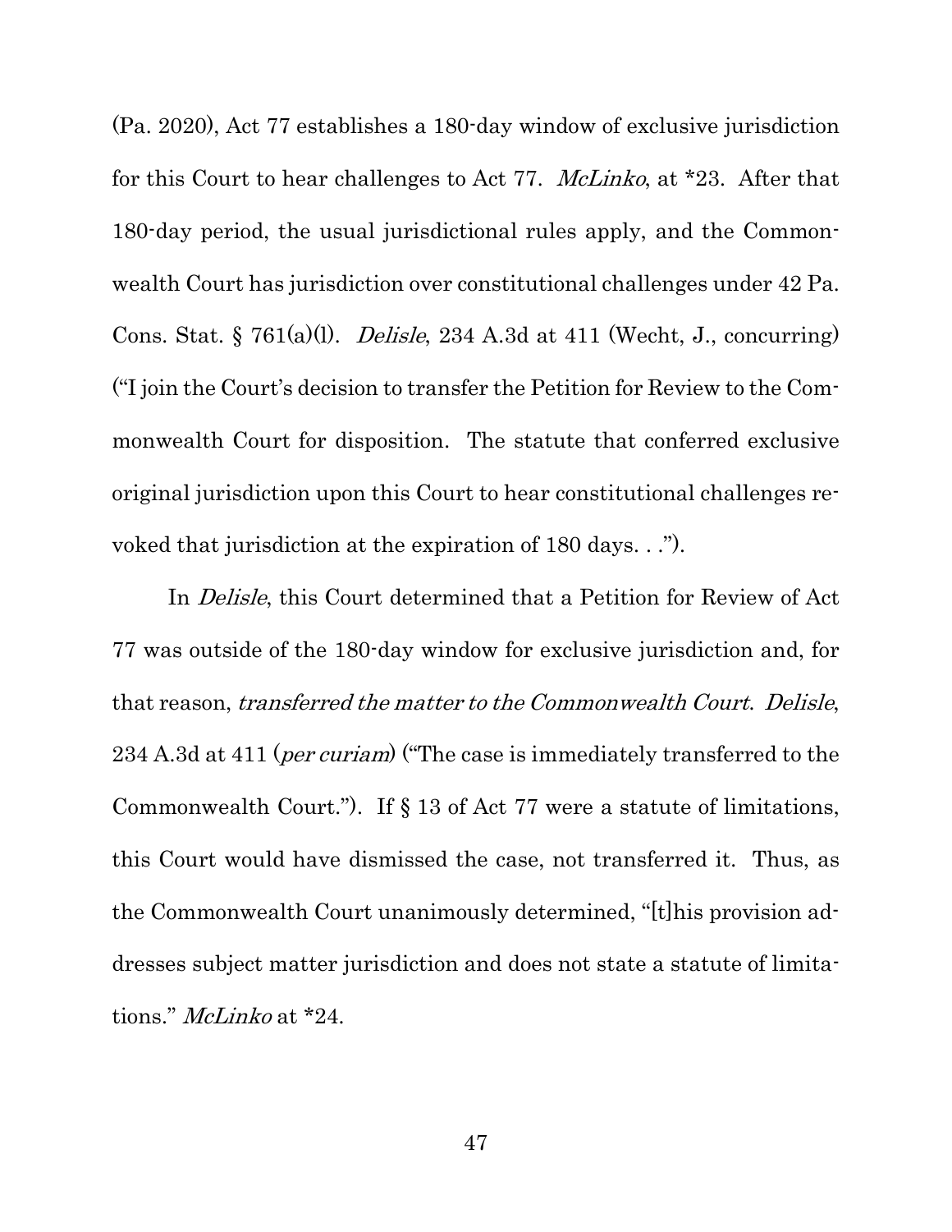(Pa. 2020), Act 77 establishes a 180-day window of exclusive jurisdiction for this Court to hear challenges to Act 77. *McLinko*, at *23. After that 180-day period, the usual jurisdictional rules apply, and the Commonwealth Court has jurisdiction over constitutional challenges under 42 Pa. Cons. Stat. § 761(a)(l). *Delisle*, 234 A.3d at 411 (Wecht, J., concurring) ("I join the Court's decision to transfer the Petition for Review to the Commonwealth Court for disposition. The statute that conferred exclusive original jurisdiction upon this Court to hear constitutional challenges revoked that jurisdiction at the expiration of 180 days. . .").

In *Delisle*, this Court determined that a Petition for Review of Act 77 was outside of the 180-day window for exclusive jurisdiction and, for that reason, *transferred the matter to the Commonwealth Court*. *Delisle*, 234 A.3d at 411 (*per curiam*) ("The case is immediately transferred to the Commonwealth Court."). If § 13 of Act 77 were a statute of limitations, this Court would have dismissed the case, not transferred it. Thus, as the Commonwealth Court unanimously determined, "[t]his provision addresses subject matter jurisdiction and does not state a statute of limitations." *McLinko* at *24.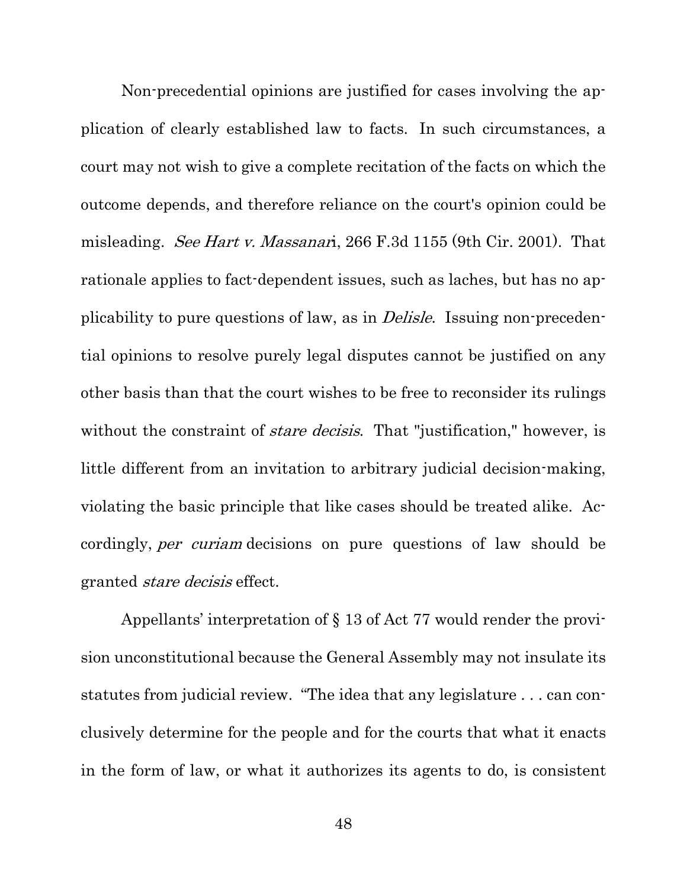Non-precedential opinions are justified for cases involving the application of clearly established law to facts. In such circumstances, a court may not wish to give a complete recitation of the facts on which the outcome depends, and therefore reliance on the court's opinion could be misleading. *See Hart v. Massanari*, 266 F.3d 1155 (9th Cir. 2001). That rationale applies to fact-dependent issues, such as laches, but has no applicability to pure questions of law, as in *Delisle*. Issuing non-precedential opinions to resolve purely legal disputes cannot be justified on any other basis than that the court wishes to be free to reconsider its rulings without the constraint of *stare decisis*. That "justification," however, is little different from an invitation to arbitrary judicial decision-making, violating the basic principle that like cases should be treated alike. Accordingly, *per curiam* decisions on pure questions of law should be granted *stare decisis* effect.

Appellants' interpretation of § 13 of Act 77 would render the provision unconstitutional because the General Assembly may not insulate its statutes from judicial review. "The idea that any legislature . . . can conclusively determine for the people and for the courts that what it enacts in the form of law, or what it authorizes its agents to do, is consistent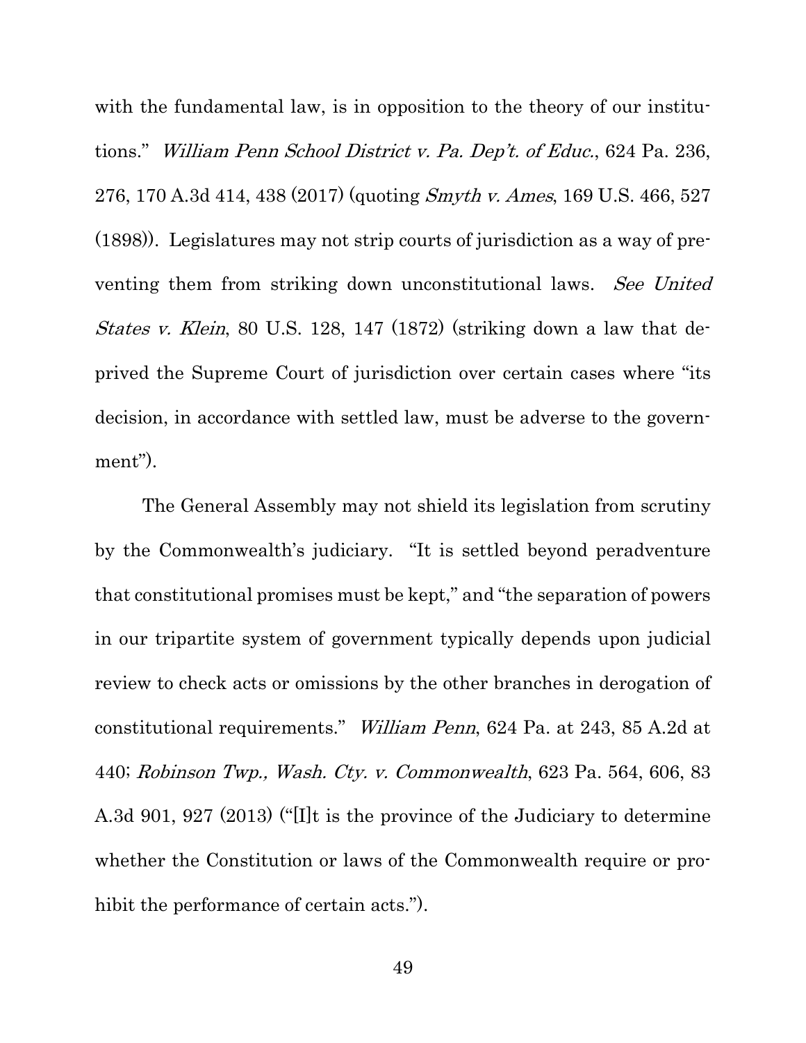with the fundamental law, is in opposition to the theory of our institutions." *William Penn School District v. Pa. Dep't. of Educ.*, 624 Pa. 236, 276, 170 A.3d 414, 438 (2017) (quoting *Smyth v. Ames*, 169 U.S. 466, 527 (1898)). Legislatures may not strip courts of jurisdiction as a way of preventing them from striking down unconstitutional laws. *See United States v. Klein*, 80 U.S. 128, 147 (1872) (striking down a law that deprived the Supreme Court of jurisdiction over certain cases where "its decision, in accordance with settled law, must be adverse to the government").

The General Assembly may not shield its legislation from scrutiny by the Commonwealth's judiciary. "It is settled beyond peradventure that constitutional promises must be kept," and "the separation of powers in our tripartite system of government typically depends upon judicial review to check acts or omissions by the other branches in derogation of constitutional requirements." *William Penn*, 624 Pa. at 243, 85 A.2d at 440; *Robinson Twp., Wash. Cty. v. Commonwealth*, 623 Pa. 564, 606, 83 A.3d 901, 927 (2013) ("[I]t is the province of the Judiciary to determine whether the Constitution or laws of the Commonwealth require or prohibit the performance of certain acts.").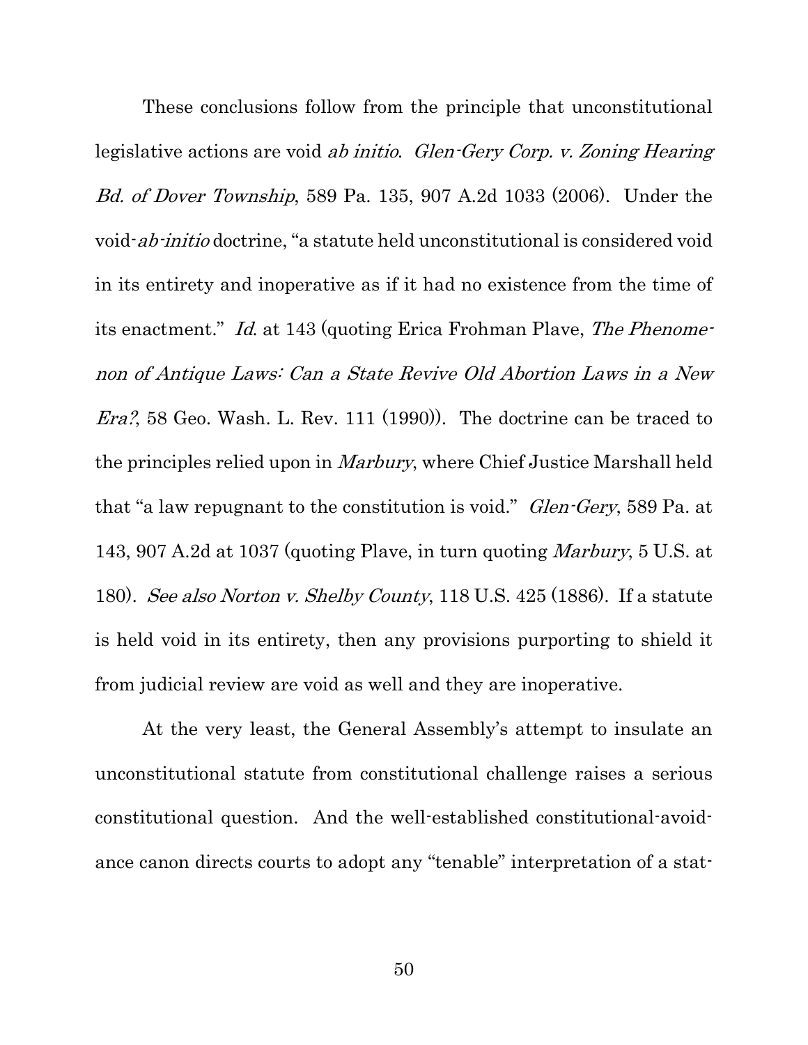These conclusions follow from the principle that unconstitutional legislative actions are void *ab initio*. *Glen-Gery Corp. v. Zoning Hearing Bd. of Dover Township*, 589 Pa. 135, 907 A.2d 1033 (2006). Under the void-*ab-initio* doctrine, "a statute held unconstitutional is considered void in its entirety and inoperative as if it had no existence from the time of its enactment." *Id.* at 143 (quoting Erica Frohman Plave, *The Phenomenon of Antique Laws: Can a State Revive Old Abortion Laws in a New Era?*, 58 Geo. Wash. L. Rev. 111 (1990)). The doctrine can be traced to the principles relied upon in *Marbury*, where Chief Justice Marshall held that "a law repugnant to the constitution is void." *Glen-Gery*, 589 Pa. at 143, 907 A.2d at 1037 (quoting Plave, in turn quoting *Marbury*, 5 U.S. at 180). *See also Norton v. Shelby County*, 118 U.S. 425 (1886). If a statute is held void in its entirety, then any provisions purporting to shield it from judicial review are void as well and they are inoperative.

At the very least, the General Assembly's attempt to insulate an unconstitutional statute from constitutional challenge raises a serious constitutional question. And the well-established constitutional-avoidance canon directs courts to adopt any "tenable" interpretation of a stat-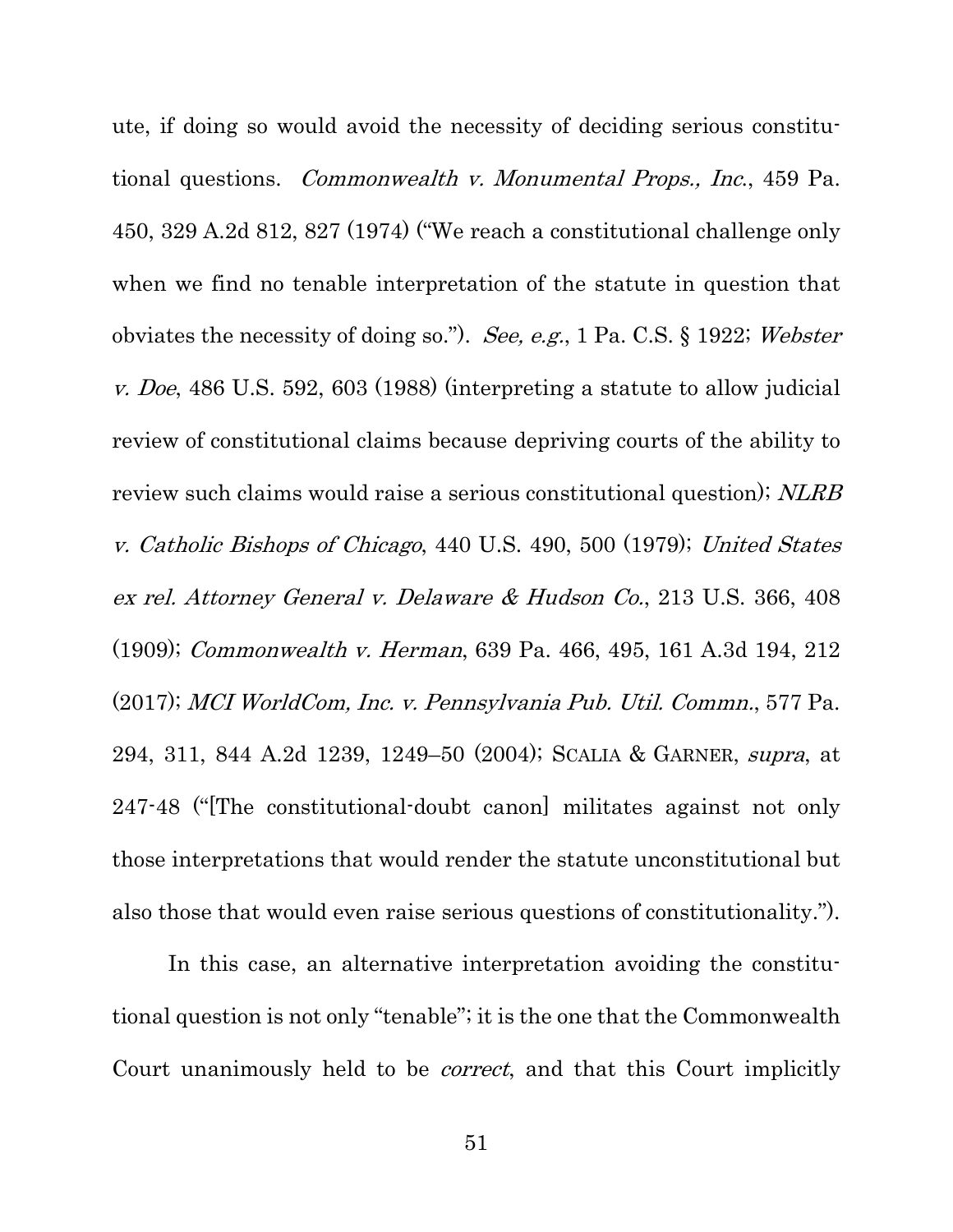ute, if doing so would avoid the necessity of deciding serious constitutional questions. *Commonwealth v. Monumental Props., Inc.*, 459 Pa. 450, 329 A.2d 812, 827 (1974) ("We reach a constitutional challenge only when we find no tenable interpretation of the statute in question that obviates the necessity of doing so."). *See, e.g.*, 1 Pa. C.S. § 1922; *Webster v. Doe*, 486 U.S. 592, 603 (1988) (interpreting a statute to allow judicial review of constitutional claims because depriving courts of the ability to review such claims would raise a serious constitutional question); *NLRB v. Catholic Bishops of Chicago*, 440 U.S. 490, 500 (1979); *United States ex rel. Attorney General v. Delaware & Hudson Co.*, 213 U.S. 366, 408 (1909); *Commonwealth v. Herman*, 639 Pa. 466, 495, 161 A.3d 194, 212 (2017); *MCI WorldCom, Inc. v. Pennsylvania Pub. Util. Commn.*, 577 Pa. 294, 311, 844 A.2d 1239, 1249–50 (2004); SCALIA & GARNER, *supra*, at 247-48 ("[The constitutional-doubt canon] militates against not only those interpretations that would render the statute unconstitutional but also those that would even raise serious questions of constitutionality.").

In this case, an alternative interpretation avoiding the constitutional question is not only "tenable"; it is the one that the Commonwealth Court unanimously held to be *correct*, and that this Court implicitly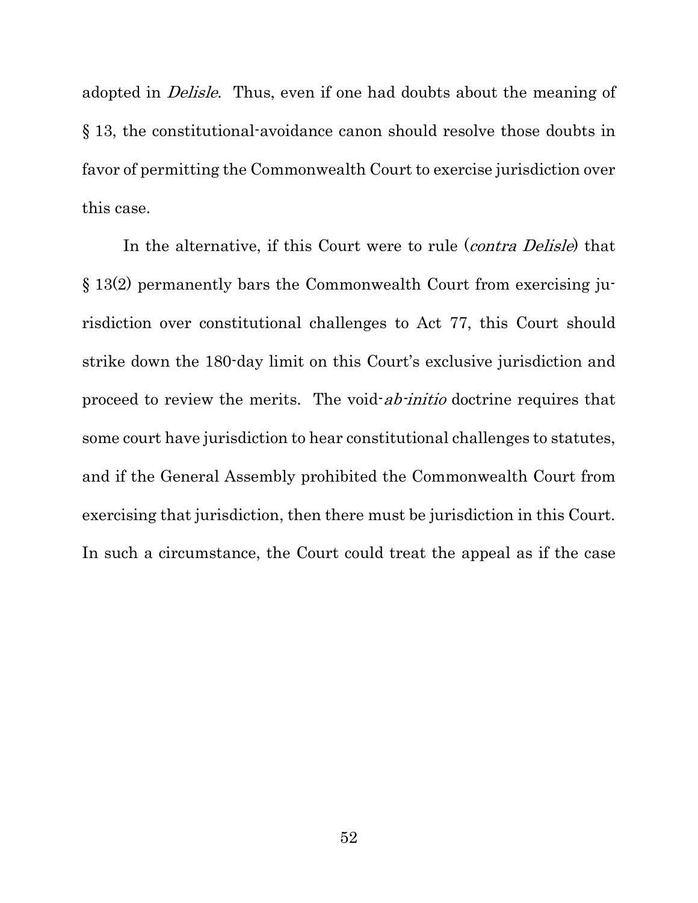adopted in *Delisle*. Thus, even if one had doubts about the meaning of § 13, the constitutional-avoidance canon should resolve those doubts in favor of permitting the Commonwealth Court to exercise jurisdiction over this case.

In the alternative, if this Court were to rule (*contra Delisle*) that § 13(2) permanently bars the Commonwealth Court from exercising jurisdiction over constitutional challenges to Act 77, this Court should strike down the 180-day limit on this Court's exclusive jurisdiction and proceed to review the merits. The void-*ab-initio* doctrine requires that some court have jurisdiction to hear constitutional challenges to statutes, and if the General Assembly prohibited the Commonwealth Court from exercising that jurisdiction, then there must be jurisdiction in this Court. In such a circumstance, the Court could treat the appeal as if the case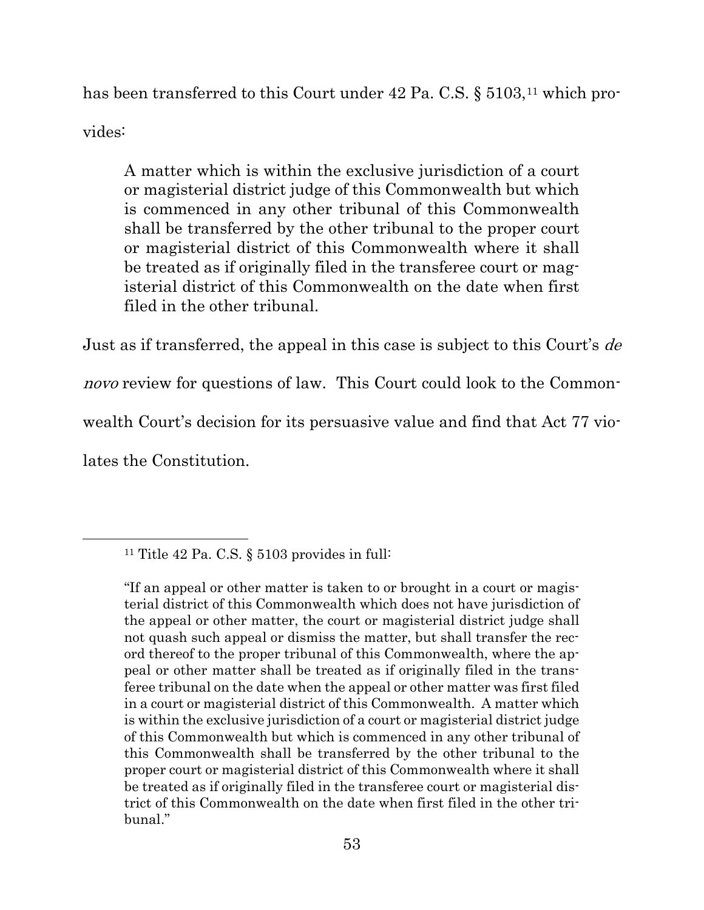has been transferred to this Court under 42 Pa. C.S. § 5103,[11] which provides:

> A matter which is within the exclusive jurisdiction of a court or magisterial district judge of this Commonwealth but which is commenced in any other tribunal of this Commonwealth shall be transferred by the other tribunal to the proper court or magisterial district of this Commonwealth where it shall be treated as if originally filed in the transferee court or magisterial district of this Commonwealth on the date when first filed in the other tribunal.

Just as if transferred, the appeal in this case is subject to this Court's *de novo* review for questions of law. This Court could look to the Commonwealth Court's decision for its persuasive value and find that Act 77 violates the Constitution.

---

[11] Title 42 Pa. C.S. § 5103 provides in full:

"If an appeal or other matter is taken to or brought in a court or magisterial district of this Commonwealth which does not have jurisdiction of the appeal or other matter, the court or magisterial district judge shall not quash such appeal or dismiss the matter, but shall transfer the record thereof to the proper tribunal of this Commonwealth, where the appeal or other matter shall be treated as if originally filed in the transferee tribunal on the date when the appeal or other matter was first filed in a court or magisterial district of this Commonwealth. A matter which is within the exclusive jurisdiction of a court or magisterial district judge of this Commonwealth but which is commenced in any other tribunal of this Commonwealth shall be transferred by the other tribunal to the proper court or magisterial district of this Commonwealth where it shall be treated as if originally filed in the transferee court or magisterial district of this Commonwealth on the date when first filed in the other tribunal."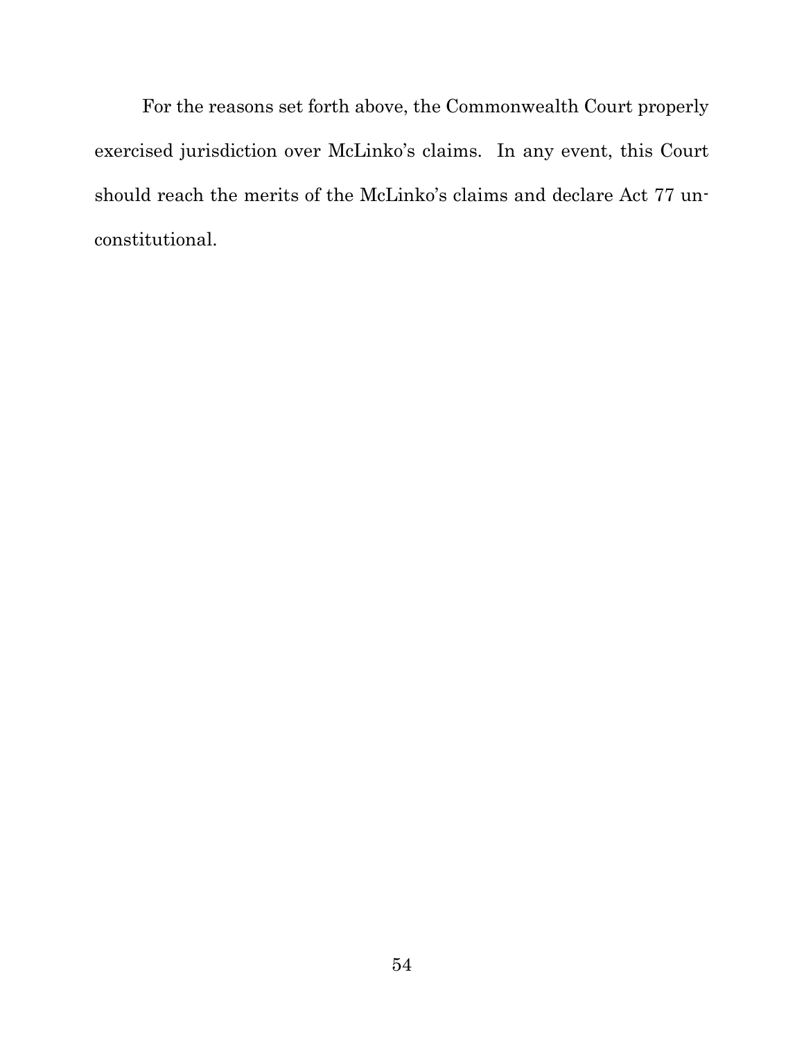For the reasons set forth above, the Commonwealth Court properly exercised jurisdiction over McLinko's claims. In any event, this Court should reach the merits of the McLinko's claims and declare Act 77 unconstitutional.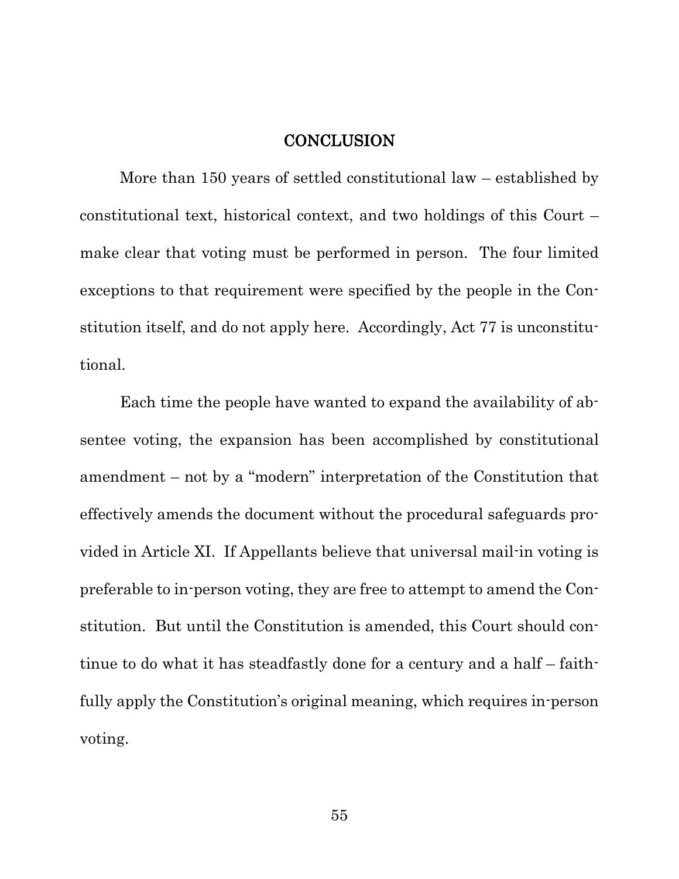# CONCLUSION

More than 150 years of settled constitutional law – established by constitutional text, historical context, and two holdings of this Court – make clear that voting must be performed in person. The four limited exceptions to that requirement were specified by the people in the Constitution itself, and do not apply here. Accordingly, Act 77 is unconstitutional.

Each time the people have wanted to expand the availability of absentee voting, the expansion has been accomplished by constitutional amendment – not by a "modern" interpretation of the Constitution that effectively amends the document without the procedural safeguards provided in Article XI. If Appellants believe that universal mail-in voting is preferable to in-person voting, they are free to attempt to amend the Constitution. But until the Constitution is amended, this Court should continue to do what it has steadfastly done for a century and a half – faithfully apply the Constitution's original meaning, which requires in-person voting.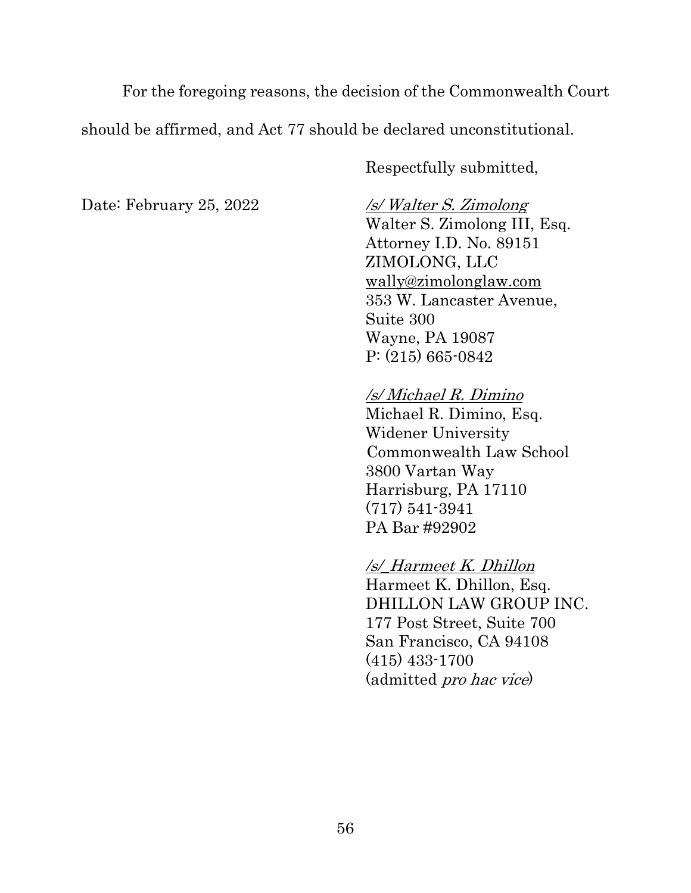For the foregoing reasons, the decision of the Commonwealth Court should be affirmed, and Act 77 should be declared unconstitutional.

Respectfully submitted,

Date: February 25, 2022

*/s/ Walter S. Zimolong*
Walter S. Zimolong III, Esq.
Attorney I.D. No. 89151
ZIMOLONG, LLC
wally@zimolonglaw.com
353 W. Lancaster Avenue,
Suite 300
Wayne, PA 19087
P: (215) 665-0842

*/s/ Michael R. Dimino*
Michael R. Dimino, Esq.
Widener University
Commonwealth Law School
3800 Vartan Way
Harrisburg, PA 17110
(717) 541-3941
PA Bar #92902

*/s/ Harmeet K. Dhillon*
Harmeet K. Dhillon, Esq.
DHILLON LAW GROUP INC.
177 Post Street, Suite 700
San Francisco, CA 94108
(415) 433-1700
(admitted *pro hac vice*)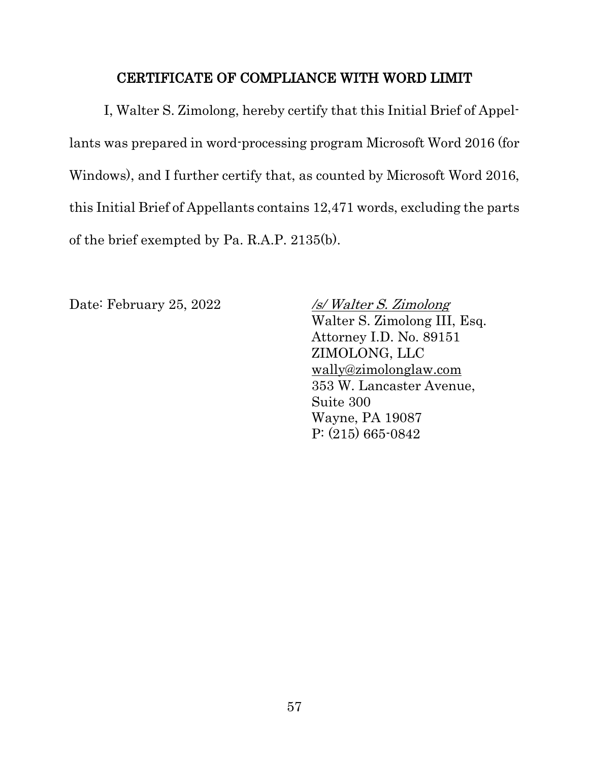## CERTIFICATE OF COMPLIANCE WITH WORD LIMIT

I, Walter S. Zimolong, hereby certify that this Initial Brief of Appellants was prepared in word-processing program Microsoft Word 2016 (for Windows), and I further certify that, as counted by Microsoft Word 2016, this Initial Brief of Appellants contains 12,471 words, excluding the parts of the brief exempted by Pa. R.A.P. 2135(b).

Date: February 25, 2022

*/s/ Walter S. Zimolong*
Walter S. Zimolong III, Esq.
Attorney I.D. No. 89151
ZIMOLONG, LLC
wally@zimolonglaw.com
353 W. Lancaster Avenue,
Suite 300
Wayne, PA 19087
P: (215) 665-0842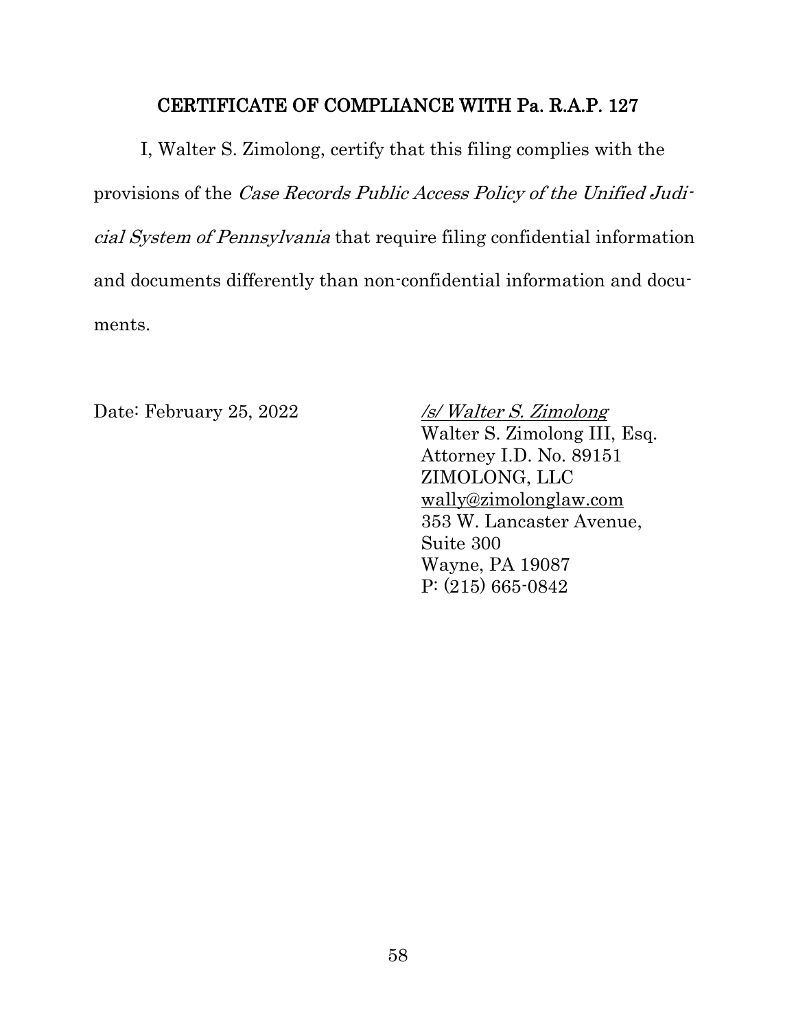## CERTIFICATE OF COMPLIANCE WITH Pa. R.A.P. 127

I, Walter S. Zimolong, certify that this filing complies with the provisions of the *Case Records Public Access Policy of the Unified Judicial System of Pennsylvania* that require filing confidential information and documents differently than non-confidential information and documents.

Date: February 25, 2022

*/s/ Walter S. Zimolong*
Walter S. Zimolong III, Esq.
Attorney I.D. No. 89151
ZIMOLONG, LLC
wally@zimolonglaw.com
353 W. Lancaster Avenue,
Suite 300
Wayne, PA 19087
P: (215) 665-0842